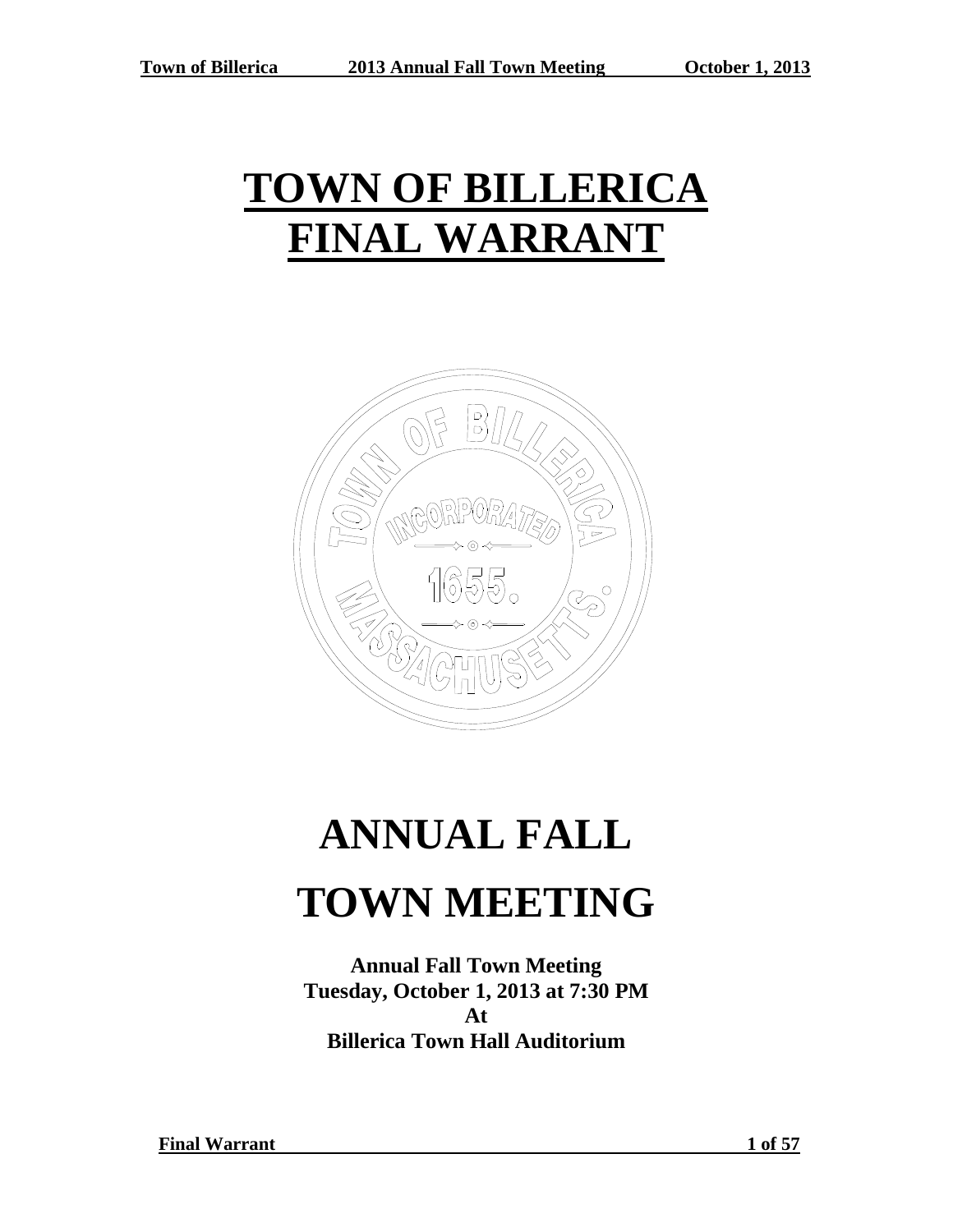# TOWN OF BILLERICA FINAL WARRANT

# ANNUAL FALL TOWN MEETING

**Annual Fall Town Meeting**
**Tuesday, October 1, 2013 at 7:30 PM**
**At**
**Billerica Town Hall Auditorium**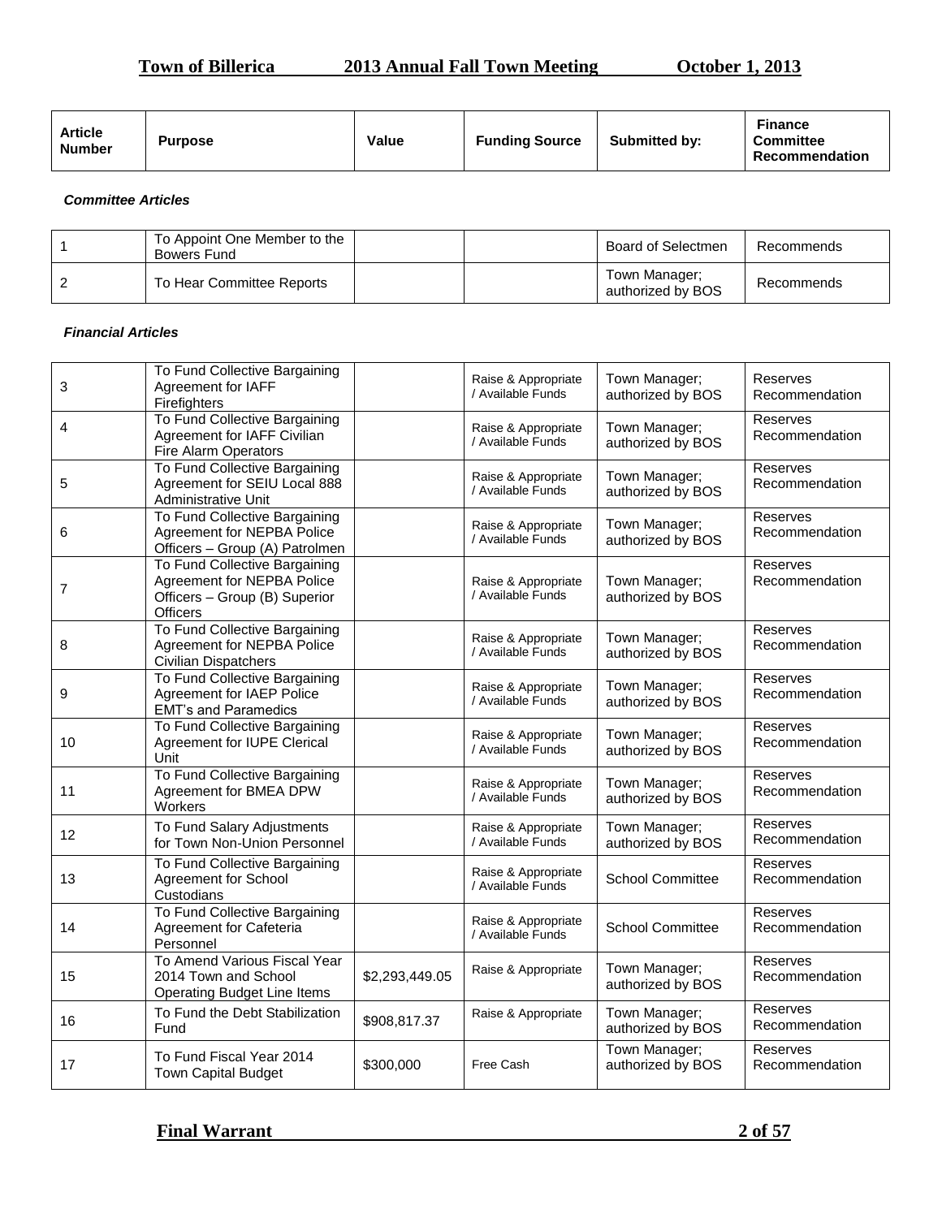| Article Number | Purpose | Value | Funding Source | Submitted by: | Finance Committee Recommendation |
|---|---|---|---|---|---|

***Committee Articles***

| Article Number | Purpose | Value | Funding Source | Submitted by: | Finance Committee Recommendation |
|---|---|---|---|---|---|
| 1 | To Appoint One Member to the Bowers Fund | | | Board of Selectmen | Recommends |
| 2 | To Hear Committee Reports | | | Town Manager; authorized by BOS | Recommends |

***Financial Articles***

| Article Number | Purpose | Value | Funding Source | Submitted by: | Finance Committee Recommendation |
|---|---|---|---|---|---|
| 3 | To Fund Collective Bargaining Agreement for IAFF Firefighters | | Raise & Appropriate / Available Funds | Town Manager; authorized by BOS | Reserves Recommendation |
| 4 | To Fund Collective Bargaining Agreement for IAFF Civilian Fire Alarm Operators | | Raise & Appropriate / Available Funds | Town Manager; authorized by BOS | Reserves Recommendation |
| 5 | To Fund Collective Bargaining Agreement for SEIU Local 888 Administrative Unit | | Raise & Appropriate / Available Funds | Town Manager; authorized by BOS | Reserves Recommendation |
| 6 | To Fund Collective Bargaining Agreement for NEPBA Police Officers – Group (A) Patrolmen | | Raise & Appropriate / Available Funds | Town Manager; authorized by BOS | Reserves Recommendation |
| 7 | To Fund Collective Bargaining Agreement for NEPBA Police Officers – Group (B) Superior Officers | | Raise & Appropriate / Available Funds | Town Manager; authorized by BOS | Reserves Recommendation |
| 8 | To Fund Collective Bargaining Agreement for NEPBA Police Civilian Dispatchers | | Raise & Appropriate / Available Funds | Town Manager; authorized by BOS | Reserves Recommendation |
| 9 | To Fund Collective Bargaining Agreement for IAEP Police EMT's and Paramedics | | Raise & Appropriate / Available Funds | Town Manager; authorized by BOS | Reserves Recommendation |
| 10 | To Fund Collective Bargaining Agreement for IUPE Clerical Unit | | Raise & Appropriate / Available Funds | Town Manager; authorized by BOS | Reserves Recommendation |
| 11 | To Fund Collective Bargaining Agreement for BMEA DPW Workers | | Raise & Appropriate / Available Funds | Town Manager; authorized by BOS | Reserves Recommendation |
| 12 | To Fund Salary Adjustments for Town Non-Union Personnel | | Raise & Appropriate / Available Funds | Town Manager; authorized by BOS | Reserves Recommendation |
| 13 | To Fund Collective Bargaining Agreement for School Custodians | | Raise & Appropriate / Available Funds | School Committee | Reserves Recommendation |
| 14 | To Fund Collective Bargaining Agreement for Cafeteria Personnel | | Raise & Appropriate / Available Funds | School Committee | Reserves Recommendation |
| 15 | To Amend Various Fiscal Year 2014 Town and School Operating Budget Line Items | $2,293,449.05 | Raise & Appropriate | Town Manager; authorized by BOS | Reserves Recommendation |
| 16 | To Fund the Debt Stabilization Fund | $908,817.37 | Raise & Appropriate | Town Manager; authorized by BOS | Reserves Recommendation |
| 17 | To Fund Fiscal Year 2014 Town Capital Budget | $300,000 | Free Cash | Town Manager; authorized by BOS | Reserves Recommendation |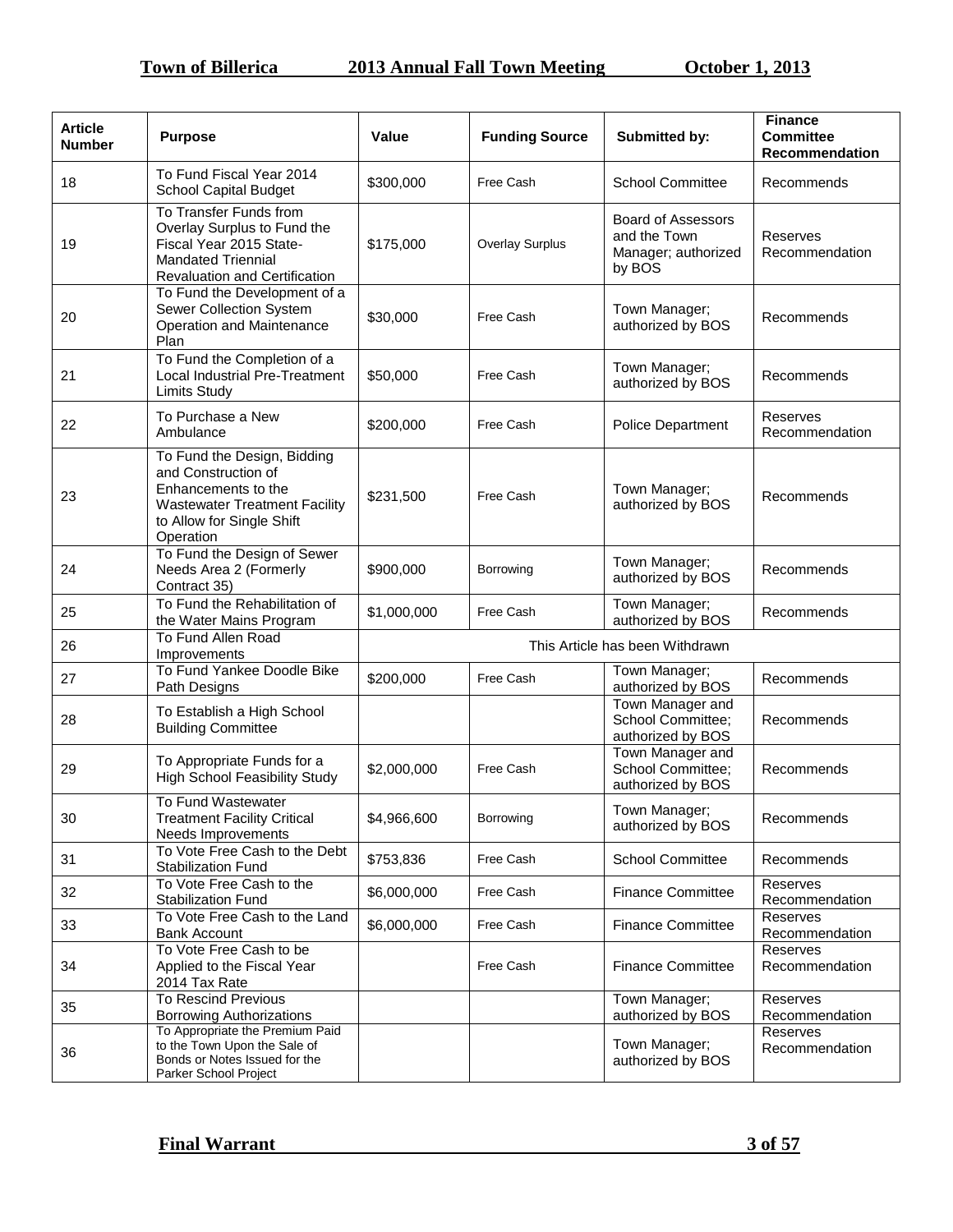| Article Number | Purpose | Value | Funding Source | Submitted by: | Finance Committee Recommendation |
|---|---|---|---|---|---|
| 18 | To Fund Fiscal Year 2014 School Capital Budget | $300,000 | Free Cash | School Committee | Recommends |
| 19 | To Transfer Funds from Overlay Surplus to Fund the Fiscal Year 2015 State-Mandated Triennial Revaluation and Certification | $175,000 | Overlay Surplus | Board of Assessors and the Town Manager; authorized by BOS | Reserves Recommendation |
| 20 | To Fund the Development of a Sewer Collection System Operation and Maintenance Plan | $30,000 | Free Cash | Town Manager; authorized by BOS | Recommends |
| 21 | To Fund the Completion of a Local Industrial Pre-Treatment Limits Study | $50,000 | Free Cash | Town Manager; authorized by BOS | Recommends |
| 22 | To Purchase a New Ambulance | $200,000 | Free Cash | Police Department | Reserves Recommendation |
| 23 | To Fund the Design, Bidding and Construction of Enhancements to the Wastewater Treatment Facility to Allow for Single Shift Operation | $231,500 | Free Cash | Town Manager; authorized by BOS | Recommends |
| 24 | To Fund the Design of Sewer Needs Area 2 (Formerly Contract 35) | $900,000 | Borrowing | Town Manager; authorized by BOS | Recommends |
| 25 | To Fund the Rehabilitation of the Water Mains Program | $1,000,000 | Free Cash | Town Manager; authorized by BOS | Recommends |
| 26 | To Fund Allen Road Improvements | This Article has been Withdrawn | | | |
| 27 | To Fund Yankee Doodle Bike Path Designs | $200,000 | Free Cash | Town Manager; authorized by BOS | Recommends |
| 28 | To Establish a High School Building Committee | | | Town Manager and School Committee; authorized by BOS | Recommends |
| 29 | To Appropriate Funds for a High School Feasibility Study | $2,000,000 | Free Cash | Town Manager and School Committee; authorized by BOS | Recommends |
| 30 | To Fund Wastewater Treatment Facility Critical Needs Improvements | $4,966,600 | Borrowing | Town Manager; authorized by BOS | Recommends |
| 31 | To Vote Free Cash to the Debt Stabilization Fund | $753,836 | Free Cash | School Committee | Recommends |
| 32 | To Vote Free Cash to the Stabilization Fund | $6,000,000 | Free Cash | Finance Committee | Reserves Recommendation |
| 33 | To Vote Free Cash to the Land Bank Account | $6,000,000 | Free Cash | Finance Committee | Reserves Recommendation |
| 34 | To Vote Free Cash to be Applied to the Fiscal Year 2014 Tax Rate | | Free Cash | Finance Committee | Reserves Recommendation |
| 35 | To Rescind Previous Borrowing Authorizations | | | Town Manager; authorized by BOS | Reserves Recommendation |
| 36 | To Appropriate the Premium Paid to the Town Upon the Sale of Bonds or Notes Issued for the Parker School Project | | | Town Manager; authorized by BOS | Reserves Recommendation |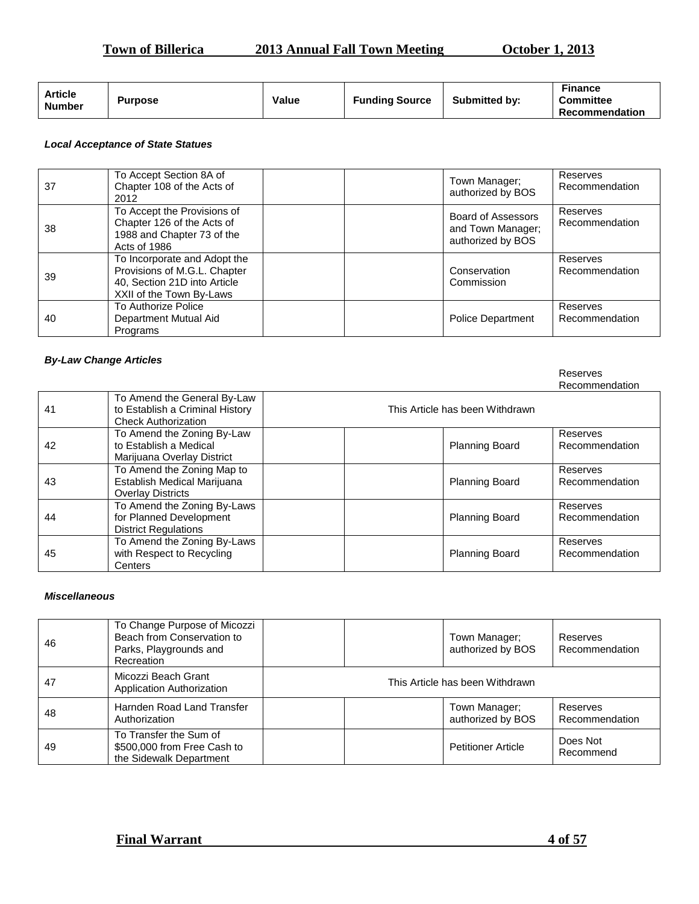| Article Number | Purpose | Value | Funding Source | Submitted by: | Finance Committee Recommendation |
|---|---|---|---|---|---|

***Local Acceptance of State Statues***

| Article Number | Purpose | Value | Funding Source | Submitted by: | Finance Committee Recommendation |
|---|---|---|---|---|---|
| 37 | To Accept Section 8A of Chapter 108 of the Acts of 2012 | | | Town Manager; authorized by BOS | Reserves Recommendation |
| 38 | To Accept the Provisions of Chapter 126 of the Acts of 1988 and Chapter 73 of the Acts of 1986 | | | Board of Assessors and Town Manager; authorized by BOS | Reserves Recommendation |
| 39 | To Incorporate and Adopt the Provisions of M.G.L. Chapter 40, Section 21D into Article XXII of the Town By-Laws | | | Conservation Commission | Reserves Recommendation |
| 40 | To Authorize Police Department Mutual Aid Programs | | | Police Department | Reserves Recommendation |

***By-Law Change Articles***

Reserves Recommendation

| Article Number | Purpose | Value | Funding Source | Submitted by: | Finance Committee Recommendation |
|---|---|---|---|---|---|
| 41 | To Amend the General By-Law to Establish a Criminal History Check Authorization | This Article has been Withdrawn | | | |
| 42 | To Amend the Zoning By-Law to Establish a Medical Marijuana Overlay District | | | Planning Board | Reserves Recommendation |
| 43 | To Amend the Zoning Map to Establish Medical Marijuana Overlay Districts | | | Planning Board | Reserves Recommendation |
| 44 | To Amend the Zoning By-Laws for Planned Development District Regulations | | | Planning Board | Reserves Recommendation |
| 45 | To Amend the Zoning By-Laws with Respect to Recycling Centers | | | Planning Board | Reserves Recommendation |

***Miscellaneous***

| Article Number | Purpose | Value | Funding Source | Submitted by: | Finance Committee Recommendation |
|---|---|---|---|---|---|
| 46 | To Change Purpose of Micozzi Beach from Conservation to Parks, Playgrounds and Recreation | | | Town Manager; authorized by BOS | Reserves Recommendation |
| 47 | Micozzi Beach Grant Application Authorization | This Article has been Withdrawn | | | |
| 48 | Harnden Road Land Transfer Authorization | | | Town Manager; authorized by BOS | Reserves Recommendation |
| 49 | To Transfer the Sum of $500,000 from Free Cash to the Sidewalk Department | | | Petitioner Article | Does Not Recommend |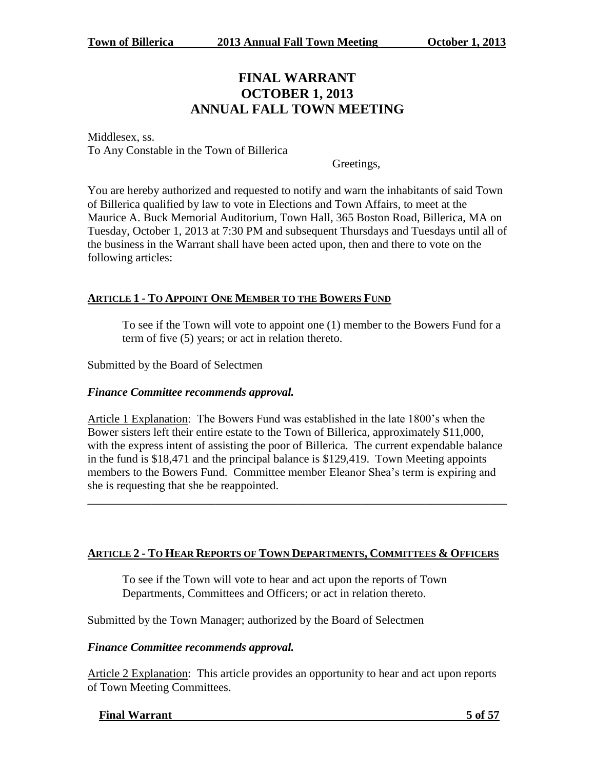# FINAL WARRANT
# OCTOBER 1, 2013
# ANNUAL FALL TOWN MEETING

Middlesex, ss.
To Any Constable in the Town of Billerica

Greetings,

You are hereby authorized and requested to notify and warn the inhabitants of said Town of Billerica qualified by law to vote in Elections and Town Affairs, to meet at the Maurice A. Buck Memorial Auditorium, Town Hall, 365 Boston Road, Billerica, MA on Tuesday, October 1, 2013 at 7:30 PM and subsequent Thursdays and Tuesdays until all of the business in the Warrant shall have been acted upon, then and there to vote on the following articles:

## ARTICLE 1 - TO APPOINT ONE MEMBER TO THE BOWERS FUND

To see if the Town will vote to appoint one (1) member to the Bowers Fund for a term of five (5) years; or act in relation thereto.

Submitted by the Board of Selectmen

***Finance Committee recommends approval.***

Article 1 Explanation: The Bowers Fund was established in the late 1800's when the Bower sisters left their entire estate to the Town of Billerica, approximately $11,000, with the express intent of assisting the poor of Billerica. The current expendable balance in the fund is $18,471 and the principal balance is $129,419. Town Meeting appoints members to the Bowers Fund. Committee member Eleanor Shea's term is expiring and she is requesting that she be reappointed.

---

## ARTICLE 2 - TO HEAR REPORTS OF TOWN DEPARTMENTS, COMMITTEES & OFFICERS

To see if the Town will vote to hear and act upon the reports of Town Departments, Committees and Officers; or act in relation thereto.

Submitted by the Town Manager; authorized by the Board of Selectmen

***Finance Committee recommends approval.***

Article 2 Explanation: This article provides an opportunity to hear and act upon reports of Town Meeting Committees.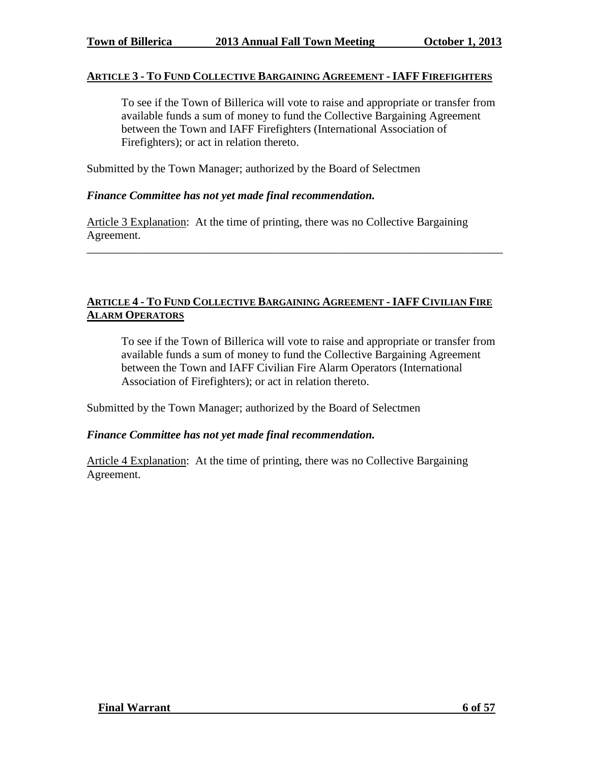## ARTICLE 3 - TO FUND COLLECTIVE BARGAINING AGREEMENT - IAFF FIREFIGHTERS

To see if the Town of Billerica will vote to raise and appropriate or transfer from available funds a sum of money to fund the Collective Bargaining Agreement between the Town and IAFF Firefighters (International Association of Firefighters); or act in relation thereto.

Submitted by the Town Manager; authorized by the Board of Selectmen

***Finance Committee has not yet made final recommendation.***

Article 3 Explanation: At the time of printing, there was no Collective Bargaining Agreement.

---

## ARTICLE 4 - TO FUND COLLECTIVE BARGAINING AGREEMENT - IAFF CIVILIAN FIRE ALARM OPERATORS

To see if the Town of Billerica will vote to raise and appropriate or transfer from available funds a sum of money to fund the Collective Bargaining Agreement between the Town and IAFF Civilian Fire Alarm Operators (International Association of Firefighters); or act in relation thereto.

Submitted by the Town Manager; authorized by the Board of Selectmen

***Finance Committee has not yet made final recommendation.***

Article 4 Explanation: At the time of printing, there was no Collective Bargaining Agreement.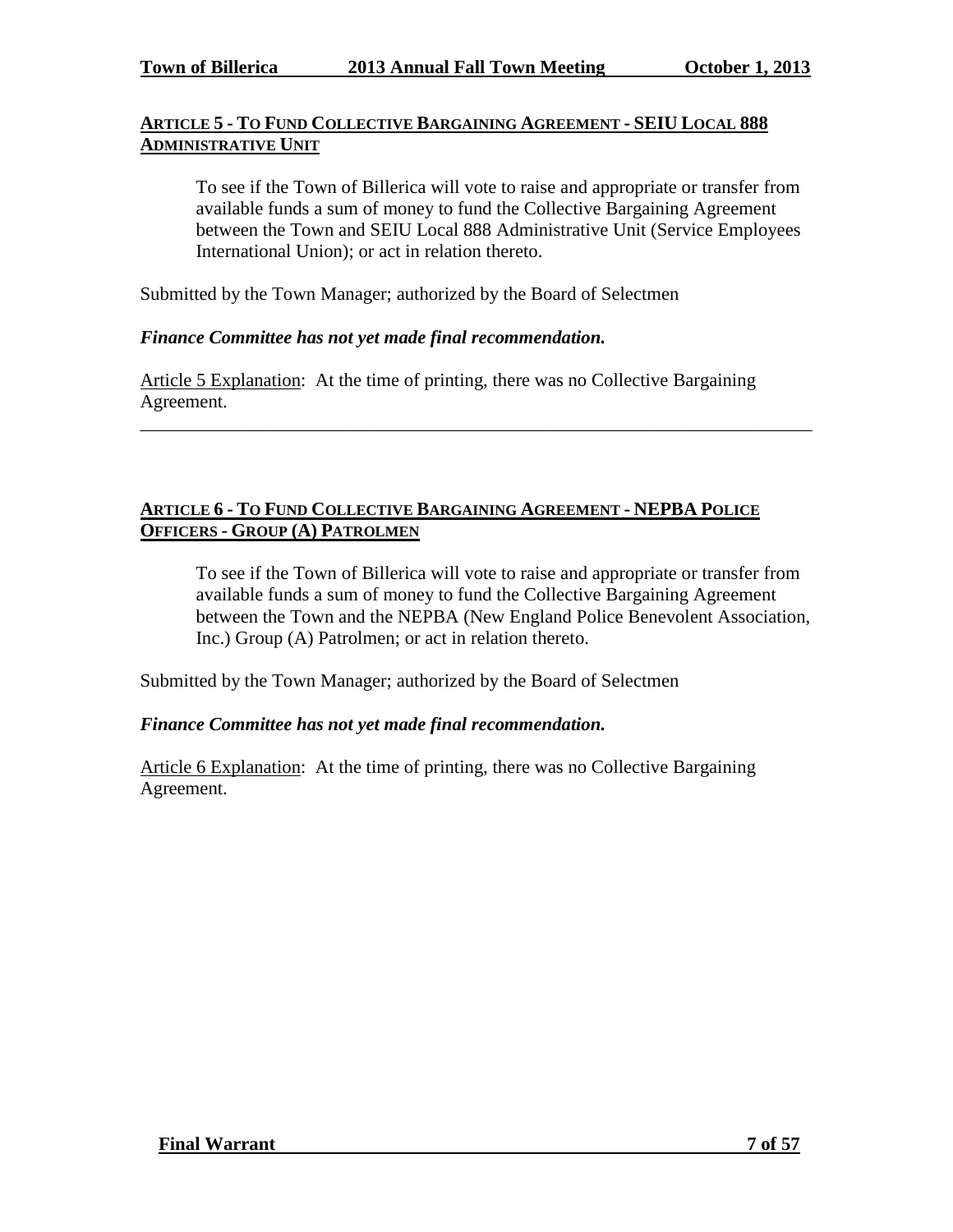## ARTICLE 5 - TO FUND COLLECTIVE BARGAINING AGREEMENT - SEIU LOCAL 888 ADMINISTRATIVE UNIT

To see if the Town of Billerica will vote to raise and appropriate or transfer from available funds a sum of money to fund the Collective Bargaining Agreement between the Town and SEIU Local 888 Administrative Unit (Service Employees International Union); or act in relation thereto.

Submitted by the Town Manager; authorized by the Board of Selectmen

***Finance Committee has not yet made final recommendation.***

Article 5 Explanation: At the time of printing, there was no Collective Bargaining Agreement.

---

## ARTICLE 6 - TO FUND COLLECTIVE BARGAINING AGREEMENT - NEPBA POLICE OFFICERS - GROUP (A) PATROLMEN

To see if the Town of Billerica will vote to raise and appropriate or transfer from available funds a sum of money to fund the Collective Bargaining Agreement between the Town and the NEPBA (New England Police Benevolent Association, Inc.) Group (A) Patrolmen; or act in relation thereto.

Submitted by the Town Manager; authorized by the Board of Selectmen

***Finance Committee has not yet made final recommendation.***

Article 6 Explanation: At the time of printing, there was no Collective Bargaining Agreement.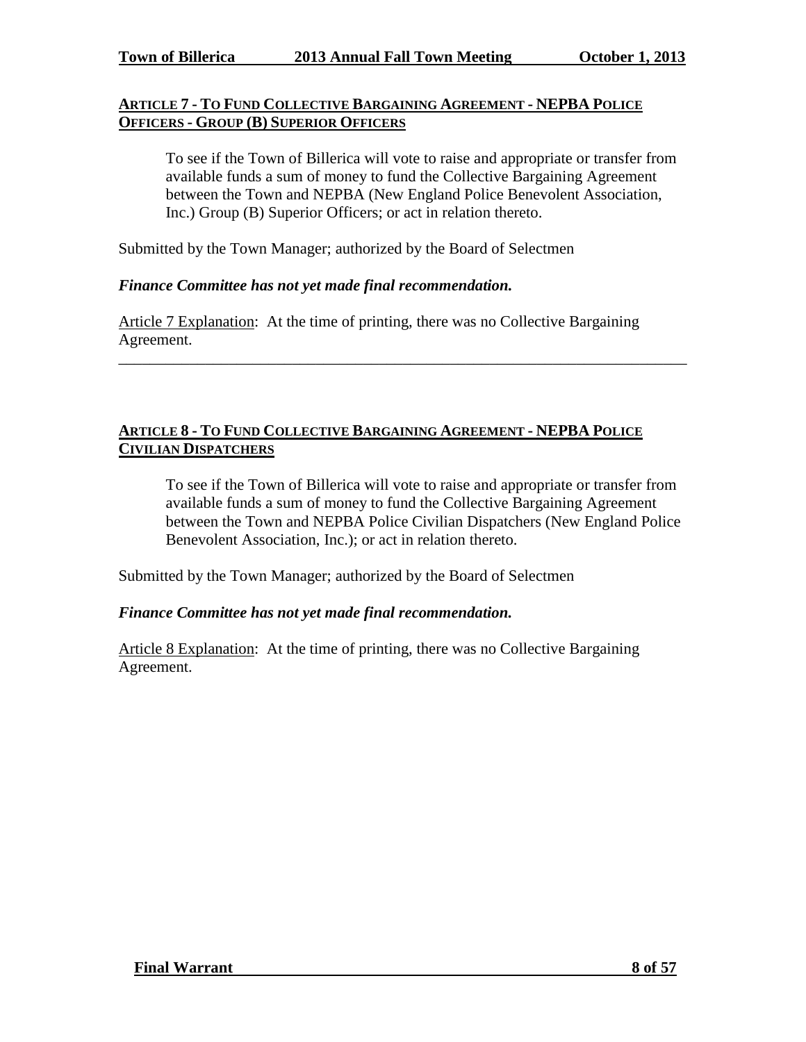## ARTICLE 7 - TO FUND COLLECTIVE BARGAINING AGREEMENT - NEPBA POLICE OFFICERS - GROUP (B) SUPERIOR OFFICERS

To see if the Town of Billerica will vote to raise and appropriate or transfer from available funds a sum of money to fund the Collective Bargaining Agreement between the Town and NEPBA (New England Police Benevolent Association, Inc.) Group (B) Superior Officers; or act in relation thereto.

Submitted by the Town Manager; authorized by the Board of Selectmen

***Finance Committee has not yet made final recommendation.***

Article 7 Explanation: At the time of printing, there was no Collective Bargaining Agreement.

---

## ARTICLE 8 - TO FUND COLLECTIVE BARGAINING AGREEMENT - NEPBA POLICE CIVILIAN DISPATCHERS

To see if the Town of Billerica will vote to raise and appropriate or transfer from available funds a sum of money to fund the Collective Bargaining Agreement between the Town and NEPBA Police Civilian Dispatchers (New England Police Benevolent Association, Inc.); or act in relation thereto.

Submitted by the Town Manager; authorized by the Board of Selectmen

***Finance Committee has not yet made final recommendation.***

Article 8 Explanation: At the time of printing, there was no Collective Bargaining Agreement.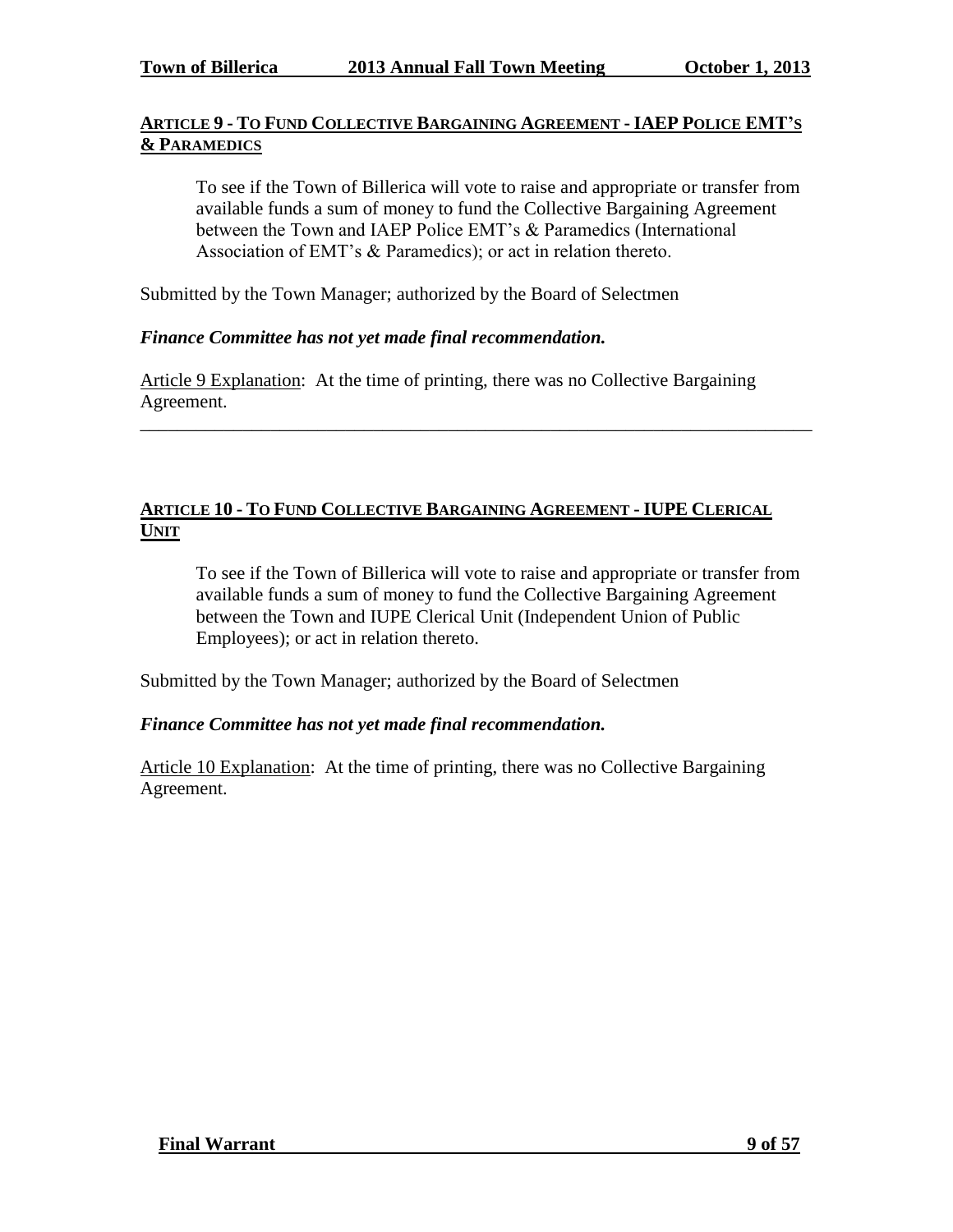## ARTICLE 9 - TO FUND COLLECTIVE BARGAINING AGREEMENT - IAEP POLICE EMT'S & PARAMEDICS

To see if the Town of Billerica will vote to raise and appropriate or transfer from available funds a sum of money to fund the Collective Bargaining Agreement between the Town and IAEP Police EMT's & Paramedics (International Association of EMT's & Paramedics); or act in relation thereto.

Submitted by the Town Manager; authorized by the Board of Selectmen

***Finance Committee has not yet made final recommendation.***

Article 9 Explanation: At the time of printing, there was no Collective Bargaining Agreement.

---

## ARTICLE 10 - TO FUND COLLECTIVE BARGAINING AGREEMENT - IUPE CLERICAL UNIT

To see if the Town of Billerica will vote to raise and appropriate or transfer from available funds a sum of money to fund the Collective Bargaining Agreement between the Town and IUPE Clerical Unit (Independent Union of Public Employees); or act in relation thereto.

Submitted by the Town Manager; authorized by the Board of Selectmen

***Finance Committee has not yet made final recommendation.***

Article 10 Explanation: At the time of printing, there was no Collective Bargaining Agreement.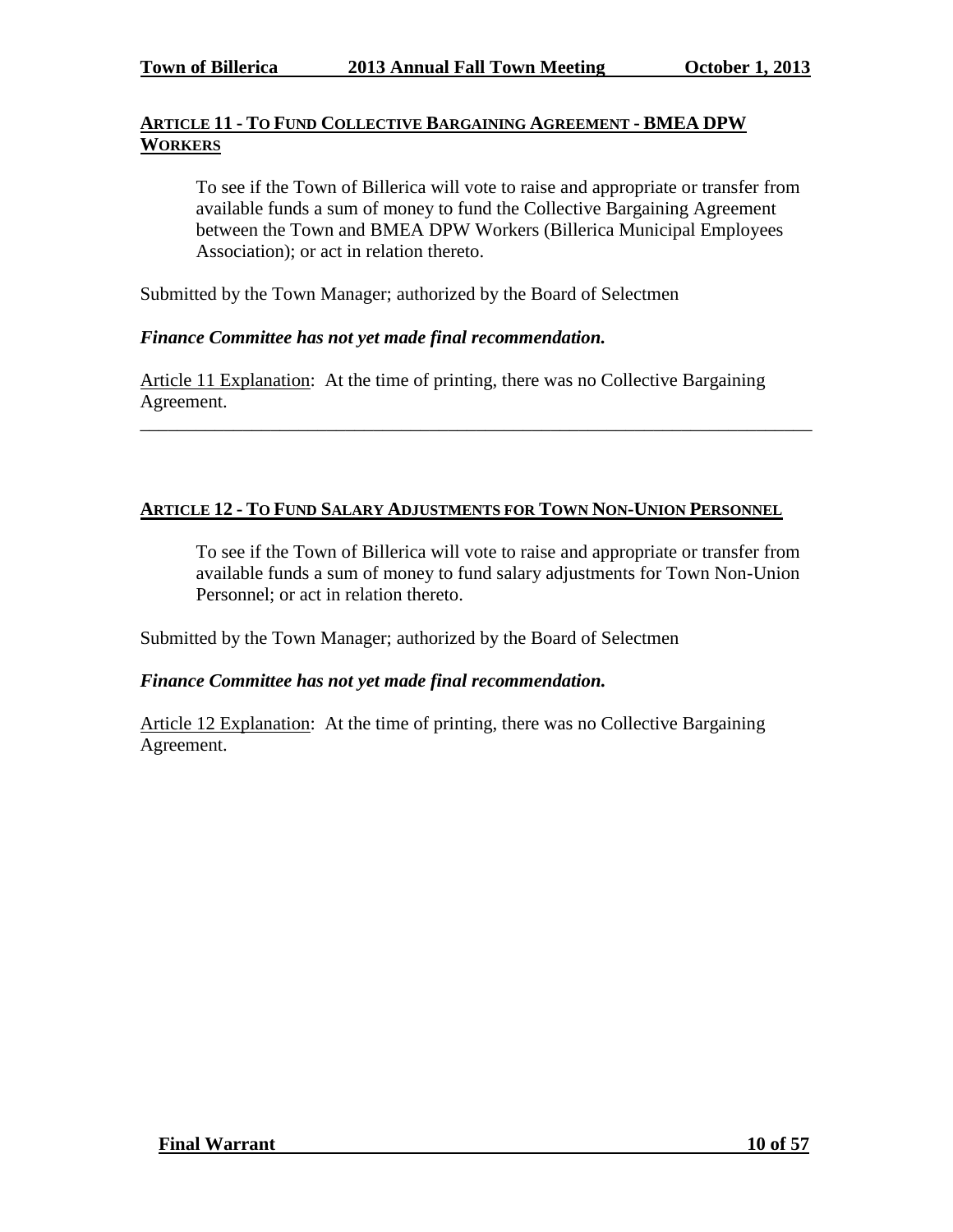## ARTICLE 11 - TO FUND COLLECTIVE BARGAINING AGREEMENT - BMEA DPW WORKERS

To see if the Town of Billerica will vote to raise and appropriate or transfer from available funds a sum of money to fund the Collective Bargaining Agreement between the Town and BMEA DPW Workers (Billerica Municipal Employees Association); or act in relation thereto.

Submitted by the Town Manager; authorized by the Board of Selectmen

***Finance Committee has not yet made final recommendation.***

Article 11 Explanation: At the time of printing, there was no Collective Bargaining Agreement.

---

## ARTICLE 12 - TO FUND SALARY ADJUSTMENTS FOR TOWN NON-UNION PERSONNEL

To see if the Town of Billerica will vote to raise and appropriate or transfer from available funds a sum of money to fund salary adjustments for Town Non-Union Personnel; or act in relation thereto.

Submitted by the Town Manager; authorized by the Board of Selectmen

***Finance Committee has not yet made final recommendation.***

Article 12 Explanation: At the time of printing, there was no Collective Bargaining Agreement.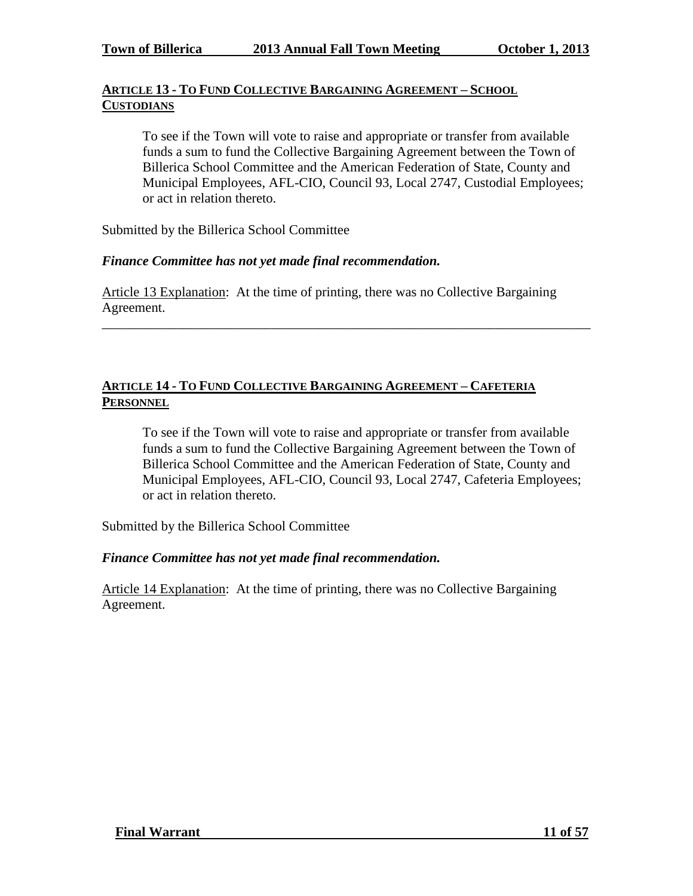## ARTICLE 13 - TO FUND COLLECTIVE BARGAINING AGREEMENT – SCHOOL CUSTODIANS

To see if the Town will vote to raise and appropriate or transfer from available funds a sum to fund the Collective Bargaining Agreement between the Town of Billerica School Committee and the American Federation of State, County and Municipal Employees, AFL-CIO, Council 93, Local 2747, Custodial Employees; or act in relation thereto.

Submitted by the Billerica School Committee

***Finance Committee has not yet made final recommendation.***

Article 13 Explanation: At the time of printing, there was no Collective Bargaining Agreement.

---

## ARTICLE 14 - TO FUND COLLECTIVE BARGAINING AGREEMENT – CAFETERIA PERSONNEL

To see if the Town will vote to raise and appropriate or transfer from available funds a sum to fund the Collective Bargaining Agreement between the Town of Billerica School Committee and the American Federation of State, County and Municipal Employees, AFL-CIO, Council 93, Local 2747, Cafeteria Employees; or act in relation thereto.

Submitted by the Billerica School Committee

***Finance Committee has not yet made final recommendation.***

Article 14 Explanation: At the time of printing, there was no Collective Bargaining Agreement.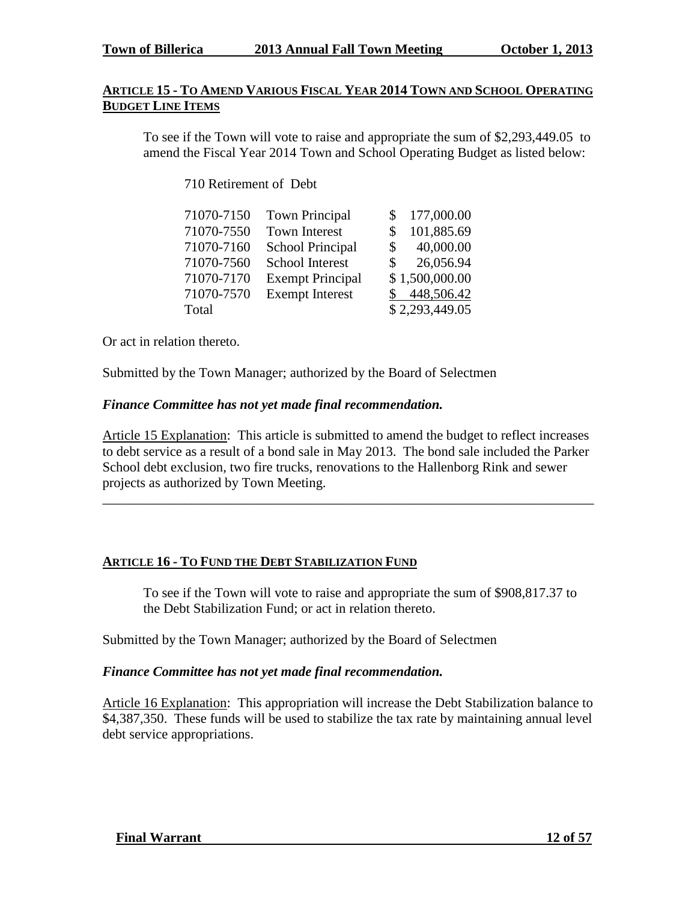## ARTICLE 15 - TO AMEND VARIOUS FISCAL YEAR 2014 TOWN AND SCHOOL OPERATING BUDGET LINE ITEMS

To see if the Town will vote to raise and appropriate the sum of $2,293,449.05 to amend the Fiscal Year 2014 Town and School Operating Budget as listed below:

710 Retirement of Debt

| | | |
|---|---|---|
| 71070-7150 | Town Principal | $ 177,000.00 |
| 71070-7550 | Town Interest | $ 101,885.69 |
| 71070-7160 | School Principal | $ 40,000.00 |
| 71070-7560 | School Interest | $ 26,056.94 |
| 71070-7170 | Exempt Principal | $ 1,500,000.00 |
| 71070-7570 | Exempt Interest | $ 448,506.42 |
| Total | | $ 2,293,449.05 |

Or act in relation thereto.

Submitted by the Town Manager; authorized by the Board of Selectmen

***Finance Committee has not yet made final recommendation.***

Article 15 Explanation: This article is submitted to amend the budget to reflect increases to debt service as a result of a bond sale in May 2013. The bond sale included the Parker School debt exclusion, two fire trucks, renovations to the Hallenborg Rink and sewer projects as authorized by Town Meeting.

---

## ARTICLE 16 - TO FUND THE DEBT STABILIZATION FUND

To see if the Town will vote to raise and appropriate the sum of $908,817.37 to the Debt Stabilization Fund; or act in relation thereto.

Submitted by the Town Manager; authorized by the Board of Selectmen

***Finance Committee has not yet made final recommendation.***

Article 16 Explanation: This appropriation will increase the Debt Stabilization balance to $4,387,350. These funds will be used to stabilize the tax rate by maintaining annual level debt service appropriations.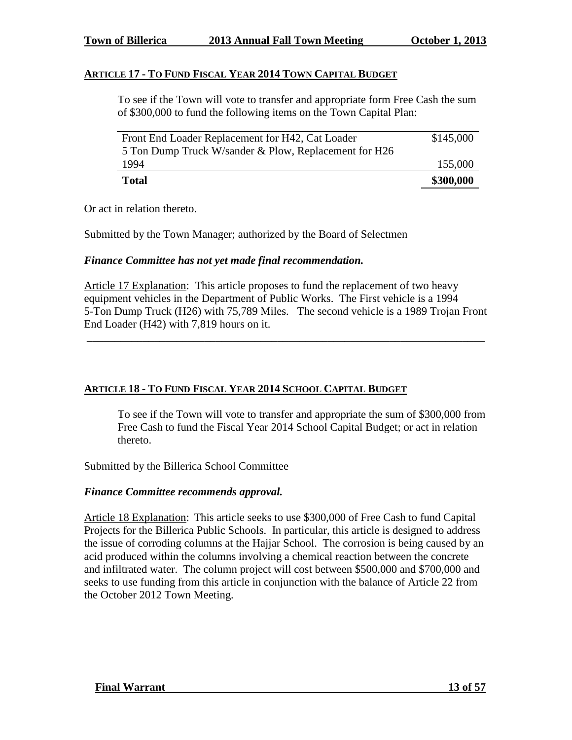## ARTICLE 17 - TO FUND FISCAL YEAR 2014 TOWN CAPITAL BUDGET

To see if the Town will vote to transfer and appropriate form Free Cash the sum of $300,000 to fund the following items on the Town Capital Plan:

| Item | Amount |
|---|---|
| Front End Loader Replacement for H42, Cat Loader | $145,000 |
| 5 Ton Dump Truck W/sander & Plow, Replacement for H26 1994 | 155,000 |
| **Total** | **$300,000** |

Or act in relation thereto.

Submitted by the Town Manager; authorized by the Board of Selectmen

***Finance Committee has not yet made final recommendation.***

Article 17 Explanation: This article proposes to fund the replacement of two heavy equipment vehicles in the Department of Public Works. The First vehicle is a 1994 5-Ton Dump Truck (H26) with 75,789 Miles. The second vehicle is a 1989 Trojan Front End Loader (H42) with 7,819 hours on it.

---

## ARTICLE 18 - TO FUND FISCAL YEAR 2014 SCHOOL CAPITAL BUDGET

To see if the Town will vote to transfer and appropriate the sum of $300,000 from Free Cash to fund the Fiscal Year 2014 School Capital Budget; or act in relation thereto.

Submitted by the Billerica School Committee

***Finance Committee recommends approval.***

Article 18 Explanation: This article seeks to use $300,000 of Free Cash to fund Capital Projects for the Billerica Public Schools. In particular, this article is designed to address the issue of corroding columns at the Hajjar School. The corrosion is being caused by an acid produced within the columns involving a chemical reaction between the concrete and infiltrated water. The column project will cost between $500,000 and $700,000 and seeks to use funding from this article in conjunction with the balance of Article 22 from the October 2012 Town Meeting.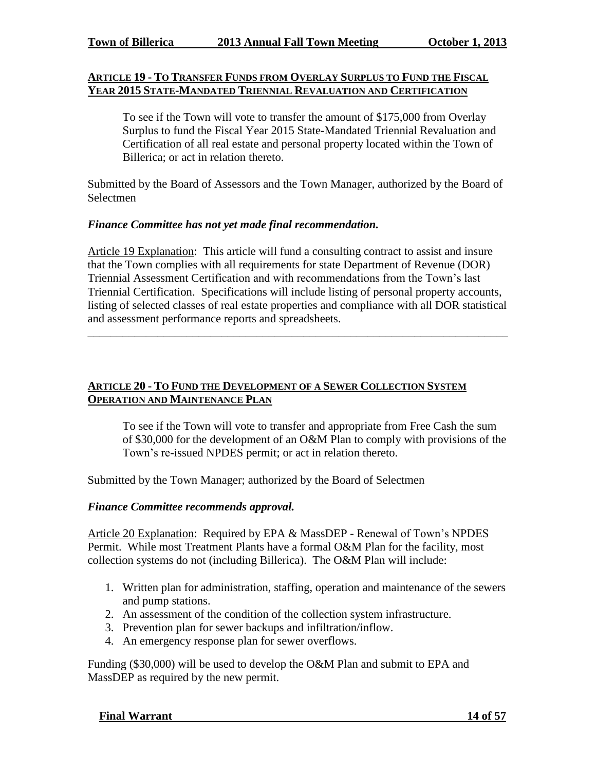## ARTICLE 19 - TO TRANSFER FUNDS FROM OVERLAY SURPLUS TO FUND THE FISCAL YEAR 2015 STATE-MANDATED TRIENNIAL REVALUATION AND CERTIFICATION

To see if the Town will vote to transfer the amount of $175,000 from Overlay Surplus to fund the Fiscal Year 2015 State-Mandated Triennial Revaluation and Certification of all real estate and personal property located within the Town of Billerica; or act in relation thereto.

Submitted by the Board of Assessors and the Town Manager, authorized by the Board of Selectmen

***Finance Committee has not yet made final recommendation.***

Article 19 Explanation: This article will fund a consulting contract to assist and insure that the Town complies with all requirements for state Department of Revenue (DOR) Triennial Assessment Certification and with recommendations from the Town's last Triennial Certification. Specifications will include listing of personal property accounts, listing of selected classes of real estate properties and compliance with all DOR statistical and assessment performance reports and spreadsheets.

---

## ARTICLE 20 - TO FUND THE DEVELOPMENT OF A SEWER COLLECTION SYSTEM OPERATION AND MAINTENANCE PLAN

To see if the Town will vote to transfer and appropriate from Free Cash the sum of $30,000 for the development of an O&M Plan to comply with provisions of the Town's re-issued NPDES permit; or act in relation thereto.

Submitted by the Town Manager; authorized by the Board of Selectmen

***Finance Committee recommends approval.***

Article 20 Explanation: Required by EPA & MassDEP - Renewal of Town's NPDES Permit. While most Treatment Plants have a formal O&M Plan for the facility, most collection systems do not (including Billerica). The O&M Plan will include:

1. Written plan for administration, staffing, operation and maintenance of the sewers and pump stations.
2. An assessment of the condition of the collection system infrastructure.
3. Prevention plan for sewer backups and infiltration/inflow.
4. An emergency response plan for sewer overflows.

Funding ($30,000) will be used to develop the O&M Plan and submit to EPA and MassDEP as required by the new permit.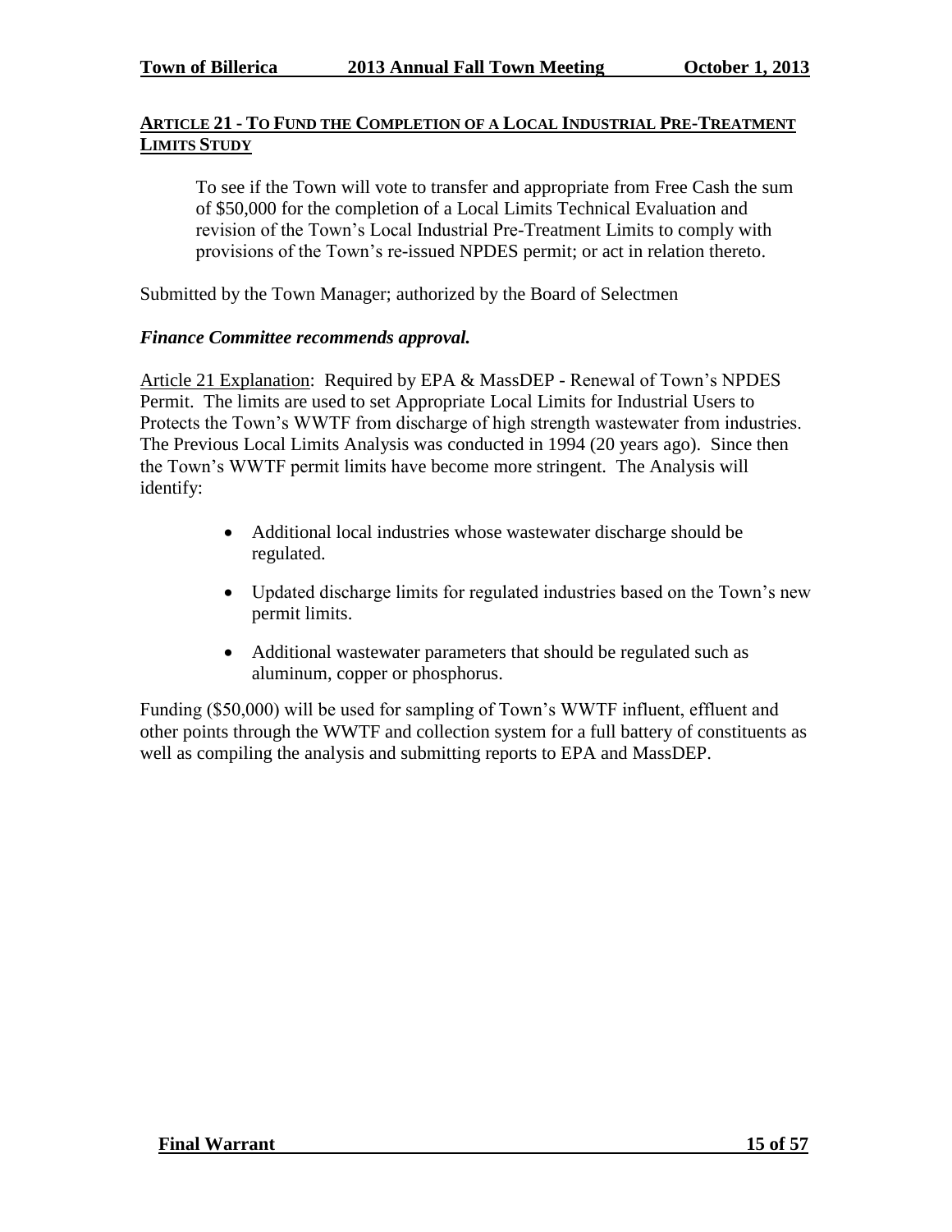## ARTICLE 21 - TO FUND THE COMPLETION OF A LOCAL INDUSTRIAL PRE-TREATMENT LIMITS STUDY

To see if the Town will vote to transfer and appropriate from Free Cash the sum of $50,000 for the completion of a Local Limits Technical Evaluation and revision of the Town's Local Industrial Pre-Treatment Limits to comply with provisions of the Town's re-issued NPDES permit; or act in relation thereto.

Submitted by the Town Manager; authorized by the Board of Selectmen

***Finance Committee recommends approval.***

Article 21 Explanation: Required by EPA & MassDEP - Renewal of Town's NPDES Permit. The limits are used to set Appropriate Local Limits for Industrial Users to Protects the Town's WWTF from discharge of high strength wastewater from industries. The Previous Local Limits Analysis was conducted in 1994 (20 years ago). Since then the Town's WWTF permit limits have become more stringent. The Analysis will identify:

- Additional local industries whose wastewater discharge should be regulated.
- Updated discharge limits for regulated industries based on the Town's new permit limits.
- Additional wastewater parameters that should be regulated such as aluminum, copper or phosphorus.

Funding ($50,000) will be used for sampling of Town's WWTF influent, effluent and other points through the WWTF and collection system for a full battery of constituents as well as compiling the analysis and submitting reports to EPA and MassDEP.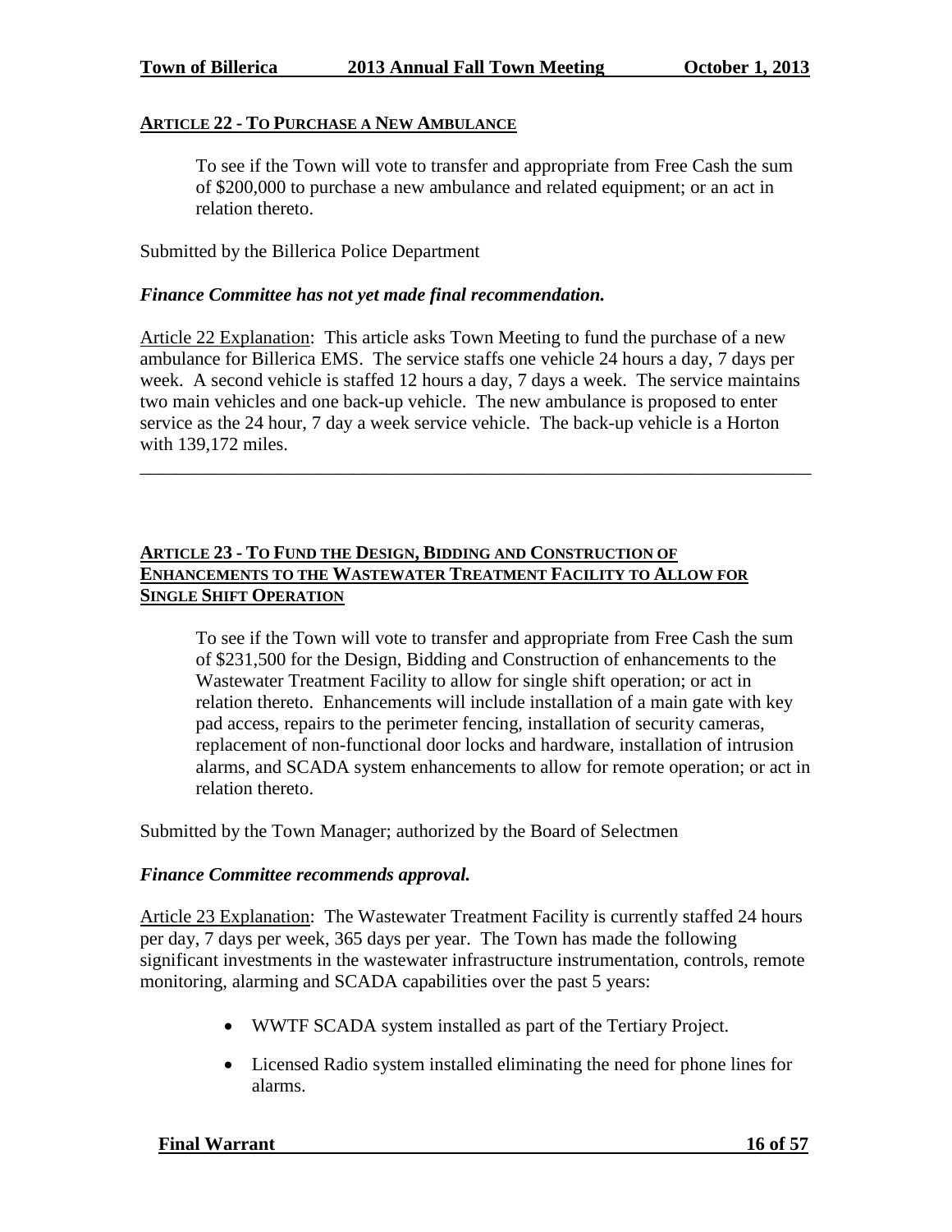## ARTICLE 22 - TO PURCHASE A NEW AMBULANCE

To see if the Town will vote to transfer and appropriate from Free Cash the sum of $200,000 to purchase a new ambulance and related equipment; or an act in relation thereto.

Submitted by the Billerica Police Department

***Finance Committee has not yet made final recommendation.***

Article 22 Explanation: This article asks Town Meeting to fund the purchase of a new ambulance for Billerica EMS. The service staffs one vehicle 24 hours a day, 7 days per week. A second vehicle is staffed 12 hours a day, 7 days a week. The service maintains two main vehicles and one back-up vehicle. The new ambulance is proposed to enter service as the 24 hour, 7 day a week service vehicle. The back-up vehicle is a Horton with 139,172 miles.

---

## ARTICLE 23 - TO FUND THE DESIGN, BIDDING AND CONSTRUCTION OF ENHANCEMENTS TO THE WASTEWATER TREATMENT FACILITY TO ALLOW FOR SINGLE SHIFT OPERATION

To see if the Town will vote to transfer and appropriate from Free Cash the sum of $231,500 for the Design, Bidding and Construction of enhancements to the Wastewater Treatment Facility to allow for single shift operation; or act in relation thereto. Enhancements will include installation of a main gate with key pad access, repairs to the perimeter fencing, installation of security cameras, replacement of non-functional door locks and hardware, installation of intrusion alarms, and SCADA system enhancements to allow for remote operation; or act in relation thereto.

Submitted by the Town Manager; authorized by the Board of Selectmen

***Finance Committee recommends approval.***

Article 23 Explanation: The Wastewater Treatment Facility is currently staffed 24 hours per day, 7 days per week, 365 days per year. The Town has made the following significant investments in the wastewater infrastructure instrumentation, controls, remote monitoring, alarming and SCADA capabilities over the past 5 years:

- WWTF SCADA system installed as part of the Tertiary Project.
- Licensed Radio system installed eliminating the need for phone lines for alarms.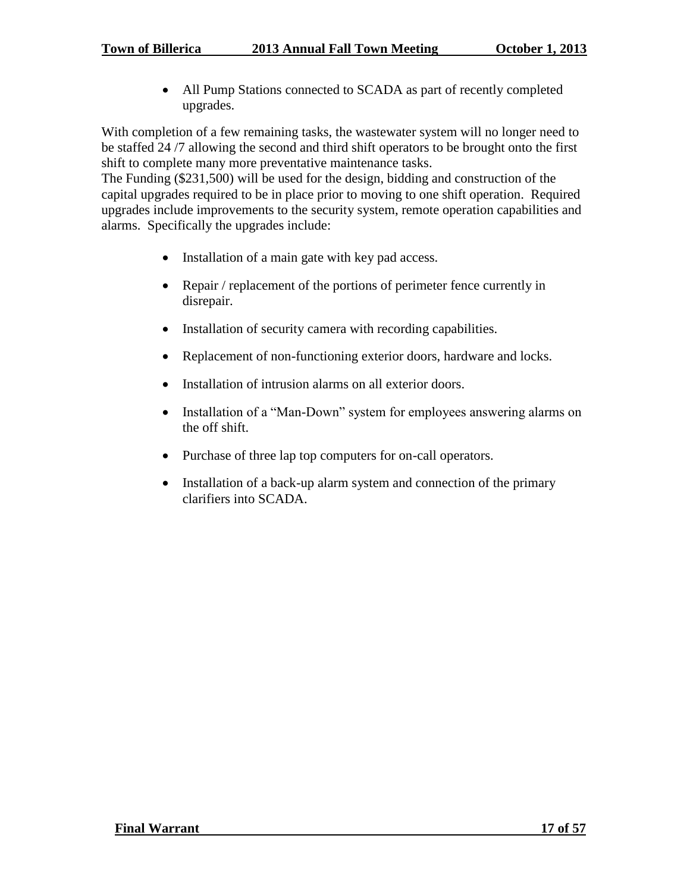- All Pump Stations connected to SCADA as part of recently completed upgrades.

With completion of a few remaining tasks, the wastewater system will no longer need to be staffed 24 /7 allowing the second and third shift operators to be brought onto the first shift to complete many more preventative maintenance tasks.
The Funding ($231,500) will be used for the design, bidding and construction of the capital upgrades required to be in place prior to moving to one shift operation. Required upgrades include improvements to the security system, remote operation capabilities and alarms. Specifically the upgrades include:

- Installation of a main gate with key pad access.
- Repair / replacement of the portions of perimeter fence currently in disrepair.
- Installation of security camera with recording capabilities.
- Replacement of non-functioning exterior doors, hardware and locks.
- Installation of intrusion alarms on all exterior doors.
- Installation of a "Man-Down" system for employees answering alarms on the off shift.
- Purchase of three lap top computers for on-call operators.
- Installation of a back-up alarm system and connection of the primary clarifiers into SCADA.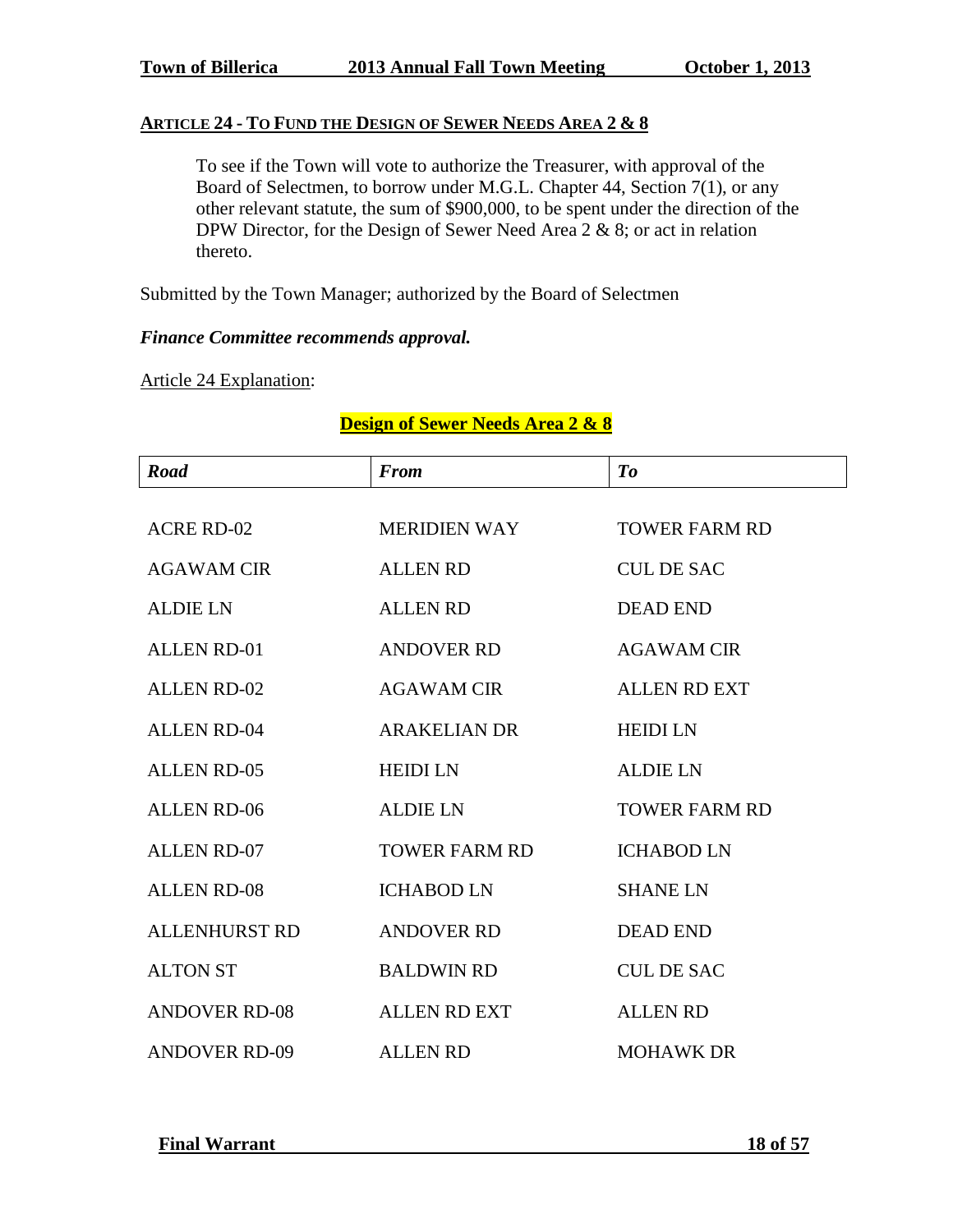## ARTICLE 24 - TO FUND THE DESIGN OF SEWER NEEDS AREA 2 & 8

To see if the Town will vote to authorize the Treasurer, with approval of the Board of Selectmen, to borrow under M.G.L. Chapter 44, Section 7(1), or any other relevant statute, the sum of $900,000, to be spent under the direction of the DPW Director, for the Design of Sewer Need Area 2 & 8; or act in relation thereto.

Submitted by the Town Manager; authorized by the Board of Selectmen

***Finance Committee recommends approval.***

Article 24 Explanation:

**Design of Sewer Needs Area 2 & 8**

| *Road* | *From* | *To* |
|---|---|---|
| ACRE RD-02 | MERIDIEN WAY | TOWER FARM RD |
| AGAWAM CIR | ALLEN RD | CUL DE SAC |
| ALDIE LN | ALLEN RD | DEAD END |
| ALLEN RD-01 | ANDOVER RD | AGAWAM CIR |
| ALLEN RD-02 | AGAWAM CIR | ALLEN RD EXT |
| ALLEN RD-04 | ARAKELIAN DR | HEIDI LN |
| ALLEN RD-05 | HEIDI LN | ALDIE LN |
| ALLEN RD-06 | ALDIE LN | TOWER FARM RD |
| ALLEN RD-07 | TOWER FARM RD | ICHABOD LN |
| ALLEN RD-08 | ICHABOD LN | SHANE LN |
| ALLENHURST RD | ANDOVER RD | DEAD END |
| ALTON ST | BALDWIN RD | CUL DE SAC |
| ANDOVER RD-08 | ALLEN RD EXT | ALLEN RD |
| ANDOVER RD-09 | ALLEN RD | MOHAWK DR |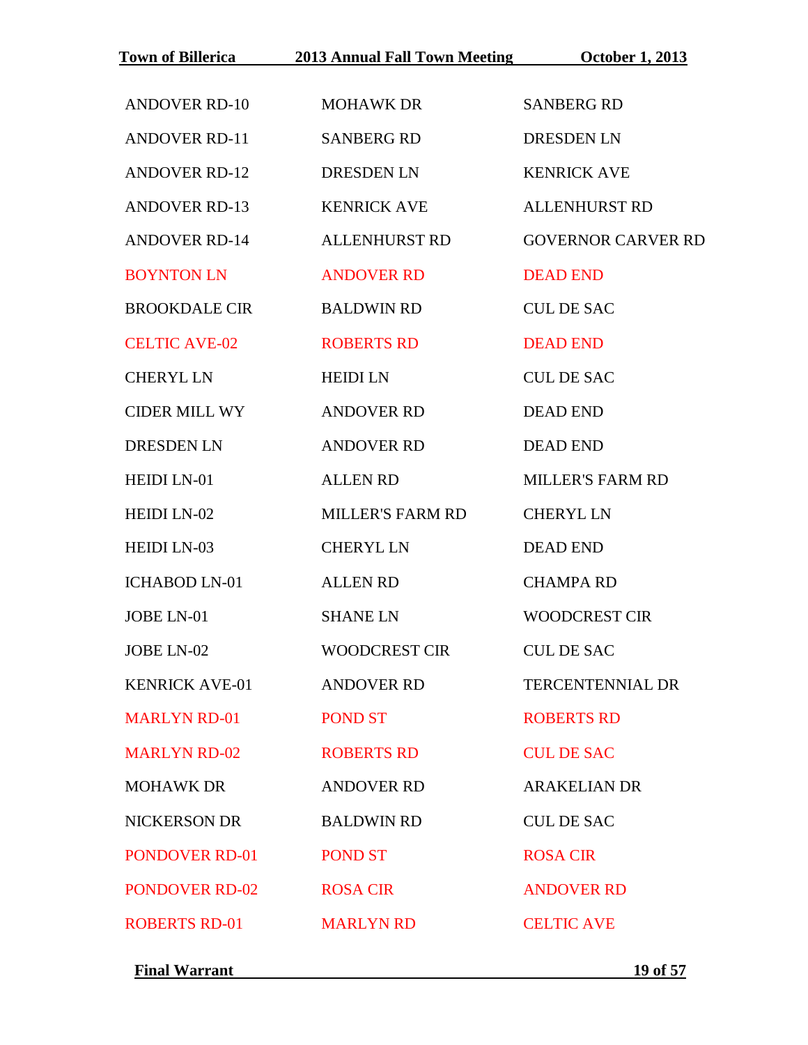| | | |
|---|---|---|
| ANDOVER RD-10 | MOHAWK DR | SANBERG RD |
| ANDOVER RD-11 | SANBERG RD | DRESDEN LN |
| ANDOVER RD-12 | DRESDEN LN | KENRICK AVE |
| ANDOVER RD-13 | KENRICK AVE | ALLENHURST RD |
| ANDOVER RD-14 | ALLENHURST RD | GOVERNOR CARVER RD |
| BOYNTON LN | ANDOVER RD | DEAD END |
| BROOKDALE CIR | BALDWIN RD | CUL DE SAC |
| CELTIC AVE-02 | ROBERTS RD | DEAD END |
| CHERYL LN | HEIDI LN | CUL DE SAC |
| CIDER MILL WY | ANDOVER RD | DEAD END |
| DRESDEN LN | ANDOVER RD | DEAD END |
| HEIDI LN-01 | ALLEN RD | MILLER'S FARM RD |
| HEIDI LN-02 | MILLER'S FARM RD | CHERYL LN |
| HEIDI LN-03 | CHERYL LN | DEAD END |
| ICHABOD LN-01 | ALLEN RD | CHAMPA RD |
| JOBE LN-01 | SHANE LN | WOODCREST CIR |
| JOBE LN-02 | WOODCREST CIR | CUL DE SAC |
| KENRICK AVE-01 | ANDOVER RD | TERCENTENNIAL DR |
| MARLYN RD-01 | POND ST | ROBERTS RD |
| MARLYN RD-02 | ROBERTS RD | CUL DE SAC |
| MOHAWK DR | ANDOVER RD | ARAKELIAN DR |
| NICKERSON DR | BALDWIN RD | CUL DE SAC |
| PONDOVER RD-01 | POND ST | ROSA CIR |
| PONDOVER RD-02 | ROSA CIR | ANDOVER RD |
| ROBERTS RD-01 | MARLYN RD | CELTIC AVE |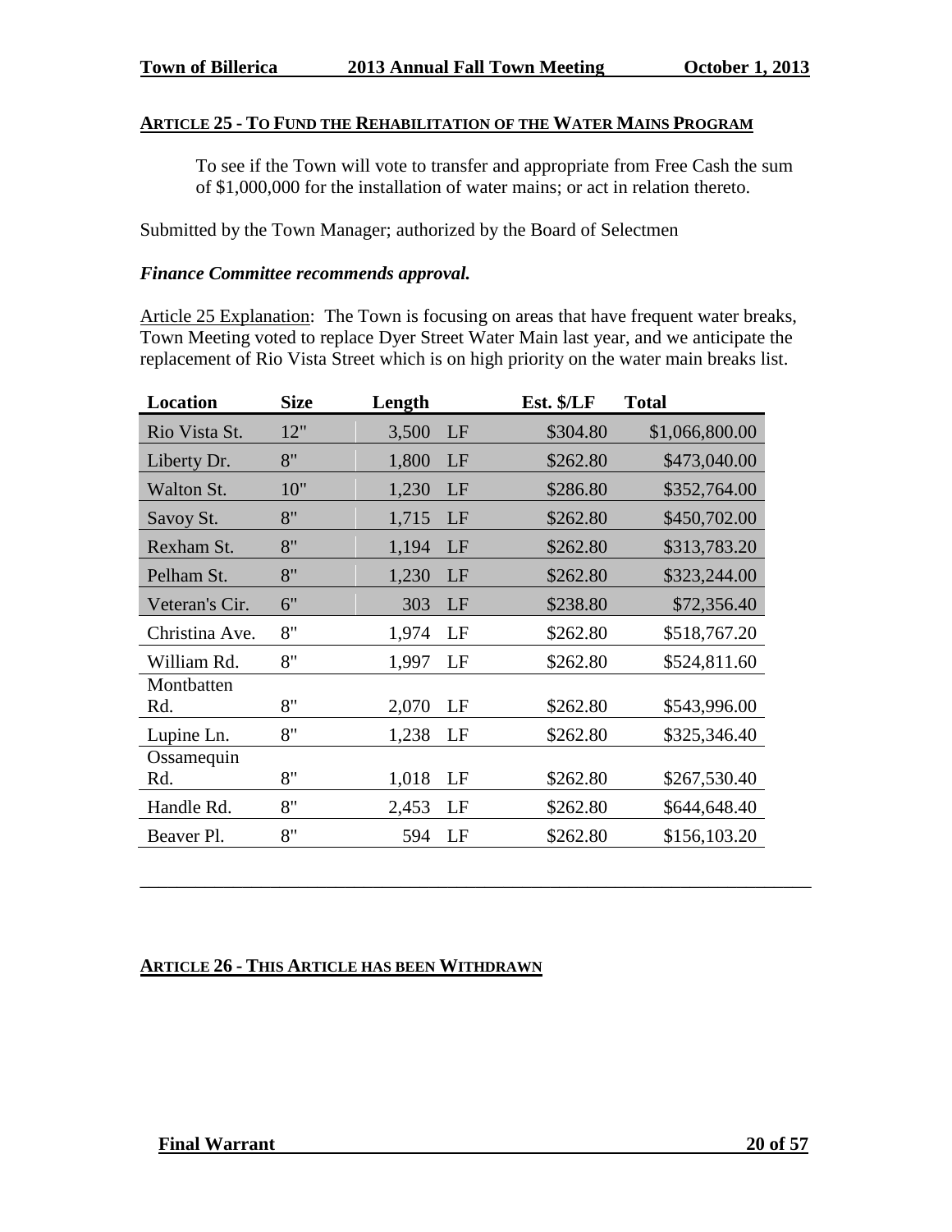## ARTICLE 25 - TO FUND THE REHABILITATION OF THE WATER MAINS PROGRAM

To see if the Town will vote to transfer and appropriate from Free Cash the sum of $1,000,000 for the installation of water mains; or act in relation thereto.

Submitted by the Town Manager; authorized by the Board of Selectmen

***Finance Committee recommends approval.***

Article 25 Explanation: The Town is focusing on areas that have frequent water breaks, Town Meeting voted to replace Dyer Street Water Main last year, and we anticipate the replacement of Rio Vista Street which is on high priority on the water main breaks list.

| Location | Size | Length | | Est. $/LF | Total |
|---|---|---|---|---|---|
| Rio Vista St. | 12" | 3,500 | LF | $304.80 | $1,066,800.00 |
| Liberty Dr. | 8" | 1,800 | LF | $262.80 | $473,040.00 |
| Walton St. | 10" | 1,230 | LF | $286.80 | $352,764.00 |
| Savoy St. | 8" | 1,715 | LF | $262.80 | $450,702.00 |
| Rexham St. | 8" | 1,194 | LF | $262.80 | $313,783.20 |
| Pelham St. | 8" | 1,230 | LF | $262.80 | $323,244.00 |
| Veteran's Cir. | 6" | 303 | LF | $238.80 | $72,356.40 |
| Christina Ave. | 8" | 1,974 | LF | $262.80 | $518,767.20 |
| William Rd. | 8" | 1,997 | LF | $262.80 | $524,811.60 |
| Montbatten Rd. | 8" | 2,070 | LF | $262.80 | $543,996.00 |
| Lupine Ln. | 8" | 1,238 | LF | $262.80 | $325,346.40 |
| Ossamequin Rd. | 8" | 1,018 | LF | $262.80 | $267,530.40 |
| Handle Rd. | 8" | 2,453 | LF | $262.80 | $644,648.40 |
| Beaver Pl. | 8" | 594 | LF | $262.80 | $156,103.20 |

---

## ARTICLE 26 - THIS ARTICLE HAS BEEN WITHDRAWN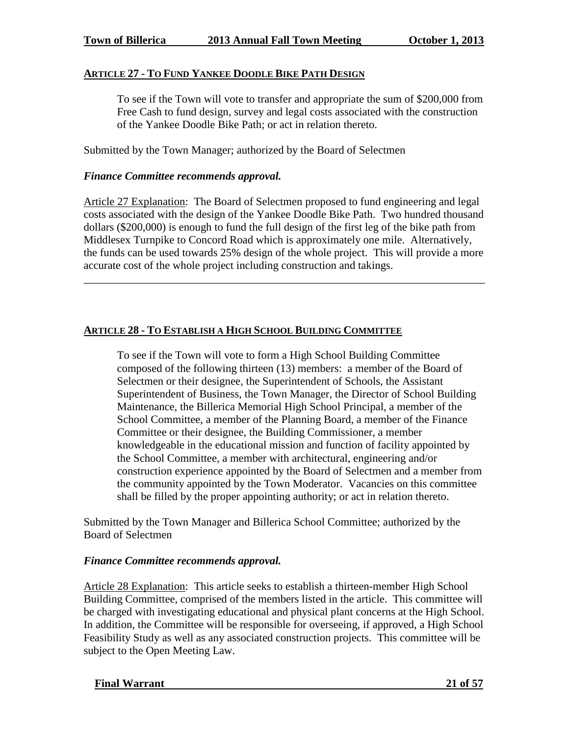## ARTICLE 27 - TO FUND YANKEE DOODLE BIKE PATH DESIGN

To see if the Town will vote to transfer and appropriate the sum of $200,000 from Free Cash to fund design, survey and legal costs associated with the construction of the Yankee Doodle Bike Path; or act in relation thereto.

Submitted by the Town Manager; authorized by the Board of Selectmen

***Finance Committee recommends approval.***

Article 27 Explanation: The Board of Selectmen proposed to fund engineering and legal costs associated with the design of the Yankee Doodle Bike Path. Two hundred thousand dollars ($200,000) is enough to fund the full design of the first leg of the bike path from Middlesex Turnpike to Concord Road which is approximately one mile. Alternatively, the funds can be used towards 25% design of the whole project. This will provide a more accurate cost of the whole project including construction and takings.

---

## ARTICLE 28 - TO ESTABLISH A HIGH SCHOOL BUILDING COMMITTEE

To see if the Town will vote to form a High School Building Committee composed of the following thirteen (13) members: a member of the Board of Selectmen or their designee, the Superintendent of Schools, the Assistant Superintendent of Business, the Town Manager, the Director of School Building Maintenance, the Billerica Memorial High School Principal, a member of the School Committee, a member of the Planning Board, a member of the Finance Committee or their designee, the Building Commissioner, a member knowledgeable in the educational mission and function of facility appointed by the School Committee, a member with architectural, engineering and/or construction experience appointed by the Board of Selectmen and a member from the community appointed by the Town Moderator. Vacancies on this committee shall be filled by the proper appointing authority; or act in relation thereto.

Submitted by the Town Manager and Billerica School Committee; authorized by the Board of Selectmen

***Finance Committee recommends approval.***

Article 28 Explanation: This article seeks to establish a thirteen-member High School Building Committee, comprised of the members listed in the article. This committee will be charged with investigating educational and physical plant concerns at the High School. In addition, the Committee will be responsible for overseeing, if approved, a High School Feasibility Study as well as any associated construction projects. This committee will be subject to the Open Meeting Law.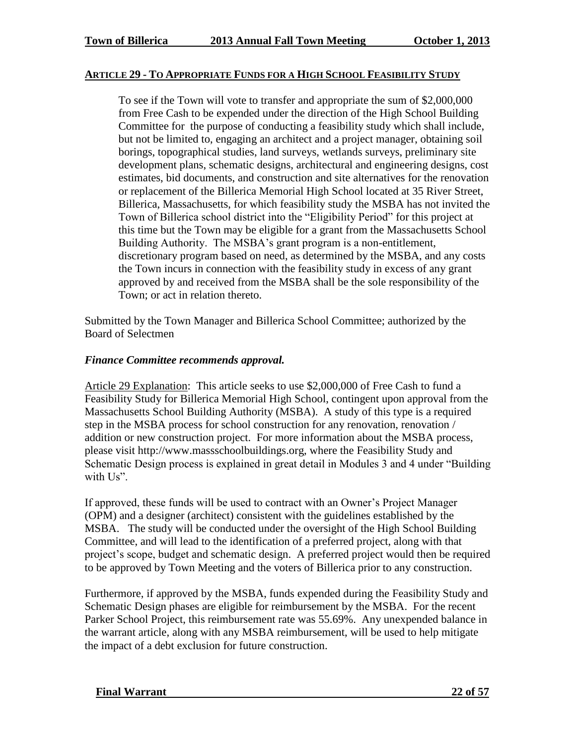## ARTICLE 29 - TO APPROPRIATE FUNDS FOR A HIGH SCHOOL FEASIBILITY STUDY

> To see if the Town will vote to transfer and appropriate the sum of $2,000,000 from Free Cash to be expended under the direction of the High School Building Committee for the purpose of conducting a feasibility study which shall include, but not be limited to, engaging an architect and a project manager, obtaining soil borings, topographical studies, land surveys, wetlands surveys, preliminary site development plans, schematic designs, architectural and engineering designs, cost estimates, bid documents, and construction and site alternatives for the renovation or replacement of the Billerica Memorial High School located at 35 River Street, Billerica, Massachusetts, for which feasibility study the MSBA has not invited the Town of Billerica school district into the "Eligibility Period" for this project at this time but the Town may be eligible for a grant from the Massachusetts School Building Authority. The MSBA's grant program is a non-entitlement, discretionary program based on need, as determined by the MSBA, and any costs the Town incurs in connection with the feasibility study in excess of any grant approved by and received from the MSBA shall be the sole responsibility of the Town; or act in relation thereto.

Submitted by the Town Manager and Billerica School Committee; authorized by the Board of Selectmen

***Finance Committee recommends approval.***

Article 29 Explanation: This article seeks to use $2,000,000 of Free Cash to fund a Feasibility Study for Billerica Memorial High School, contingent upon approval from the Massachusetts School Building Authority (MSBA). A study of this type is a required step in the MSBA process for school construction for any renovation, renovation / addition or new construction project. For more information about the MSBA process, please visit http://www.massschoolbuildings.org, where the Feasibility Study and Schematic Design process is explained in great detail in Modules 3 and 4 under "Building with Us".

If approved, these funds will be used to contract with an Owner's Project Manager (OPM) and a designer (architect) consistent with the guidelines established by the MSBA. The study will be conducted under the oversight of the High School Building Committee, and will lead to the identification of a preferred project, along with that project's scope, budget and schematic design. A preferred project would then be required to be approved by Town Meeting and the voters of Billerica prior to any construction.

Furthermore, if approved by the MSBA, funds expended during the Feasibility Study and Schematic Design phases are eligible for reimbursement by the MSBA. For the recent Parker School Project, this reimbursement rate was 55.69%. Any unexpended balance in the warrant article, along with any MSBA reimbursement, will be used to help mitigate the impact of a debt exclusion for future construction.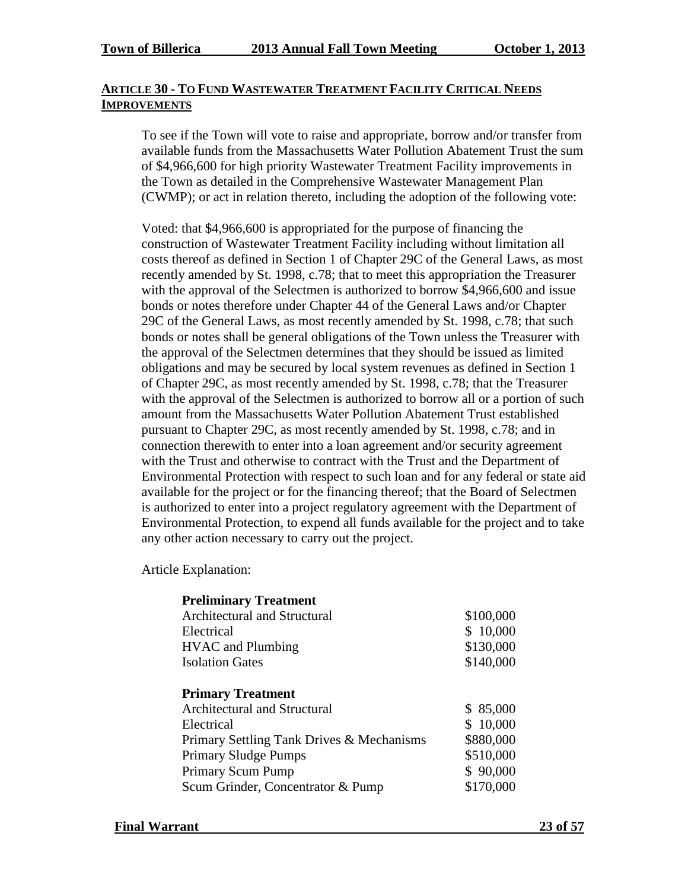## ARTICLE 30 - TO FUND WASTEWATER TREATMENT FACILITY CRITICAL NEEDS IMPROVEMENTS

To see if the Town will vote to raise and appropriate, borrow and/or transfer from available funds from the Massachusetts Water Pollution Abatement Trust the sum of $4,966,600 for high priority Wastewater Treatment Facility improvements in the Town as detailed in the Comprehensive Wastewater Management Plan (CWMP); or act in relation thereto, including the adoption of the following vote:

Voted: that $4,966,600 is appropriated for the purpose of financing the construction of Wastewater Treatment Facility including without limitation all costs thereof as defined in Section 1 of Chapter 29C of the General Laws, as most recently amended by St. 1998, c.78; that to meet this appropriation the Treasurer with the approval of the Selectmen is authorized to borrow $4,966,600 and issue bonds or notes therefore under Chapter 44 of the General Laws and/or Chapter 29C of the General Laws, as most recently amended by St. 1998, c.78; that such bonds or notes shall be general obligations of the Town unless the Treasurer with the approval of the Selectmen determines that they should be issued as limited obligations and may be secured by local system revenues as defined in Section 1 of Chapter 29C, as most recently amended by St. 1998, c.78; that the Treasurer with the approval of the Selectmen is authorized to borrow all or a portion of such amount from the Massachusetts Water Pollution Abatement Trust established pursuant to Chapter 29C, as most recently amended by St. 1998, c.78; and in connection therewith to enter into a loan agreement and/or security agreement with the Trust and otherwise to contract with the Trust and the Department of Environmental Protection with respect to such loan and for any federal or state aid available for the project or for the financing thereof; that the Board of Selectmen is authorized to enter into a project regulatory agreement with the Department of Environmental Protection, to expend all funds available for the project and to take any other action necessary to carry out the project.

Article Explanation:

| **Preliminary Treatment** | |
|---|---|
| Architectural and Structural | $100,000 |
| Electrical | $ 10,000 |
| HVAC and Plumbing | $130,000 |
| Isolation Gates | $140,000 |
| | |
| **Primary Treatment** | |
| Architectural and Structural | $ 85,000 |
| Electrical | $ 10,000 |
| Primary Settling Tank Drives & Mechanisms | $880,000 |
| Primary Sludge Pumps | $510,000 |
| Primary Scum Pump | $ 90,000 |
| Scum Grinder, Concentrator & Pump | $170,000 |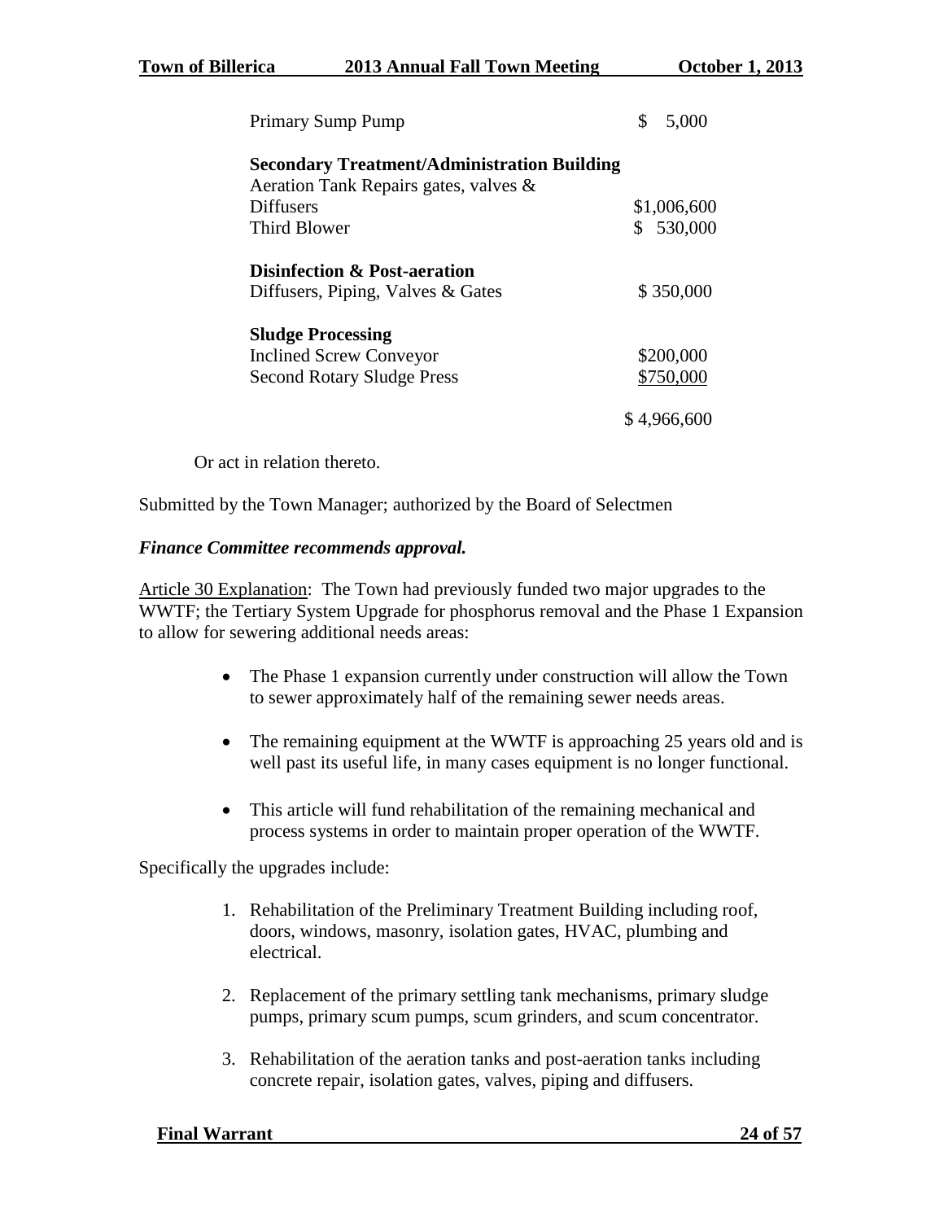| | |
|---|---|
| Primary Sump Pump | $ 5,000 |
| **Secondary Treatment/Administration Building** | |
| Aeration Tank Repairs gates, valves & Diffusers | $1,006,600 |
| Third Blower | $ 530,000 |
| **Disinfection & Post-aeration** | |
| Diffusers, Piping, Valves & Gates | $ 350,000 |
| **Sludge Processing** | |
| Inclined Screw Conveyor | $200,000 |
| Second Rotary Sludge Press | $750,000 |
| | $ 4,966,600 |

Or act in relation thereto.

Submitted by the Town Manager; authorized by the Board of Selectmen

***Finance Committee recommends approval.***

Article 30 Explanation: The Town had previously funded two major upgrades to the WWTF; the Tertiary System Upgrade for phosphorus removal and the Phase 1 Expansion to allow for sewering additional needs areas:

- The Phase 1 expansion currently under construction will allow the Town to sewer approximately half of the remaining sewer needs areas.
- The remaining equipment at the WWTF is approaching 25 years old and is well past its useful life, in many cases equipment is no longer functional.
- This article will fund rehabilitation of the remaining mechanical and process systems in order to maintain proper operation of the WWTF.

Specifically the upgrades include:

1. Rehabilitation of the Preliminary Treatment Building including roof, doors, windows, masonry, isolation gates, HVAC, plumbing and electrical.
2. Replacement of the primary settling tank mechanisms, primary sludge pumps, primary scum pumps, scum grinders, and scum concentrator.
3. Rehabilitation of the aeration tanks and post-aeration tanks including concrete repair, isolation gates, valves, piping and diffusers.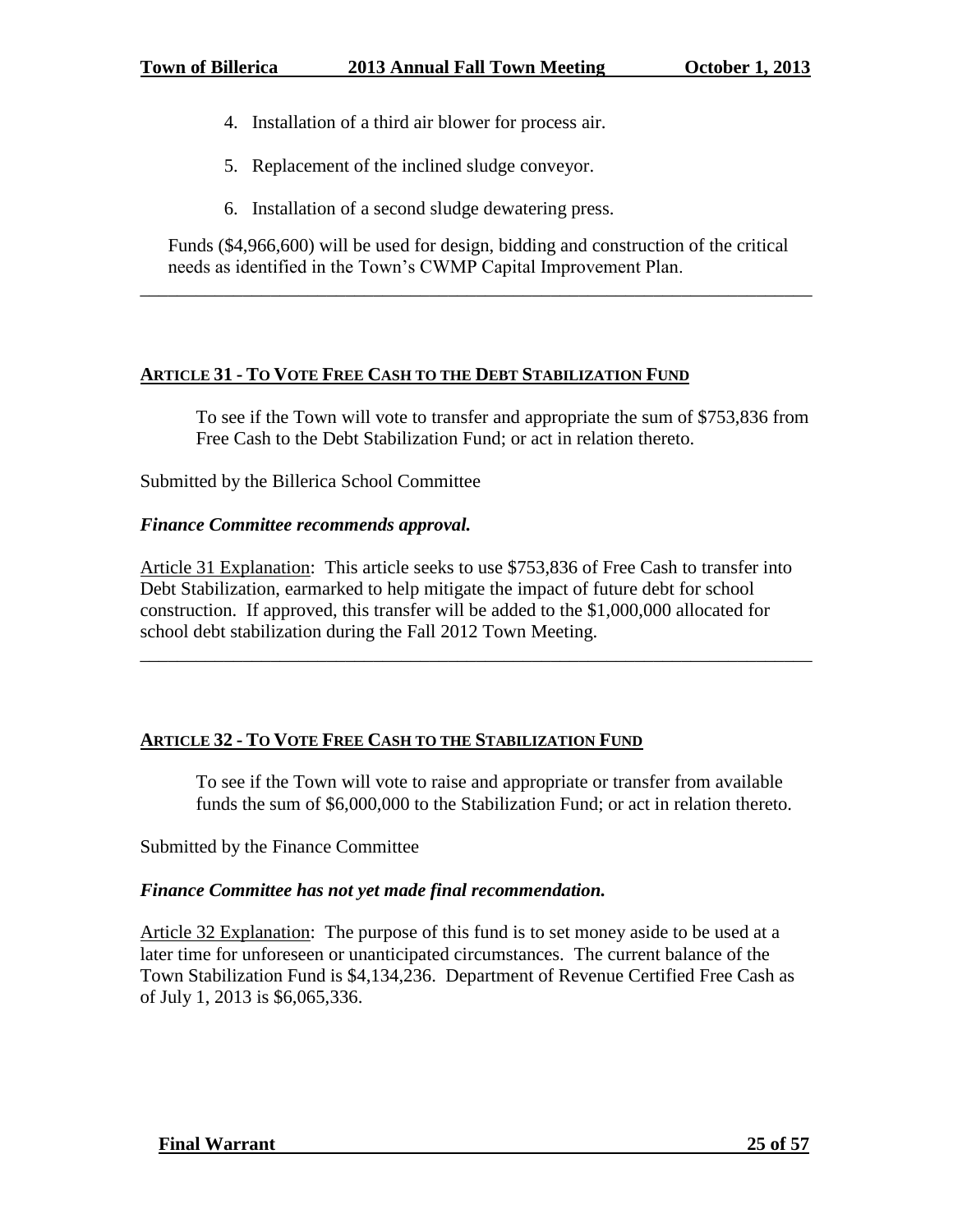4. Installation of a third air blower for process air.
5. Replacement of the inclined sludge conveyor.
6. Installation of a second sludge dewatering press.

Funds ($4,966,600) will be used for design, bidding and construction of the critical needs as identified in the Town's CWMP Capital Improvement Plan.

---

## ARTICLE 31 - TO VOTE FREE CASH TO THE DEBT STABILIZATION FUND

To see if the Town will vote to transfer and appropriate the sum of $753,836 from Free Cash to the Debt Stabilization Fund; or act in relation thereto.

Submitted by the Billerica School Committee

***Finance Committee recommends approval.***

Article 31 Explanation: This article seeks to use $753,836 of Free Cash to transfer into Debt Stabilization, earmarked to help mitigate the impact of future debt for school construction. If approved, this transfer will be added to the $1,000,000 allocated for school debt stabilization during the Fall 2012 Town Meeting.

---

## ARTICLE 32 - TO VOTE FREE CASH TO THE STABILIZATION FUND

To see if the Town will vote to raise and appropriate or transfer from available funds the sum of $6,000,000 to the Stabilization Fund; or act in relation thereto.

Submitted by the Finance Committee

***Finance Committee has not yet made final recommendation.***

Article 32 Explanation: The purpose of this fund is to set money aside to be used at a later time for unforeseen or unanticipated circumstances. The current balance of the Town Stabilization Fund is $4,134,236. Department of Revenue Certified Free Cash as of July 1, 2013 is $6,065,336.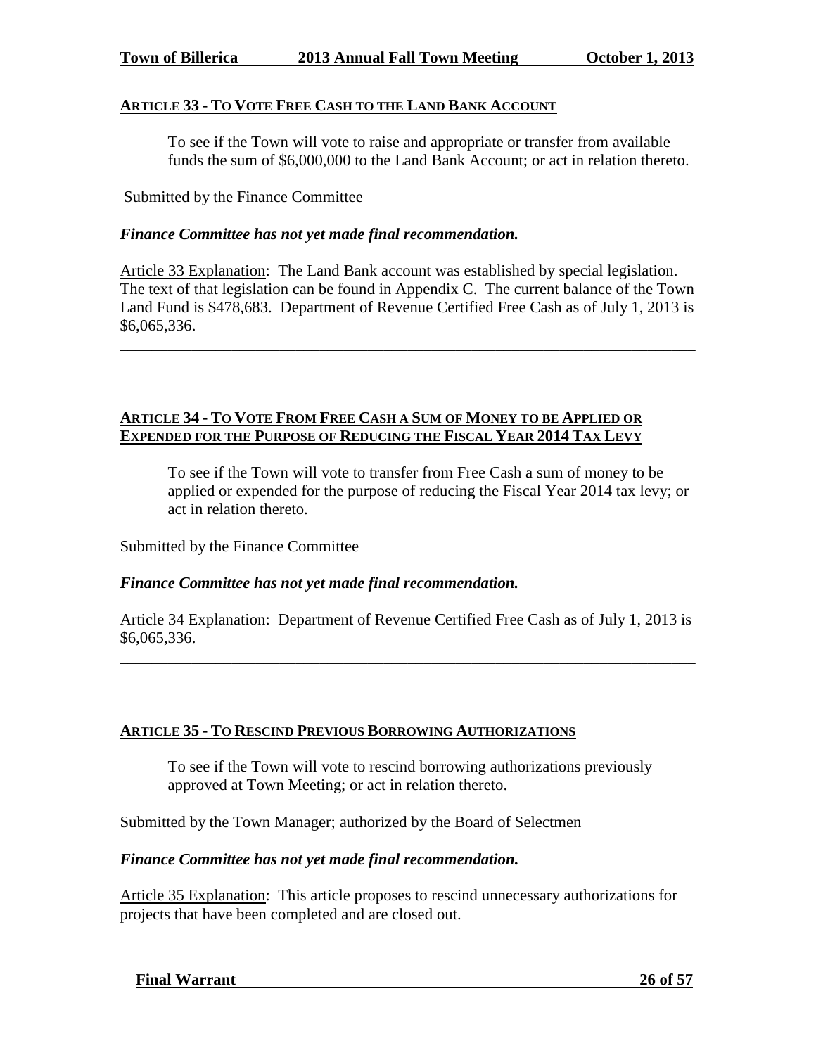## ARTICLE 33 - TO VOTE FREE CASH TO THE LAND BANK ACCOUNT

> To see if the Town will vote to raise and appropriate or transfer from available funds the sum of $6,000,000 to the Land Bank Account; or act in relation thereto.

Submitted by the Finance Committee

***Finance Committee has not yet made final recommendation.***

Article 33 Explanation: The Land Bank account was established by special legislation. The text of that legislation can be found in Appendix C. The current balance of the Town Land Fund is $478,683. Department of Revenue Certified Free Cash as of July 1, 2013 is $6,065,336.

---

## ARTICLE 34 - TO VOTE FROM FREE CASH A SUM OF MONEY TO BE APPLIED OR EXPENDED FOR THE PURPOSE OF REDUCING THE FISCAL YEAR 2014 TAX LEVY

> To see if the Town will vote to transfer from Free Cash a sum of money to be applied or expended for the purpose of reducing the Fiscal Year 2014 tax levy; or act in relation thereto.

Submitted by the Finance Committee

***Finance Committee has not yet made final recommendation.***

Article 34 Explanation: Department of Revenue Certified Free Cash as of July 1, 2013 is $6,065,336.

---

## ARTICLE 35 - TO RESCIND PREVIOUS BORROWING AUTHORIZATIONS

> To see if the Town will vote to rescind borrowing authorizations previously approved at Town Meeting; or act in relation thereto.

Submitted by the Town Manager; authorized by the Board of Selectmen

***Finance Committee has not yet made final recommendation.***

Article 35 Explanation: This article proposes to rescind unnecessary authorizations for projects that have been completed and are closed out.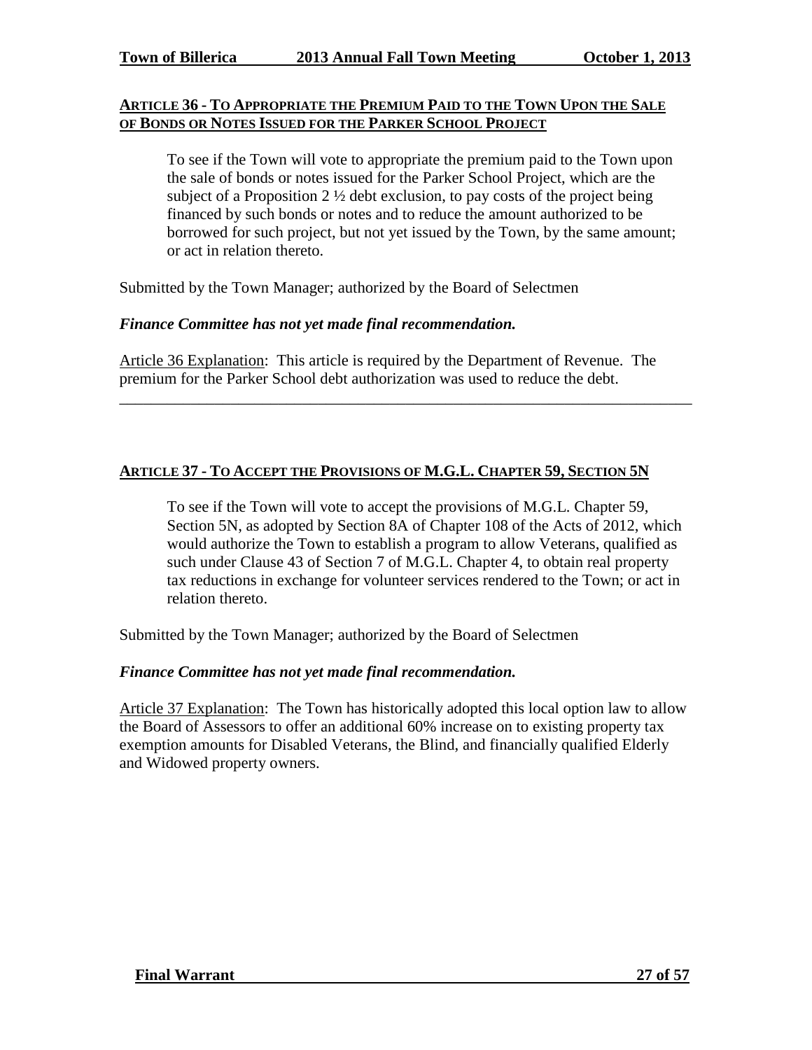## ARTICLE 36 - TO APPROPRIATE THE PREMIUM PAID TO THE TOWN UPON THE SALE OF BONDS OR NOTES ISSUED FOR THE PARKER SCHOOL PROJECT

> To see if the Town will vote to appropriate the premium paid to the Town upon the sale of bonds or notes issued for the Parker School Project, which are the subject of a Proposition 2 ½ debt exclusion, to pay costs of the project being financed by such bonds or notes and to reduce the amount authorized to be borrowed for such project, but not yet issued by the Town, by the same amount; or act in relation thereto.

Submitted by the Town Manager; authorized by the Board of Selectmen

***Finance Committee has not yet made final recommendation.***

Article 36 Explanation: This article is required by the Department of Revenue. The premium for the Parker School debt authorization was used to reduce the debt.

---

## ARTICLE 37 - TO ACCEPT THE PROVISIONS OF M.G.L. CHAPTER 59, SECTION 5N

> To see if the Town will vote to accept the provisions of M.G.L. Chapter 59, Section 5N, as adopted by Section 8A of Chapter 108 of the Acts of 2012, which would authorize the Town to establish a program to allow Veterans, qualified as such under Clause 43 of Section 7 of M.G.L. Chapter 4, to obtain real property tax reductions in exchange for volunteer services rendered to the Town; or act in relation thereto.

Submitted by the Town Manager; authorized by the Board of Selectmen

***Finance Committee has not yet made final recommendation.***

Article 37 Explanation: The Town has historically adopted this local option law to allow the Board of Assessors to offer an additional 60% increase on to existing property tax exemption amounts for Disabled Veterans, the Blind, and financially qualified Elderly and Widowed property owners.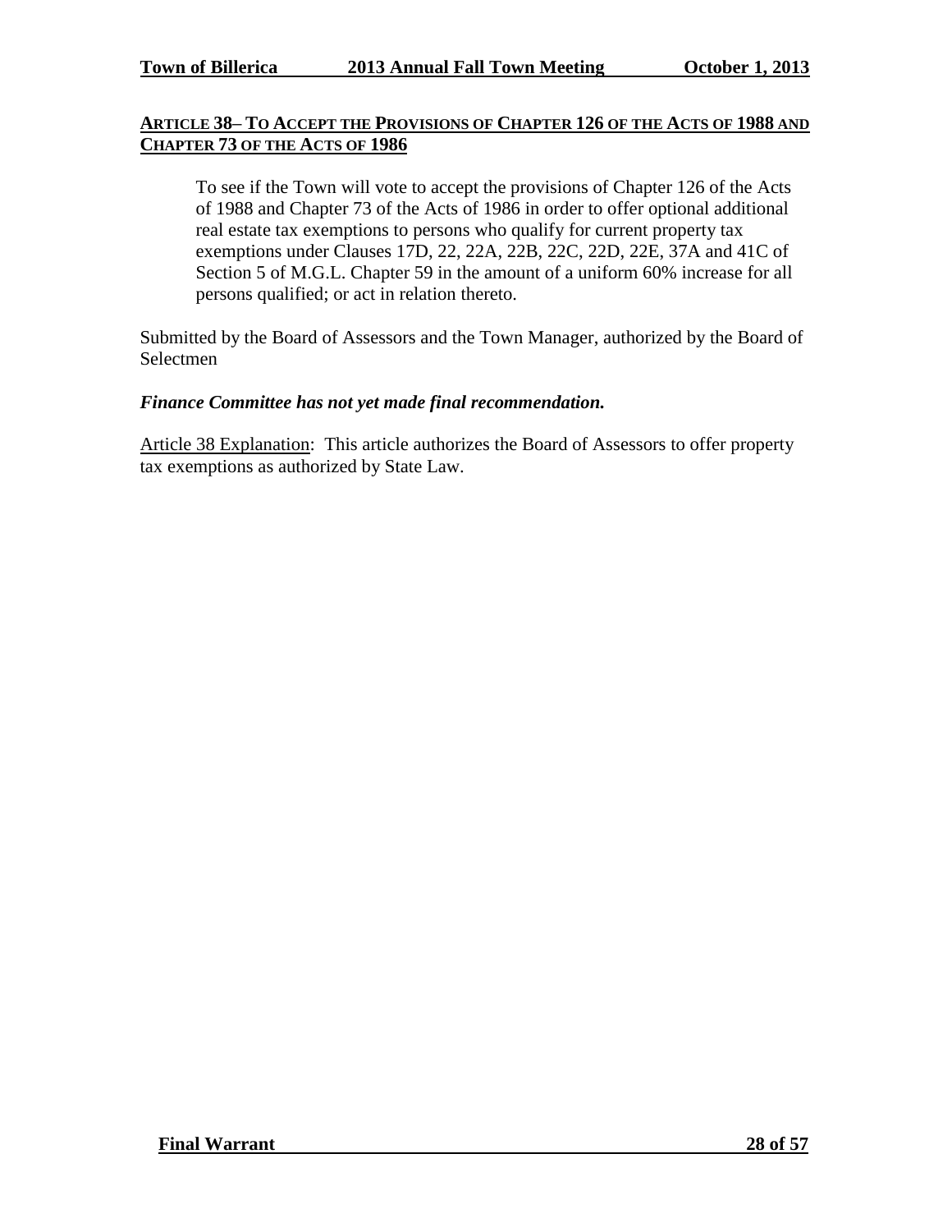## ARTICLE 38– TO ACCEPT THE PROVISIONS OF CHAPTER 126 OF THE ACTS OF 1988 AND CHAPTER 73 OF THE ACTS OF 1986

> To see if the Town will vote to accept the provisions of Chapter 126 of the Acts of 1988 and Chapter 73 of the Acts of 1986 in order to offer optional additional real estate tax exemptions to persons who qualify for current property tax exemptions under Clauses 17D, 22, 22A, 22B, 22C, 22D, 22E, 37A and 41C of Section 5 of M.G.L. Chapter 59 in the amount of a uniform 60% increase for all persons qualified; or act in relation thereto.

Submitted by the Board of Assessors and the Town Manager, authorized by the Board of Selectmen

***Finance Committee has not yet made final recommendation.***

Article 38 Explanation: This article authorizes the Board of Assessors to offer property tax exemptions as authorized by State Law.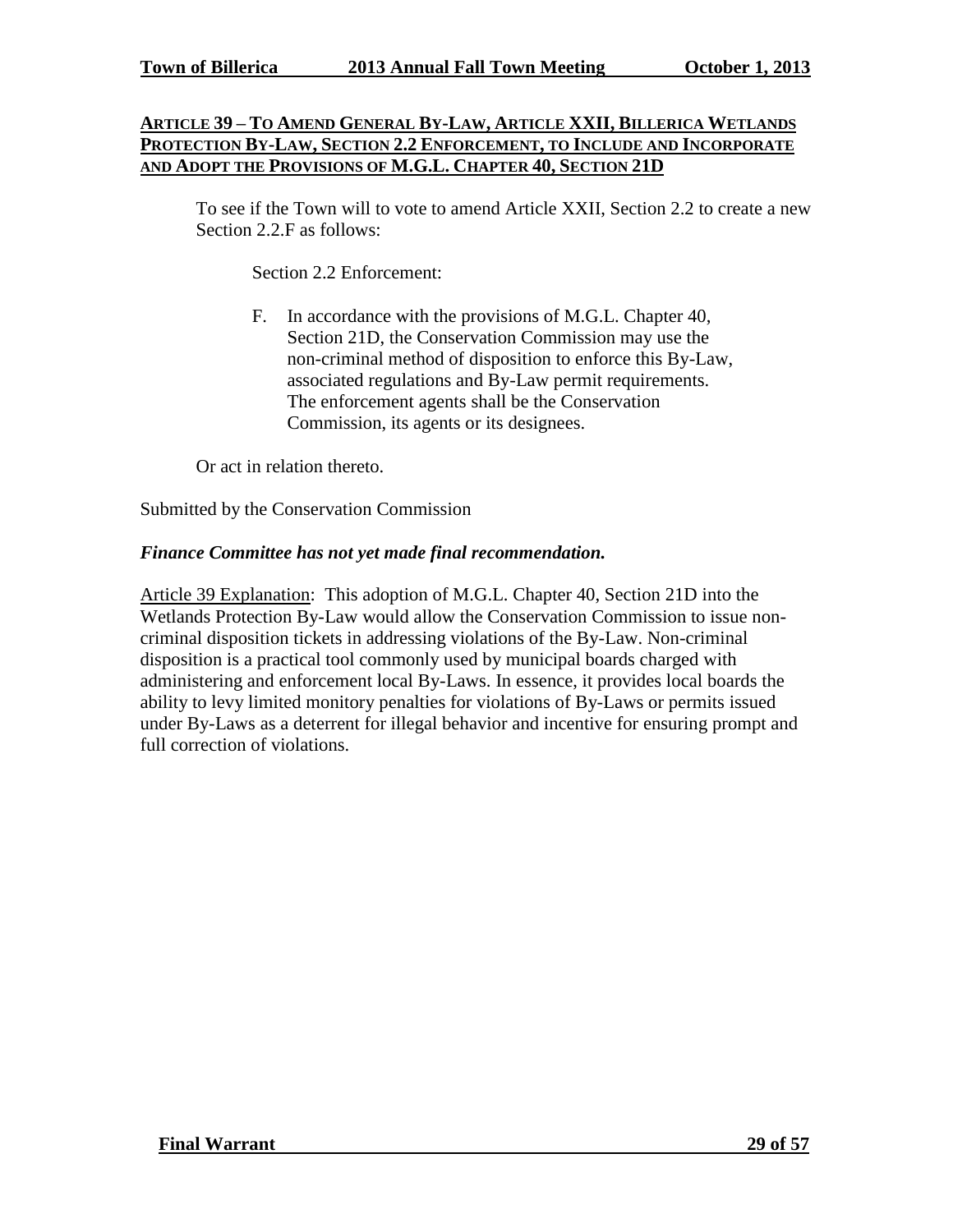## ARTICLE 39 – TO AMEND GENERAL BY-LAW, ARTICLE XXII, BILLERICA WETLANDS PROTECTION BY-LAW, SECTION 2.2 ENFORCEMENT, TO INCLUDE AND INCORPORATE AND ADOPT THE PROVISIONS OF M.G.L. CHAPTER 40, SECTION 21D

To see if the Town will to vote to amend Article XXII, Section 2.2 to create a new Section 2.2.F as follows:

Section 2.2 Enforcement:

F. In accordance with the provisions of M.G.L. Chapter 40, Section 21D, the Conservation Commission may use the non-criminal method of disposition to enforce this By-Law, associated regulations and By-Law permit requirements. The enforcement agents shall be the Conservation Commission, its agents or its designees.

Or act in relation thereto.

Submitted by the Conservation Commission

***Finance Committee has not yet made final recommendation.***

Article 39 Explanation: This adoption of M.G.L. Chapter 40, Section 21D into the Wetlands Protection By-Law would allow the Conservation Commission to issue non-criminal disposition tickets in addressing violations of the By-Law. Non-criminal disposition is a practical tool commonly used by municipal boards charged with administering and enforcement local By-Laws. In essence, it provides local boards the ability to levy limited monitory penalties for violations of By-Laws or permits issued under By-Laws as a deterrent for illegal behavior and incentive for ensuring prompt and full correction of violations.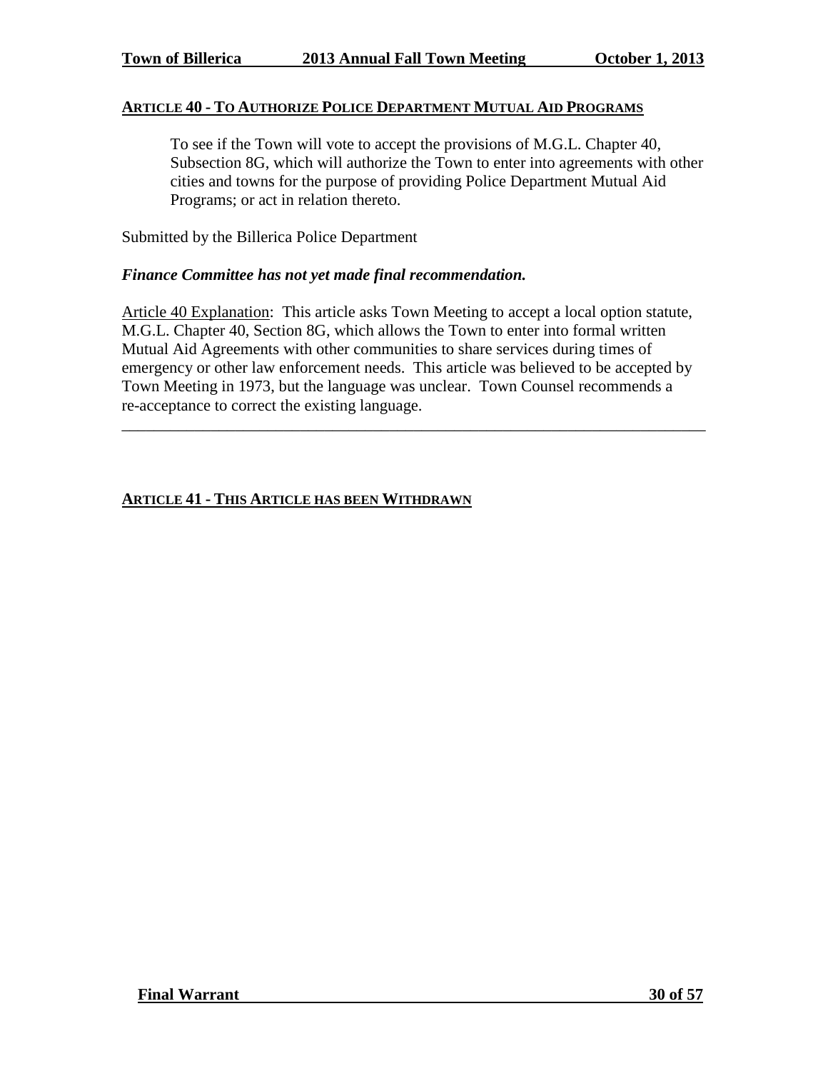## ARTICLE 40 - TO AUTHORIZE POLICE DEPARTMENT MUTUAL AID PROGRAMS

To see if the Town will vote to accept the provisions of M.G.L. Chapter 40, Subsection 8G, which will authorize the Town to enter into agreements with other cities and towns for the purpose of providing Police Department Mutual Aid Programs; or act in relation thereto.

Submitted by the Billerica Police Department

***Finance Committee has not yet made final recommendation.***

Article 40 Explanation: This article asks Town Meeting to accept a local option statute, M.G.L. Chapter 40, Section 8G, which allows the Town to enter into formal written Mutual Aid Agreements with other communities to share services during times of emergency or other law enforcement needs. This article was believed to be accepted by Town Meeting in 1973, but the language was unclear. Town Counsel recommends a re-acceptance to correct the existing language.

---

## ARTICLE 41 - THIS ARTICLE HAS BEEN WITHDRAWN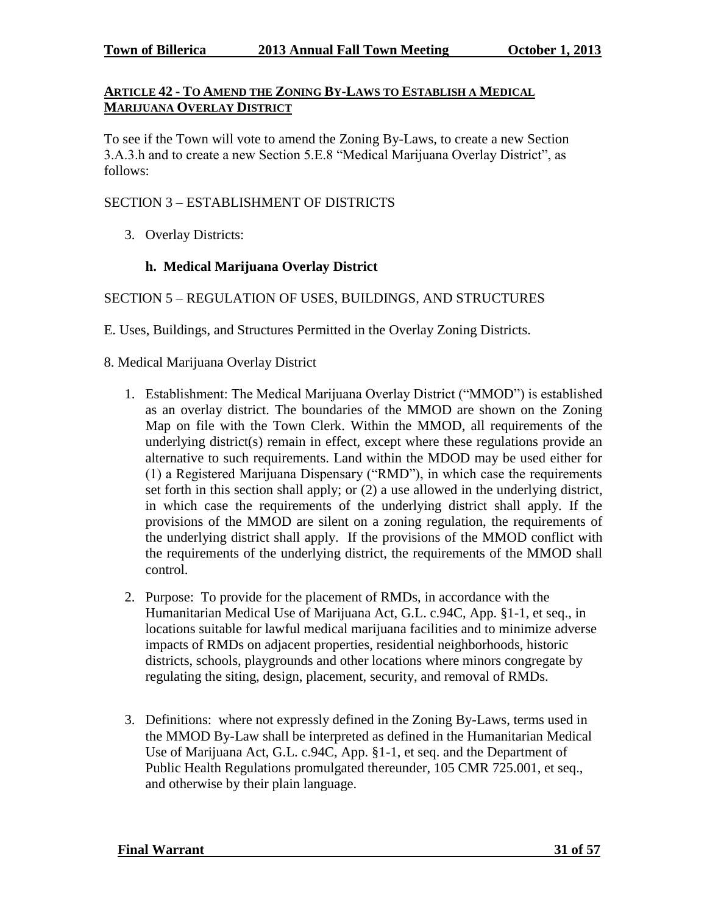## ARTICLE 42 - TO AMEND THE ZONING BY-LAWS TO ESTABLISH A MEDICAL MARIJUANA OVERLAY DISTRICT

To see if the Town will vote to amend the Zoning By-Laws, to create a new Section 3.A.3.h and to create a new Section 5.E.8 "Medical Marijuana Overlay District", as follows:

SECTION 3 – ESTABLISHMENT OF DISTRICTS

3. Overlay Districts:

   **h. Medical Marijuana Overlay District**

SECTION 5 – REGULATION OF USES, BUILDINGS, AND STRUCTURES

E. Uses, Buildings, and Structures Permitted in the Overlay Zoning Districts.

8. Medical Marijuana Overlay District

1. Establishment: The Medical Marijuana Overlay District ("MMOD") is established as an overlay district. The boundaries of the MMOD are shown on the Zoning Map on file with the Town Clerk. Within the MMOD, all requirements of the underlying district(s) remain in effect, except where these regulations provide an alternative to such requirements. Land within the MDOD may be used either for (1) a Registered Marijuana Dispensary ("RMD"), in which case the requirements set forth in this section shall apply; or (2) a use allowed in the underlying district, in which case the requirements of the underlying district shall apply. If the provisions of the MMOD are silent on a zoning regulation, the requirements of the underlying district shall apply. If the provisions of the MMOD conflict with the requirements of the underlying district, the requirements of the MMOD shall control.

2. Purpose: To provide for the placement of RMDs, in accordance with the Humanitarian Medical Use of Marijuana Act, G.L. c.94C, App. §1-1, et seq., in locations suitable for lawful medical marijuana facilities and to minimize adverse impacts of RMDs on adjacent properties, residential neighborhoods, historic districts, schools, playgrounds and other locations where minors congregate by regulating the siting, design, placement, security, and removal of RMDs.

3. Definitions: where not expressly defined in the Zoning By-Laws, terms used in the MMOD By-Law shall be interpreted as defined in the Humanitarian Medical Use of Marijuana Act, G.L. c.94C, App. §1-1, et seq. and the Department of Public Health Regulations promulgated thereunder, 105 CMR 725.001, et seq., and otherwise by their plain language.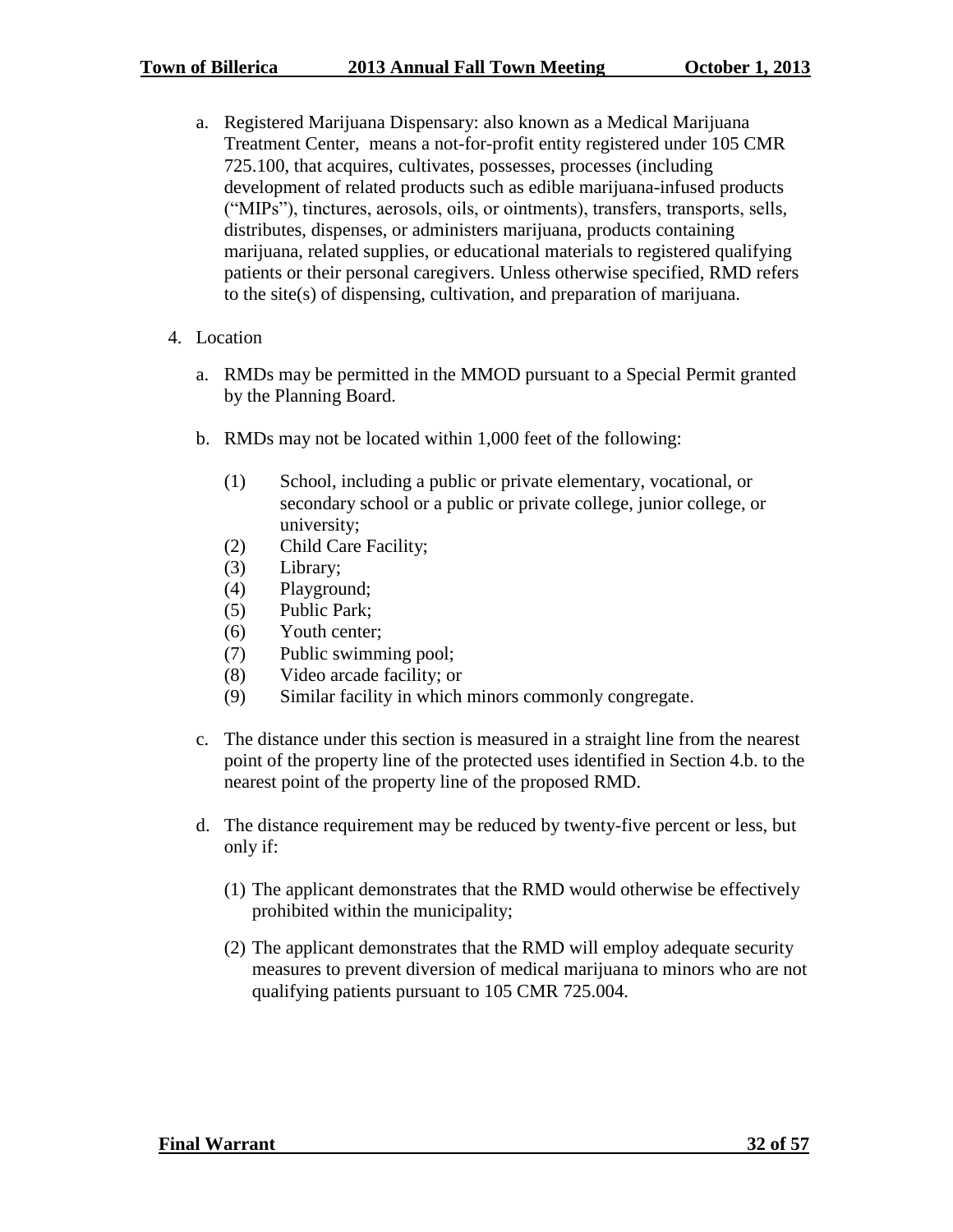a. Registered Marijuana Dispensary: also known as a Medical Marijuana Treatment Center, means a not-for-profit entity registered under 105 CMR 725.100, that acquires, cultivates, possesses, processes (including development of related products such as edible marijuana-infused products ("MIPs"), tinctures, aerosols, oils, or ointments), transfers, transports, sells, distributes, dispenses, or administers marijuana, products containing marijuana, related supplies, or educational materials to registered qualifying patients or their personal caregivers. Unless otherwise specified, RMD refers to the site(s) of dispensing, cultivation, and preparation of marijuana.

4. Location

   a. RMDs may be permitted in the MMOD pursuant to a Special Permit granted by the Planning Board.

   b. RMDs may not be located within 1,000 feet of the following:

      (1) School, including a public or private elementary, vocational, or secondary school or a public or private college, junior college, or university;
      (2) Child Care Facility;
      (3) Library;
      (4) Playground;
      (5) Public Park;
      (6) Youth center;
      (7) Public swimming pool;
      (8) Video arcade facility; or
      (9) Similar facility in which minors commonly congregate.

   c. The distance under this section is measured in a straight line from the nearest point of the property line of the protected uses identified in Section 4.b. to the nearest point of the property line of the proposed RMD.

   d. The distance requirement may be reduced by twenty-five percent or less, but only if:

      (1) The applicant demonstrates that the RMD would otherwise be effectively prohibited within the municipality;

      (2) The applicant demonstrates that the RMD will employ adequate security measures to prevent diversion of medical marijuana to minors who are not qualifying patients pursuant to 105 CMR 725.004.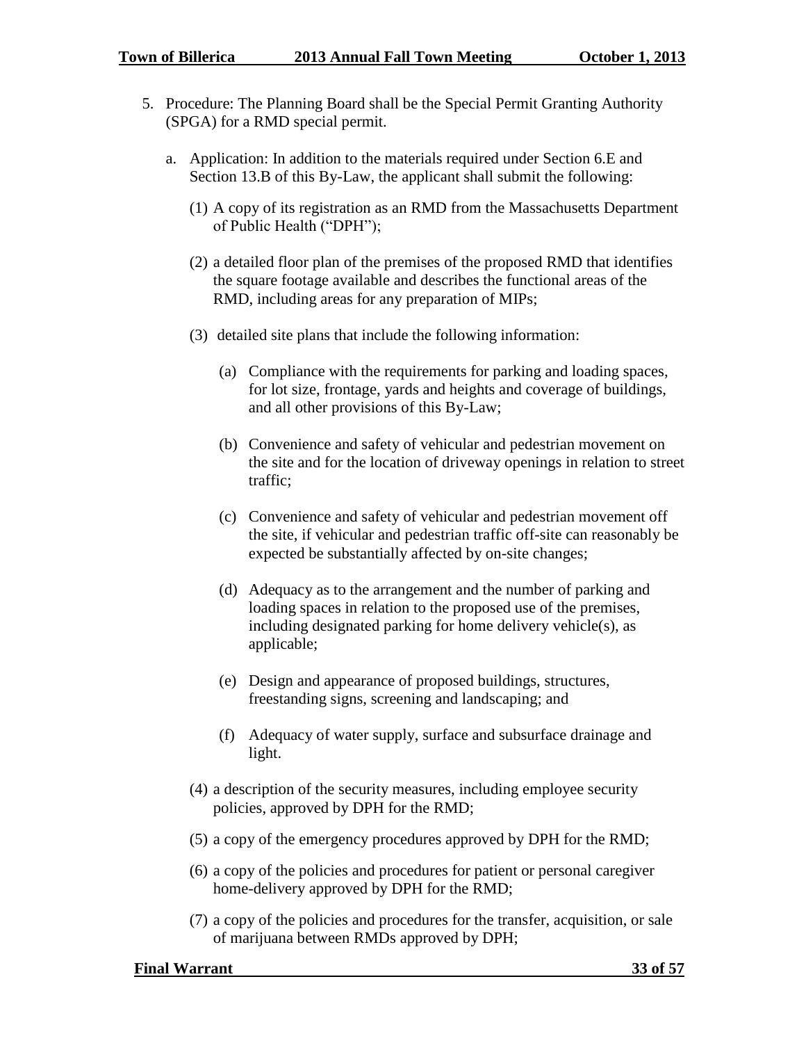5. Procedure: The Planning Board shall be the Special Permit Granting Authority (SPGA) for a RMD special permit.

   a. Application: In addition to the materials required under Section 6.E and Section 13.B of this By-Law, the applicant shall submit the following:

      (1) A copy of its registration as an RMD from the Massachusetts Department of Public Health ("DPH");

      (2) a detailed floor plan of the premises of the proposed RMD that identifies the square footage available and describes the functional areas of the RMD, including areas for any preparation of MIPs;

      (3) detailed site plans that include the following information:

         (a) Compliance with the requirements for parking and loading spaces, for lot size, frontage, yards and heights and coverage of buildings, and all other provisions of this By-Law;

         (b) Convenience and safety of vehicular and pedestrian movement on the site and for the location of driveway openings in relation to street traffic;

         (c) Convenience and safety of vehicular and pedestrian movement off the site, if vehicular and pedestrian traffic off-site can reasonably be expected be substantially affected by on-site changes;

         (d) Adequacy as to the arrangement and the number of parking and loading spaces in relation to the proposed use of the premises, including designated parking for home delivery vehicle(s), as applicable;

         (e) Design and appearance of proposed buildings, structures, freestanding signs, screening and landscaping; and

         (f) Adequacy of water supply, surface and subsurface drainage and light.

      (4) a description of the security measures, including employee security policies, approved by DPH for the RMD;

      (5) a copy of the emergency procedures approved by DPH for the RMD;

      (6) a copy of the policies and procedures for patient or personal caregiver home-delivery approved by DPH for the RMD;

      (7) a copy of the policies and procedures for the transfer, acquisition, or sale of marijuana between RMDs approved by DPH;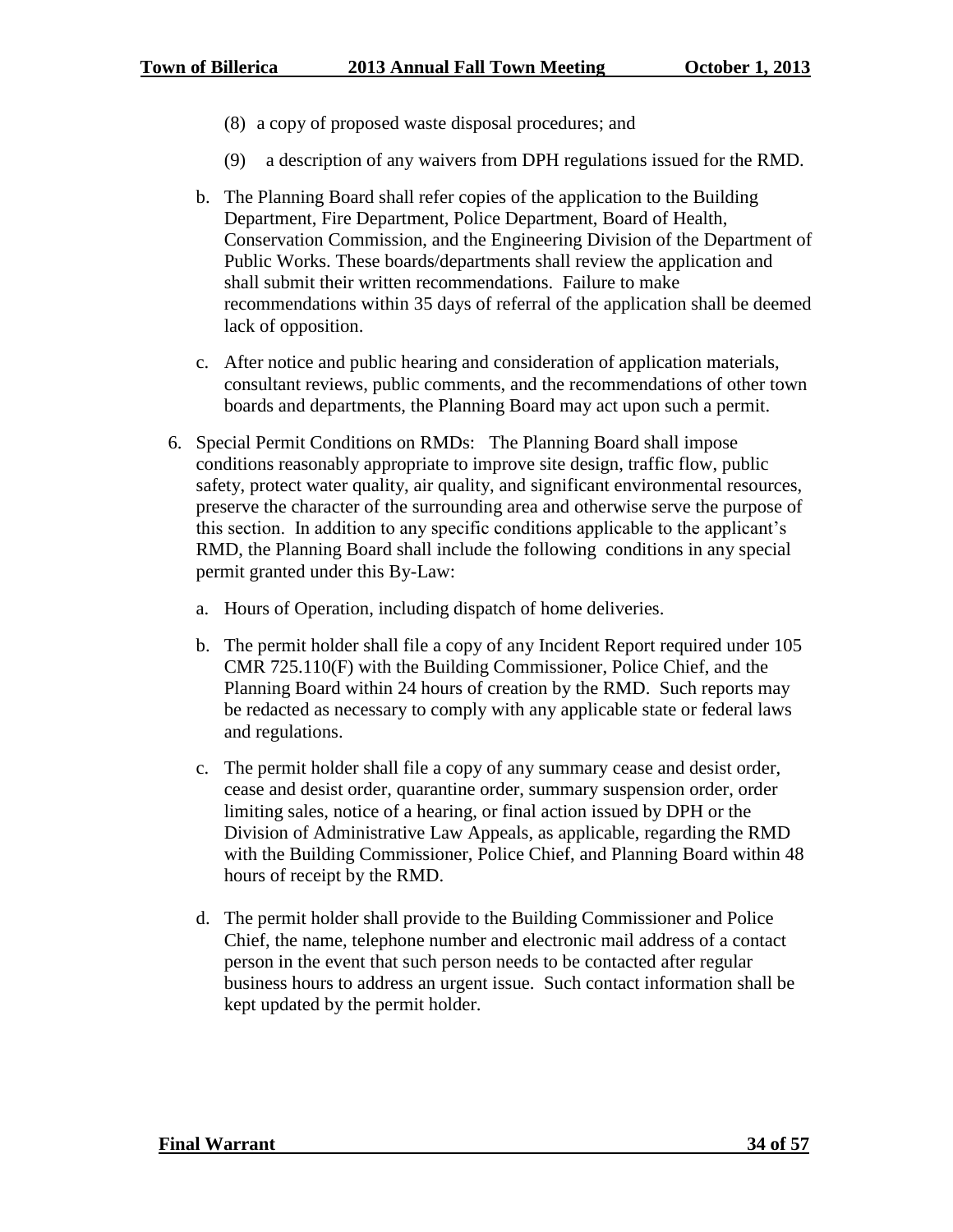(8) a copy of proposed waste disposal procedures; and

(9) a description of any waivers from DPH regulations issued for the RMD.

b. The Planning Board shall refer copies of the application to the Building Department, Fire Department, Police Department, Board of Health, Conservation Commission, and the Engineering Division of the Department of Public Works. These boards/departments shall review the application and shall submit their written recommendations. Failure to make recommendations within 35 days of referral of the application shall be deemed lack of opposition.

c. After notice and public hearing and consideration of application materials, consultant reviews, public comments, and the recommendations of other town boards and departments, the Planning Board may act upon such a permit.

6. Special Permit Conditions on RMDs: The Planning Board shall impose conditions reasonably appropriate to improve site design, traffic flow, public safety, protect water quality, air quality, and significant environmental resources, preserve the character of the surrounding area and otherwise serve the purpose of this section. In addition to any specific conditions applicable to the applicant's RMD, the Planning Board shall include the following conditions in any special permit granted under this By-Law:

   a. Hours of Operation, including dispatch of home deliveries.

   b. The permit holder shall file a copy of any Incident Report required under 105 CMR 725.110(F) with the Building Commissioner, Police Chief, and the Planning Board within 24 hours of creation by the RMD. Such reports may be redacted as necessary to comply with any applicable state or federal laws and regulations.

   c. The permit holder shall file a copy of any summary cease and desist order, cease and desist order, quarantine order, summary suspension order, order limiting sales, notice of a hearing, or final action issued by DPH or the Division of Administrative Law Appeals, as applicable, regarding the RMD with the Building Commissioner, Police Chief, and Planning Board within 48 hours of receipt by the RMD.

   d. The permit holder shall provide to the Building Commissioner and Police Chief, the name, telephone number and electronic mail address of a contact person in the event that such person needs to be contacted after regular business hours to address an urgent issue. Such contact information shall be kept updated by the permit holder.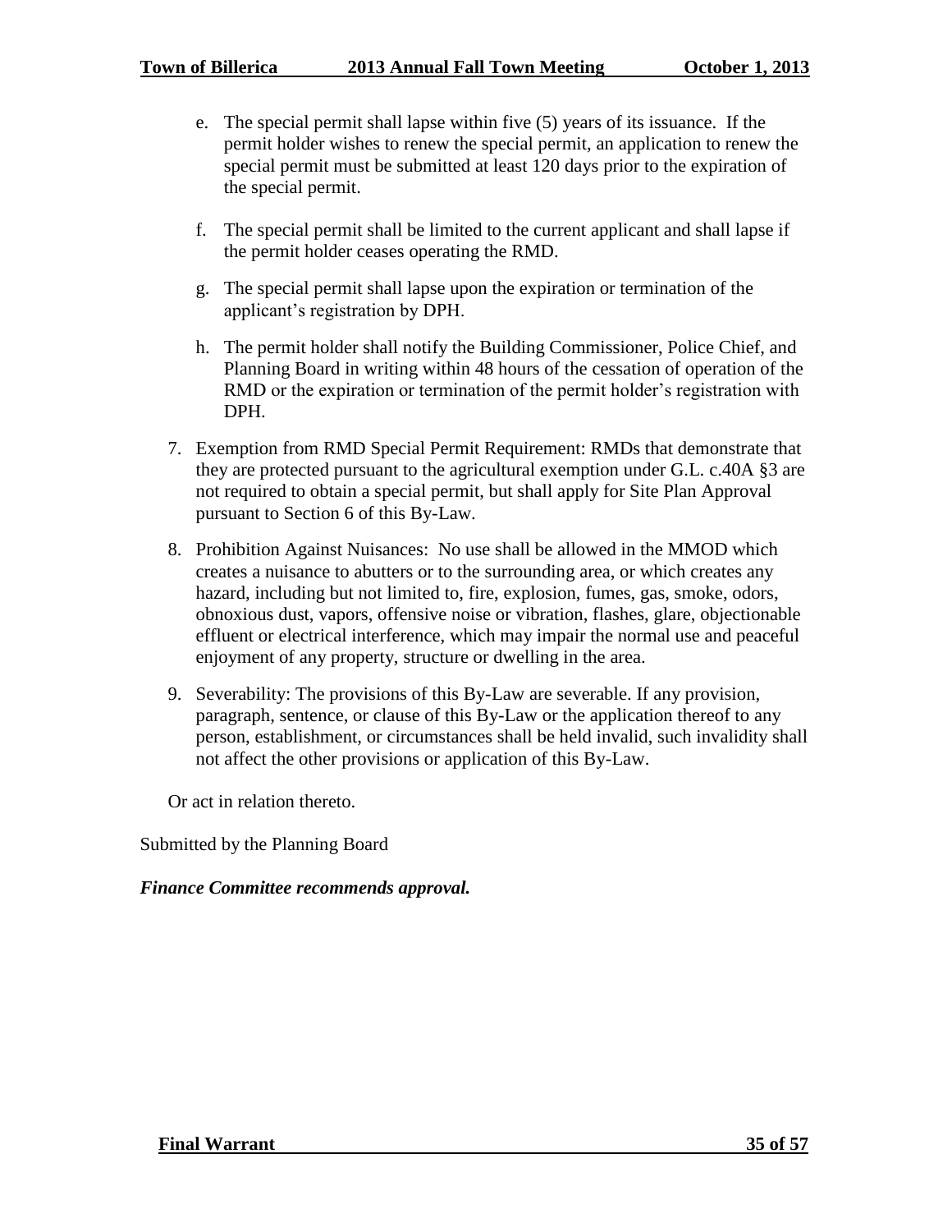e. The special permit shall lapse within five (5) years of its issuance. If the permit holder wishes to renew the special permit, an application to renew the special permit must be submitted at least 120 days prior to the expiration of the special permit.

f. The special permit shall be limited to the current applicant and shall lapse if the permit holder ceases operating the RMD.

g. The special permit shall lapse upon the expiration or termination of the applicant's registration by DPH.

h. The permit holder shall notify the Building Commissioner, Police Chief, and Planning Board in writing within 48 hours of the cessation of operation of the RMD or the expiration or termination of the permit holder's registration with DPH.

7. Exemption from RMD Special Permit Requirement: RMDs that demonstrate that they are protected pursuant to the agricultural exemption under G.L. c.40A §3 are not required to obtain a special permit, but shall apply for Site Plan Approval pursuant to Section 6 of this By-Law.

8. Prohibition Against Nuisances: No use shall be allowed in the MMOD which creates a nuisance to abutters or to the surrounding area, or which creates any hazard, including but not limited to, fire, explosion, fumes, gas, smoke, odors, obnoxious dust, vapors, offensive noise or vibration, flashes, glare, objectionable effluent or electrical interference, which may impair the normal use and peaceful enjoyment of any property, structure or dwelling in the area.

9. Severability: The provisions of this By-Law are severable. If any provision, paragraph, sentence, or clause of this By-Law or the application thereof to any person, establishment, or circumstances shall be held invalid, such invalidity shall not affect the other provisions or application of this By-Law.

Or act in relation thereto.

Submitted by the Planning Board

***Finance Committee recommends approval.***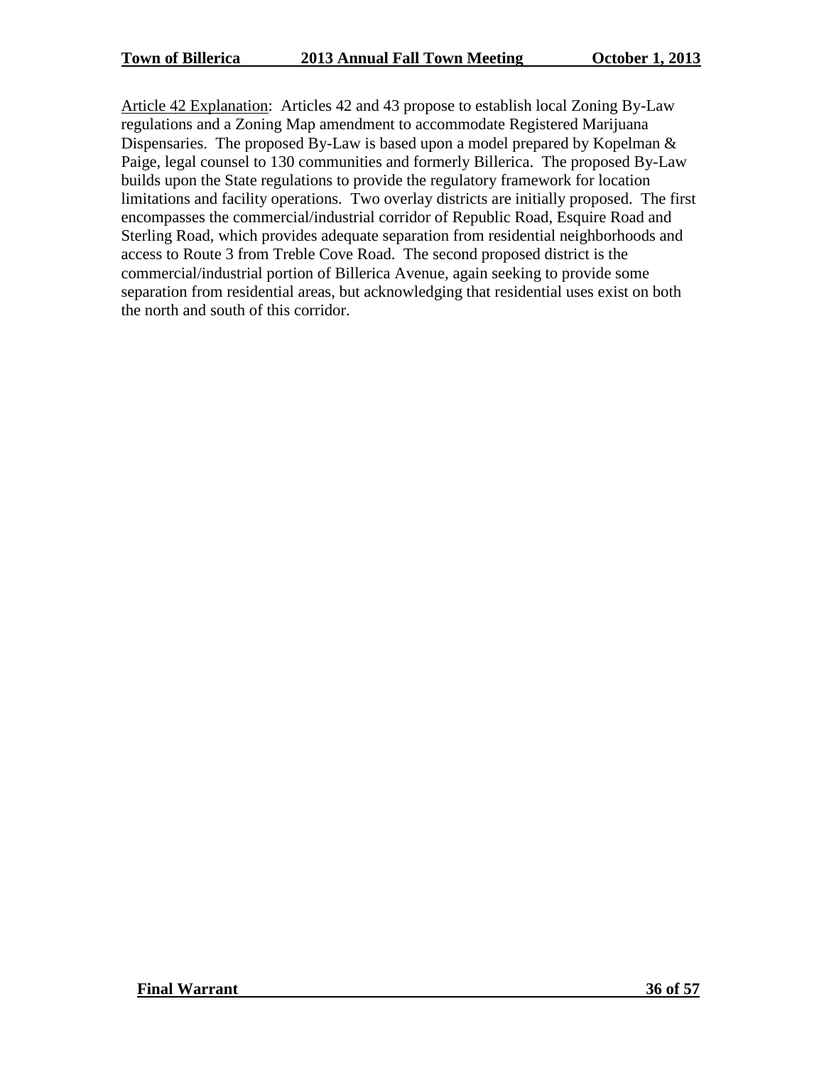Article 42 Explanation: Articles 42 and 43 propose to establish local Zoning By-Law regulations and a Zoning Map amendment to accommodate Registered Marijuana Dispensaries. The proposed By-Law is based upon a model prepared by Kopelman & Paige, legal counsel to 130 communities and formerly Billerica. The proposed By-Law builds upon the State regulations to provide the regulatory framework for location limitations and facility operations. Two overlay districts are initially proposed. The first encompasses the commercial/industrial corridor of Republic Road, Esquire Road and Sterling Road, which provides adequate separation from residential neighborhoods and access to Route 3 from Treble Cove Road. The second proposed district is the commercial/industrial portion of Billerica Avenue, again seeking to provide some separation from residential areas, but acknowledging that residential uses exist on both the north and south of this corridor.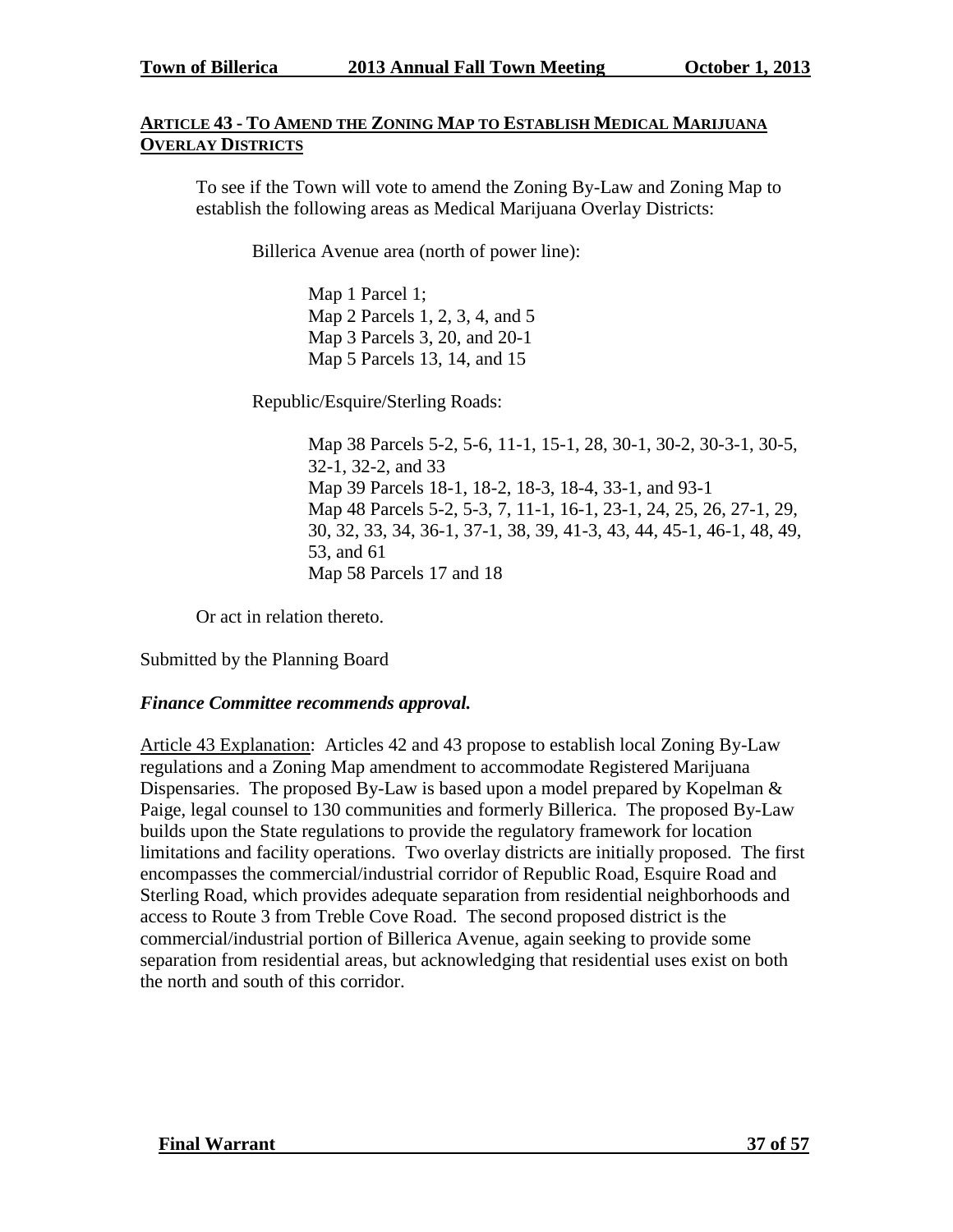## ARTICLE 43 - TO AMEND THE ZONING MAP TO ESTABLISH MEDICAL MARIJUANA OVERLAY DISTRICTS

To see if the Town will vote to amend the Zoning By-Law and Zoning Map to establish the following areas as Medical Marijuana Overlay Districts:

Billerica Avenue area (north of power line):

Map 1 Parcel 1;
Map 2 Parcels 1, 2, 3, 4, and 5
Map 3 Parcels 3, 20, and 20-1
Map 5 Parcels 13, 14, and 15

Republic/Esquire/Sterling Roads:

Map 38 Parcels 5-2, 5-6, 11-1, 15-1, 28, 30-1, 30-2, 30-3-1, 30-5, 32-1, 32-2, and 33
Map 39 Parcels 18-1, 18-2, 18-3, 18-4, 33-1, and 93-1
Map 48 Parcels 5-2, 5-3, 7, 11-1, 16-1, 23-1, 24, 25, 26, 27-1, 29, 30, 32, 33, 34, 36-1, 37-1, 38, 39, 41-3, 43, 44, 45-1, 46-1, 48, 49, 53, and 61
Map 58 Parcels 17 and 18

Or act in relation thereto.

Submitted by the Planning Board

***Finance Committee recommends approval.***

Article 43 Explanation: Articles 42 and 43 propose to establish local Zoning By-Law regulations and a Zoning Map amendment to accommodate Registered Marijuana Dispensaries. The proposed By-Law is based upon a model prepared by Kopelman & Paige, legal counsel to 130 communities and formerly Billerica. The proposed By-Law builds upon the State regulations to provide the regulatory framework for location limitations and facility operations. Two overlay districts are initially proposed. The first encompasses the commercial/industrial corridor of Republic Road, Esquire Road and Sterling Road, which provides adequate separation from residential neighborhoods and access to Route 3 from Treble Cove Road. The second proposed district is the commercial/industrial portion of Billerica Avenue, again seeking to provide some separation from residential areas, but acknowledging that residential uses exist on both the north and south of this corridor.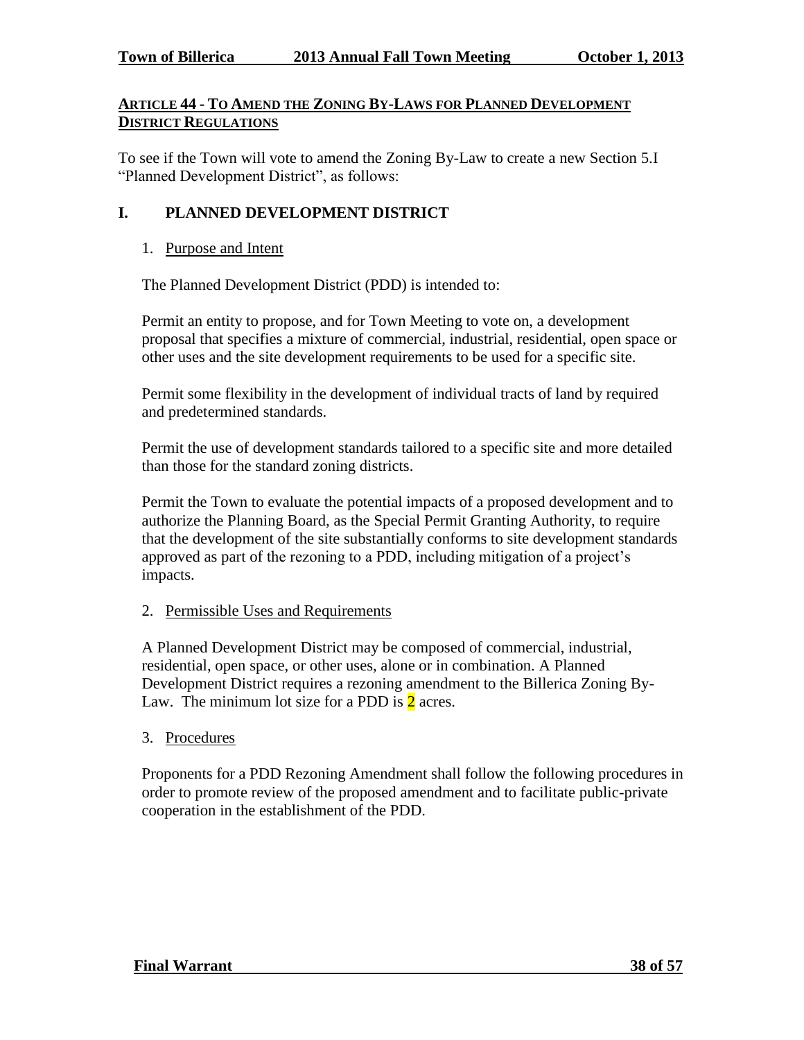## ARTICLE 44 - TO AMEND THE ZONING BY-LAWS FOR PLANNED DEVELOPMENT DISTRICT REGULATIONS

To see if the Town will vote to amend the Zoning By-Law to create a new Section 5.I "Planned Development District", as follows:

### I. PLANNED DEVELOPMENT DISTRICT

1. Purpose and Intent

The Planned Development District (PDD) is intended to:

Permit an entity to propose, and for Town Meeting to vote on, a development proposal that specifies a mixture of commercial, industrial, residential, open space or other uses and the site development requirements to be used for a specific site.

Permit some flexibility in the development of individual tracts of land by required and predetermined standards.

Permit the use of development standards tailored to a specific site and more detailed than those for the standard zoning districts.

Permit the Town to evaluate the potential impacts of a proposed development and to authorize the Planning Board, as the Special Permit Granting Authority, to require that the development of the site substantially conforms to site development standards approved as part of the rezoning to a PDD, including mitigation of a project's impacts.

2. Permissible Uses and Requirements

A Planned Development District may be composed of commercial, industrial, residential, open space, or other uses, alone or in combination. A Planned Development District requires a rezoning amendment to the Billerica Zoning By-Law. The minimum lot size for a PDD is 2 acres.

3. Procedures

Proponents for a PDD Rezoning Amendment shall follow the following procedures in order to promote review of the proposed amendment and to facilitate public-private cooperation in the establishment of the PDD.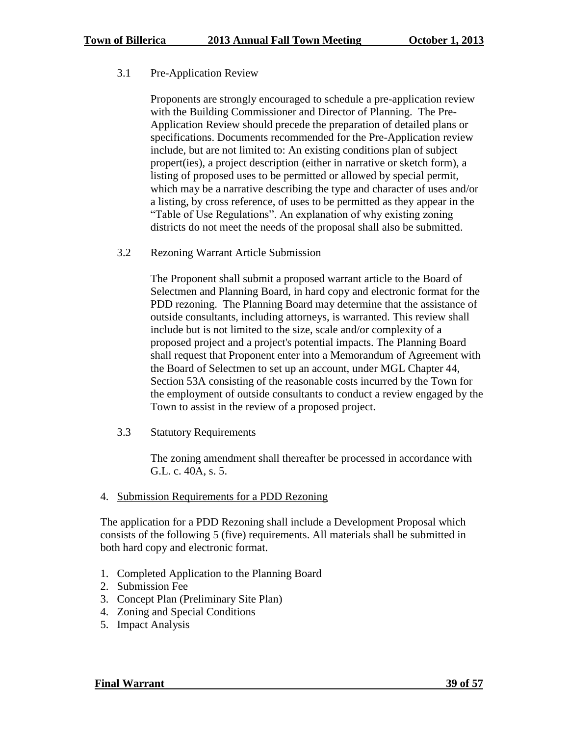3.1 Pre-Application Review

Proponents are strongly encouraged to schedule a pre-application review with the Building Commissioner and Director of Planning. The Pre-Application Review should precede the preparation of detailed plans or specifications. Documents recommended for the Pre-Application review include, but are not limited to: An existing conditions plan of subject propert(ies), a project description (either in narrative or sketch form), a listing of proposed uses to be permitted or allowed by special permit, which may be a narrative describing the type and character of uses and/or a listing, by cross reference, of uses to be permitted as they appear in the "Table of Use Regulations". An explanation of why existing zoning districts do not meet the needs of the proposal shall also be submitted.

3.2 Rezoning Warrant Article Submission

The Proponent shall submit a proposed warrant article to the Board of Selectmen and Planning Board, in hard copy and electronic format for the PDD rezoning. The Planning Board may determine that the assistance of outside consultants, including attorneys, is warranted. This review shall include but is not limited to the size, scale and/or complexity of a proposed project and a project's potential impacts. The Planning Board shall request that Proponent enter into a Memorandum of Agreement with the Board of Selectmen to set up an account, under MGL Chapter 44, Section 53A consisting of the reasonable costs incurred by the Town for the employment of outside consultants to conduct a review engaged by the Town to assist in the review of a proposed project.

3.3 Statutory Requirements

The zoning amendment shall thereafter be processed in accordance with G.L. c. 40A, s. 5.

4. <u>Submission Requirements for a PDD Rezoning</u>

The application for a PDD Rezoning shall include a Development Proposal which consists of the following 5 (five) requirements. All materials shall be submitted in both hard copy and electronic format.

1. Completed Application to the Planning Board
2. Submission Fee
3. Concept Plan (Preliminary Site Plan)
4. Zoning and Special Conditions
5. Impact Analysis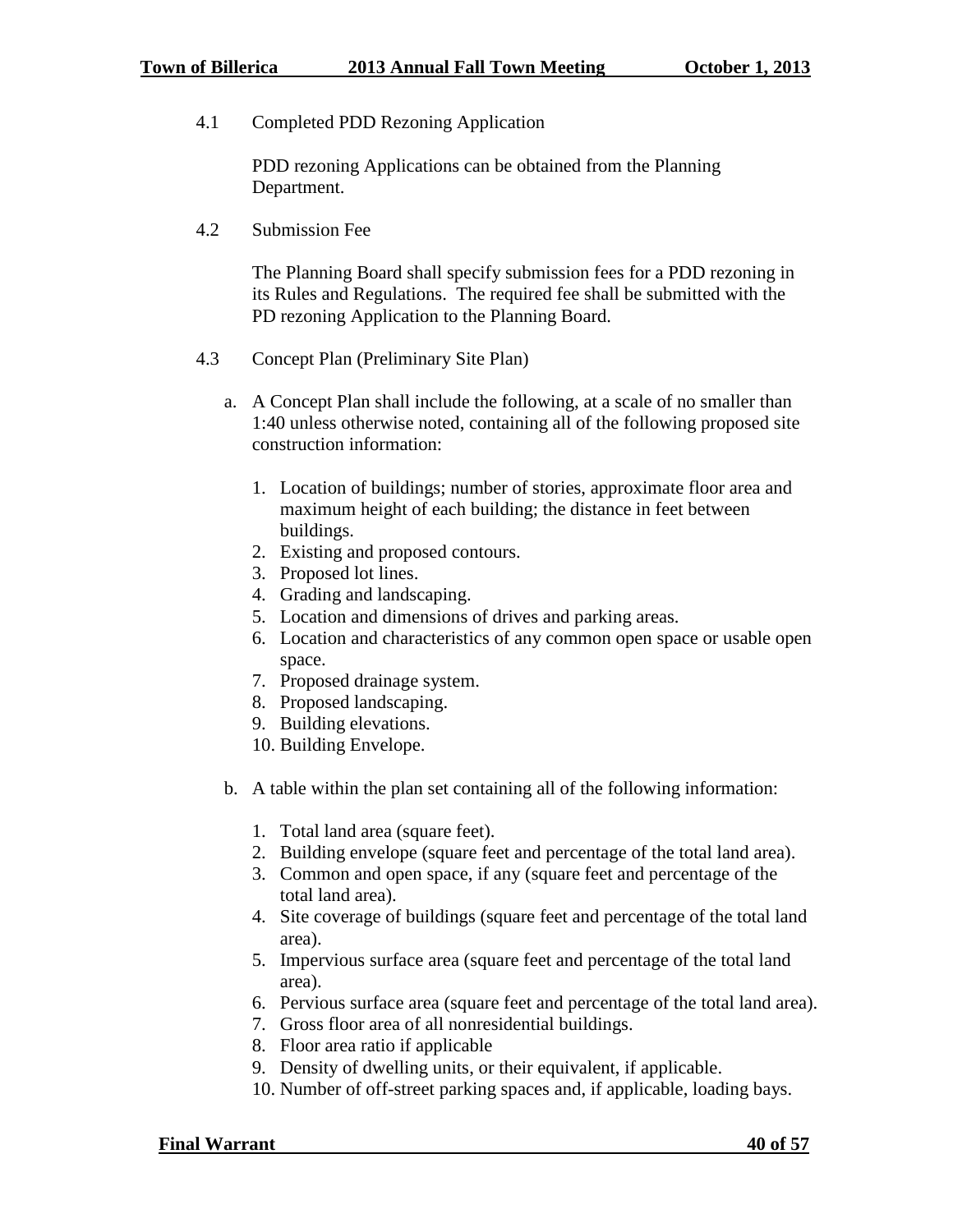4.1 Completed PDD Rezoning Application

PDD rezoning Applications can be obtained from the Planning Department.

4.2 Submission Fee

The Planning Board shall specify submission fees for a PDD rezoning in its Rules and Regulations. The required fee shall be submitted with the PD rezoning Application to the Planning Board.

4.3 Concept Plan (Preliminary Site Plan)

a. A Concept Plan shall include the following, at a scale of no smaller than 1:40 unless otherwise noted, containing all of the following proposed site construction information:

1. Location of buildings; number of stories, approximate floor area and maximum height of each building; the distance in feet between buildings.
2. Existing and proposed contours.
3. Proposed lot lines.
4. Grading and landscaping.
5. Location and dimensions of drives and parking areas.
6. Location and characteristics of any common open space or usable open space.
7. Proposed drainage system.
8. Proposed landscaping.
9. Building elevations.
10. Building Envelope.

b. A table within the plan set containing all of the following information:

1. Total land area (square feet).
2. Building envelope (square feet and percentage of the total land area).
3. Common and open space, if any (square feet and percentage of the total land area).
4. Site coverage of buildings (square feet and percentage of the total land area).
5. Impervious surface area (square feet and percentage of the total land area).
6. Pervious surface area (square feet and percentage of the total land area).
7. Gross floor area of all nonresidential buildings.
8. Floor area ratio if applicable
9. Density of dwelling units, or their equivalent, if applicable.
10. Number of off-street parking spaces and, if applicable, loading bays.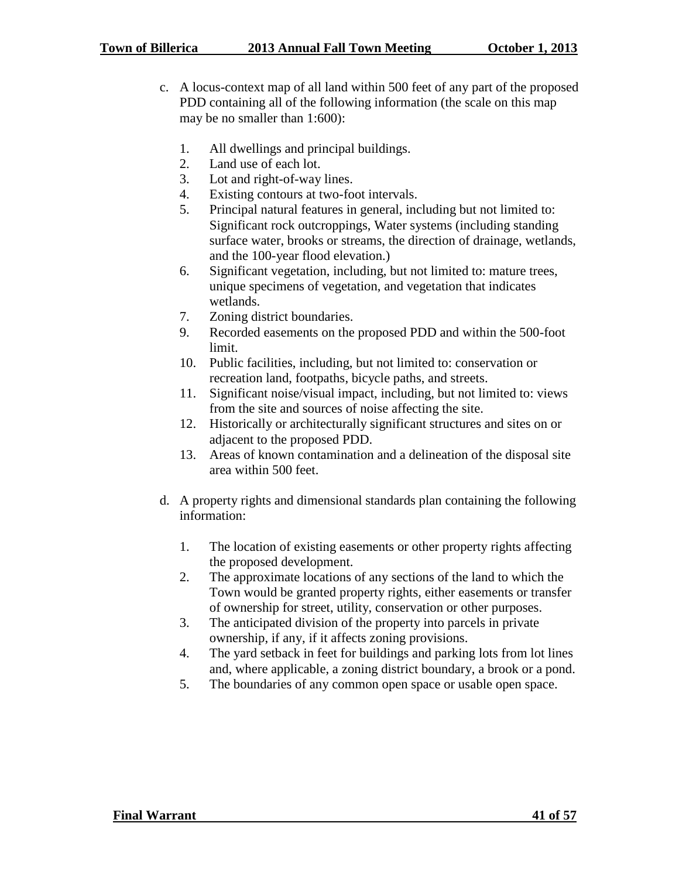c. A locus-context map of all land within 500 feet of any part of the proposed PDD containing all of the following information (the scale on this map may be no smaller than 1:600):

    1. All dwellings and principal buildings.
    2. Land use of each lot.
    3. Lot and right-of-way lines.
    4. Existing contours at two-foot intervals.
    5. Principal natural features in general, including but not limited to: Significant rock outcroppings, Water systems (including standing surface water, brooks or streams, the direction of drainage, wetlands, and the 100-year flood elevation.)
    6. Significant vegetation, including, but not limited to: mature trees, unique specimens of vegetation, and vegetation that indicates wetlands.
    7. Zoning district boundaries.
    9. Recorded easements on the proposed PDD and within the 500-foot limit.
    10. Public facilities, including, but not limited to: conservation or recreation land, footpaths, bicycle paths, and streets.
    11. Significant noise/visual impact, including, but not limited to: views from the site and sources of noise affecting the site.
    12. Historically or architecturally significant structures and sites on or adjacent to the proposed PDD.
    13. Areas of known contamination and a delineation of the disposal site area within 500 feet.

d. A property rights and dimensional standards plan containing the following information:

    1. The location of existing easements or other property rights affecting the proposed development.
    2. The approximate locations of any sections of the land to which the Town would be granted property rights, either easements or transfer of ownership for street, utility, conservation or other purposes.
    3. The anticipated division of the property into parcels in private ownership, if any, if it affects zoning provisions.
    4. The yard setback in feet for buildings and parking lots from lot lines and, where applicable, a zoning district boundary, a brook or a pond.
    5. The boundaries of any common open space or usable open space.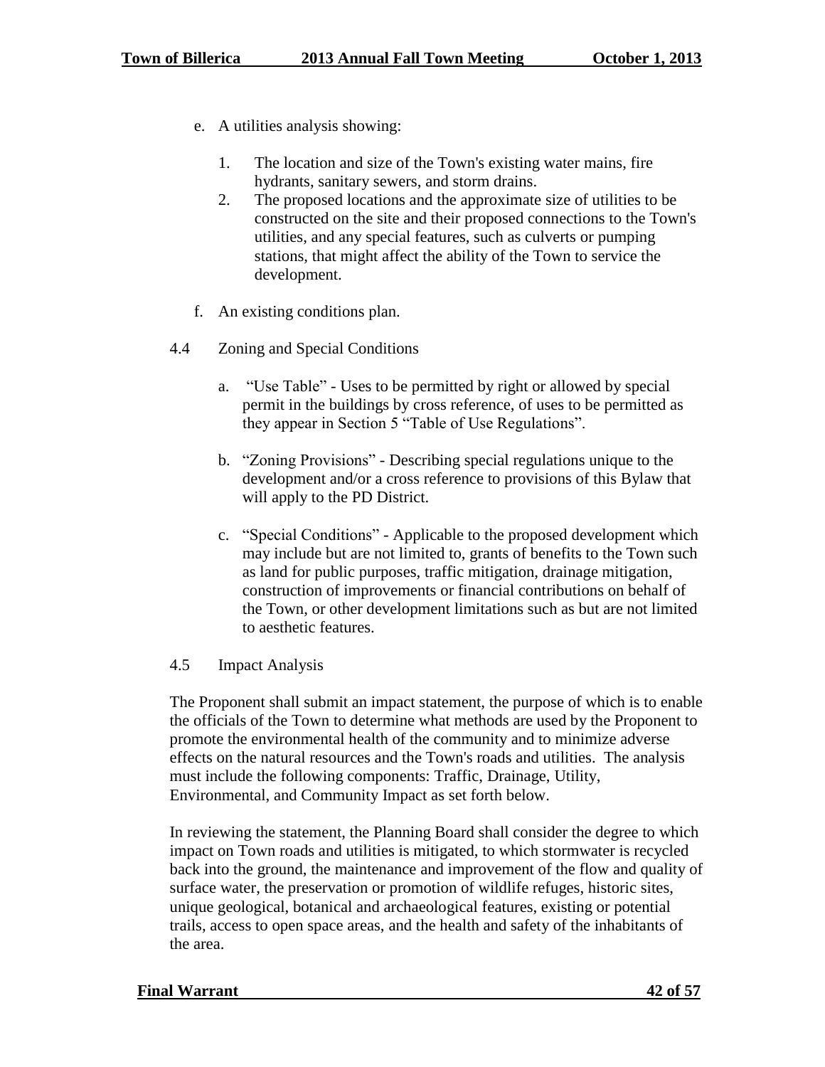e. A utilities analysis showing:

   1. The location and size of the Town's existing water mains, fire hydrants, sanitary sewers, and storm drains.
   2. The proposed locations and the approximate size of utilities to be constructed on the site and their proposed connections to the Town's utilities, and any special features, such as culverts or pumping stations, that might affect the ability of the Town to service the development.

f. An existing conditions plan.

4.4 Zoning and Special Conditions

a. "Use Table" - Uses to be permitted by right or allowed by special permit in the buildings by cross reference, of uses to be permitted as they appear in Section 5 "Table of Use Regulations".

b. "Zoning Provisions" - Describing special regulations unique to the development and/or a cross reference to provisions of this Bylaw that will apply to the PD District.

c. "Special Conditions" - Applicable to the proposed development which may include but are not limited to, grants of benefits to the Town such as land for public purposes, traffic mitigation, drainage mitigation, construction of improvements or financial contributions on behalf of the Town, or other development limitations such as but are not limited to aesthetic features.

4.5 Impact Analysis

The Proponent shall submit an impact statement, the purpose of which is to enable the officials of the Town to determine what methods are used by the Proponent to promote the environmental health of the community and to minimize adverse effects on the natural resources and the Town's roads and utilities. The analysis must include the following components: Traffic, Drainage, Utility, Environmental, and Community Impact as set forth below.

In reviewing the statement, the Planning Board shall consider the degree to which impact on Town roads and utilities is mitigated, to which stormwater is recycled back into the ground, the maintenance and improvement of the flow and quality of surface water, the preservation or promotion of wildlife refuges, historic sites, unique geological, botanical and archaeological features, existing or potential trails, access to open space areas, and the health and safety of the inhabitants of the area.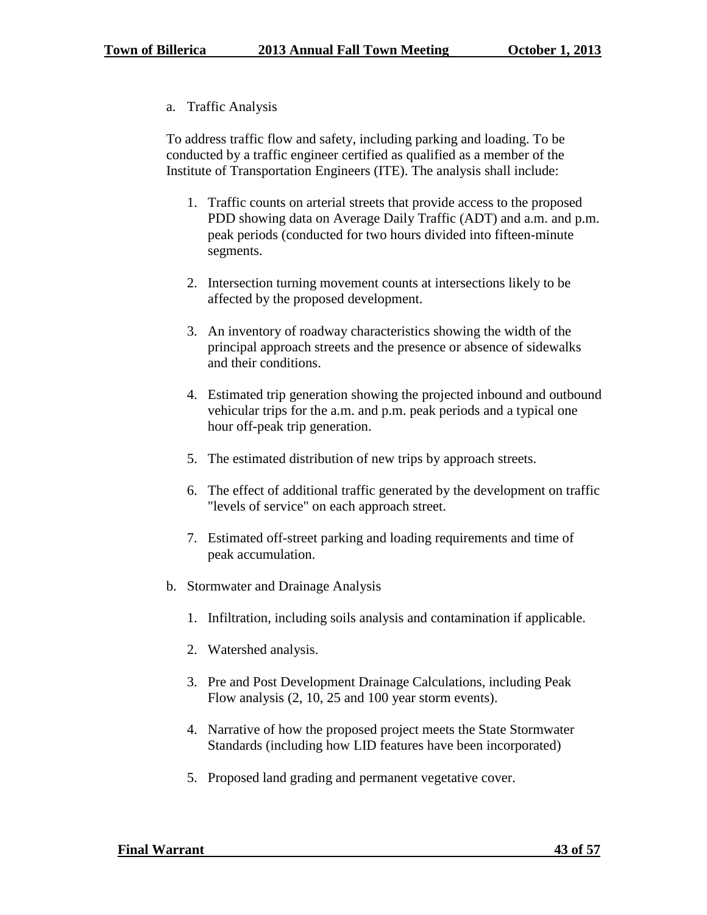a. Traffic Analysis

To address traffic flow and safety, including parking and loading. To be conducted by a traffic engineer certified as qualified as a member of the Institute of Transportation Engineers (ITE). The analysis shall include:

1. Traffic counts on arterial streets that provide access to the proposed PDD showing data on Average Daily Traffic (ADT) and a.m. and p.m. peak periods (conducted for two hours divided into fifteen-minute segments.

2. Intersection turning movement counts at intersections likely to be affected by the proposed development.

3. An inventory of roadway characteristics showing the width of the principal approach streets and the presence or absence of sidewalks and their conditions.

4. Estimated trip generation showing the projected inbound and outbound vehicular trips for the a.m. and p.m. peak periods and a typical one hour off-peak trip generation.

5. The estimated distribution of new trips by approach streets.

6. The effect of additional traffic generated by the development on traffic "levels of service" on each approach street.

7. Estimated off-street parking and loading requirements and time of peak accumulation.

b. Stormwater and Drainage Analysis

1. Infiltration, including soils analysis and contamination if applicable.

2. Watershed analysis.

3. Pre and Post Development Drainage Calculations, including Peak Flow analysis (2, 10, 25 and 100 year storm events).

4. Narrative of how the proposed project meets the State Stormwater Standards (including how LID features have been incorporated)

5. Proposed land grading and permanent vegetative cover.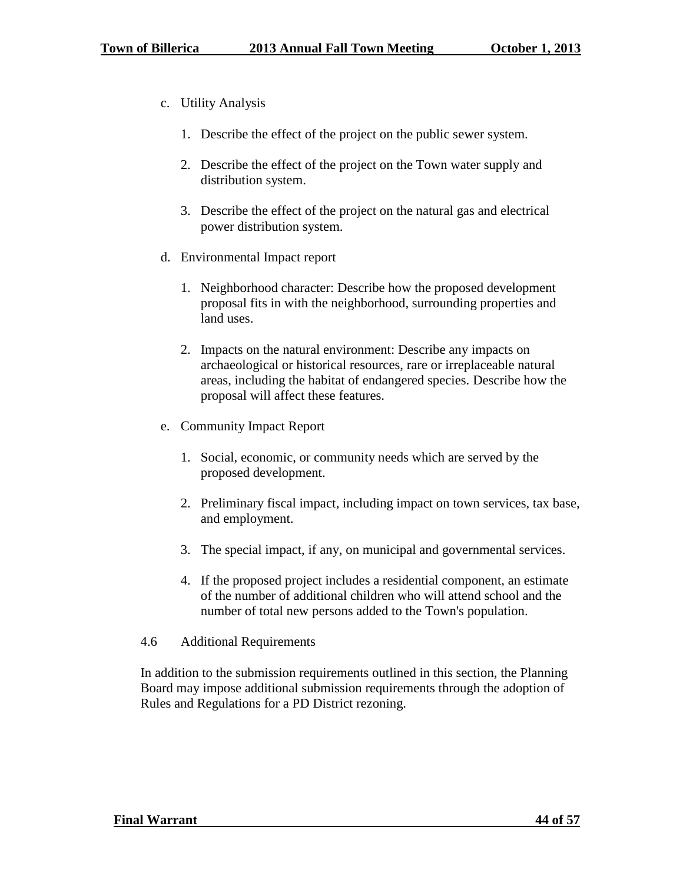c. Utility Analysis

    1. Describe the effect of the project on the public sewer system.

    2. Describe the effect of the project on the Town water supply and distribution system.

    3. Describe the effect of the project on the natural gas and electrical power distribution system.

d. Environmental Impact report

    1. Neighborhood character: Describe how the proposed development proposal fits in with the neighborhood, surrounding properties and land uses.

    2. Impacts on the natural environment: Describe any impacts on archaeological or historical resources, rare or irreplaceable natural areas, including the habitat of endangered species. Describe how the proposal will affect these features.

e. Community Impact Report

    1. Social, economic, or community needs which are served by the proposed development.

    2. Preliminary fiscal impact, including impact on town services, tax base, and employment.

    3. The special impact, if any, on municipal and governmental services.

    4. If the proposed project includes a residential component, an estimate of the number of additional children who will attend school and the number of total new persons added to the Town's population.

4.6 Additional Requirements

In addition to the submission requirements outlined in this section, the Planning Board may impose additional submission requirements through the adoption of Rules and Regulations for a PD District rezoning.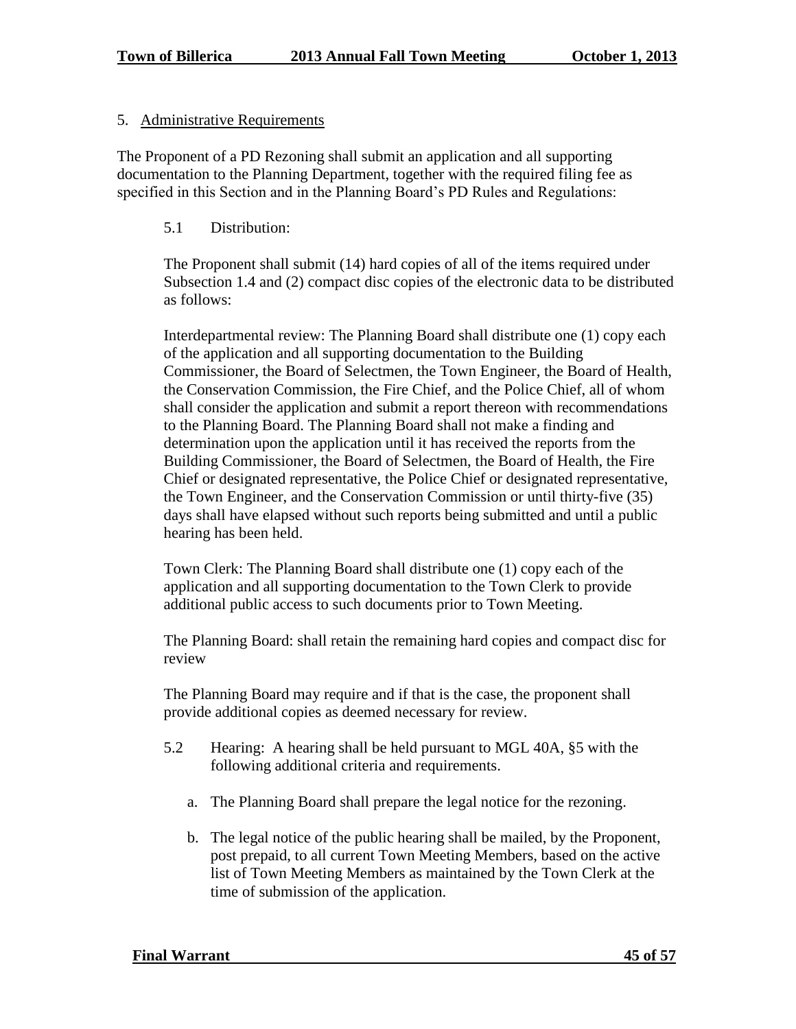5. <u>Administrative Requirements</u>

The Proponent of a PD Rezoning shall submit an application and all supporting documentation to the Planning Department, together with the required filing fee as specified in this Section and in the Planning Board's PD Rules and Regulations:

5.1 Distribution:

The Proponent shall submit (14) hard copies of all of the items required under Subsection 1.4 and (2) compact disc copies of the electronic data to be distributed as follows:

Interdepartmental review: The Planning Board shall distribute one (1) copy each of the application and all supporting documentation to the Building Commissioner, the Board of Selectmen, the Town Engineer, the Board of Health, the Conservation Commission, the Fire Chief, and the Police Chief, all of whom shall consider the application and submit a report thereon with recommendations to the Planning Board. The Planning Board shall not make a finding and determination upon the application until it has received the reports from the Building Commissioner, the Board of Selectmen, the Board of Health, the Fire Chief or designated representative, the Police Chief or designated representative, the Town Engineer, and the Conservation Commission or until thirty-five (35) days shall have elapsed without such reports being submitted and until a public hearing has been held.

Town Clerk: The Planning Board shall distribute one (1) copy each of the application and all supporting documentation to the Town Clerk to provide additional public access to such documents prior to Town Meeting.

The Planning Board: shall retain the remaining hard copies and compact disc for review

The Planning Board may require and if that is the case, the proponent shall provide additional copies as deemed necessary for review.

5.2 Hearing: A hearing shall be held pursuant to MGL 40A, §5 with the following additional criteria and requirements.

a. The Planning Board shall prepare the legal notice for the rezoning.

b. The legal notice of the public hearing shall be mailed, by the Proponent, post prepaid, to all current Town Meeting Members, based on the active list of Town Meeting Members as maintained by the Town Clerk at the time of submission of the application.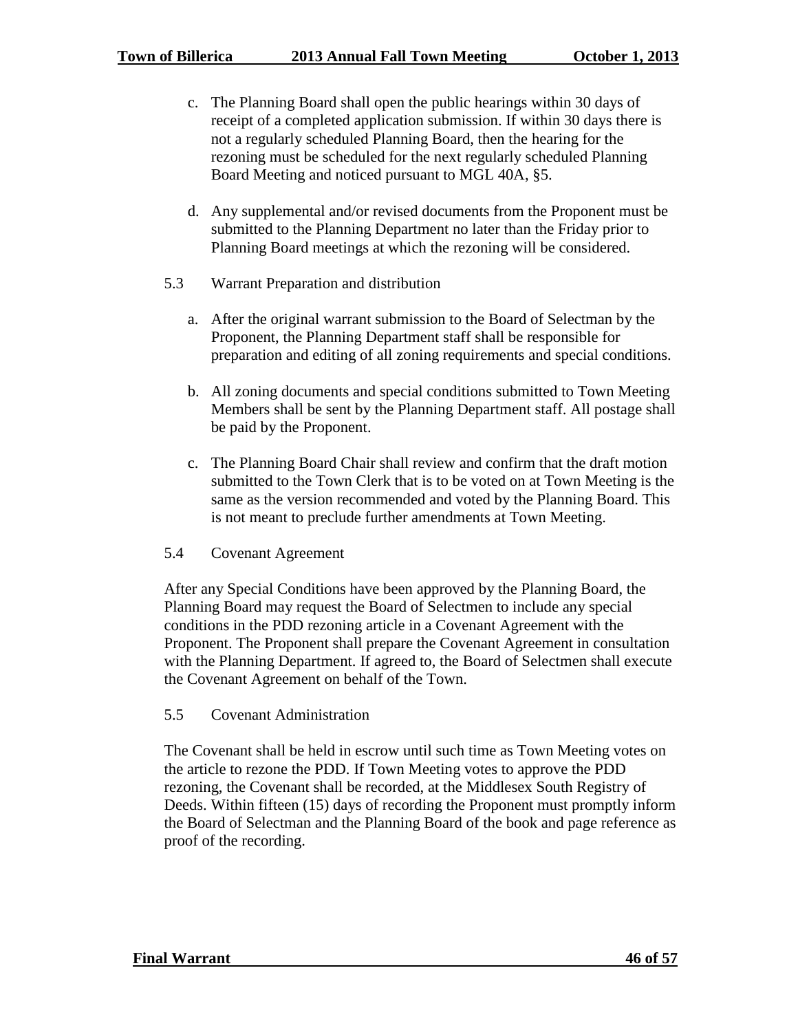c. The Planning Board shall open the public hearings within 30 days of receipt of a completed application submission. If within 30 days there is not a regularly scheduled Planning Board, then the hearing for the rezoning must be scheduled for the next regularly scheduled Planning Board Meeting and noticed pursuant to MGL 40A, §5.

d. Any supplemental and/or revised documents from the Proponent must be submitted to the Planning Department no later than the Friday prior to Planning Board meetings at which the rezoning will be considered.

5.3 Warrant Preparation and distribution

a. After the original warrant submission to the Board of Selectman by the Proponent, the Planning Department staff shall be responsible for preparation and editing of all zoning requirements and special conditions.

b. All zoning documents and special conditions submitted to Town Meeting Members shall be sent by the Planning Department staff. All postage shall be paid by the Proponent.

c. The Planning Board Chair shall review and confirm that the draft motion submitted to the Town Clerk that is to be voted on at Town Meeting is the same as the version recommended and voted by the Planning Board. This is not meant to preclude further amendments at Town Meeting.

5.4 Covenant Agreement

After any Special Conditions have been approved by the Planning Board, the Planning Board may request the Board of Selectmen to include any special conditions in the PDD rezoning article in a Covenant Agreement with the Proponent. The Proponent shall prepare the Covenant Agreement in consultation with the Planning Department. If agreed to, the Board of Selectmen shall execute the Covenant Agreement on behalf of the Town.

5.5 Covenant Administration

The Covenant shall be held in escrow until such time as Town Meeting votes on the article to rezone the PDD. If Town Meeting votes to approve the PDD rezoning, the Covenant shall be recorded, at the Middlesex South Registry of Deeds. Within fifteen (15) days of recording the Proponent must promptly inform the Board of Selectman and the Planning Board of the book and page reference as proof of the recording.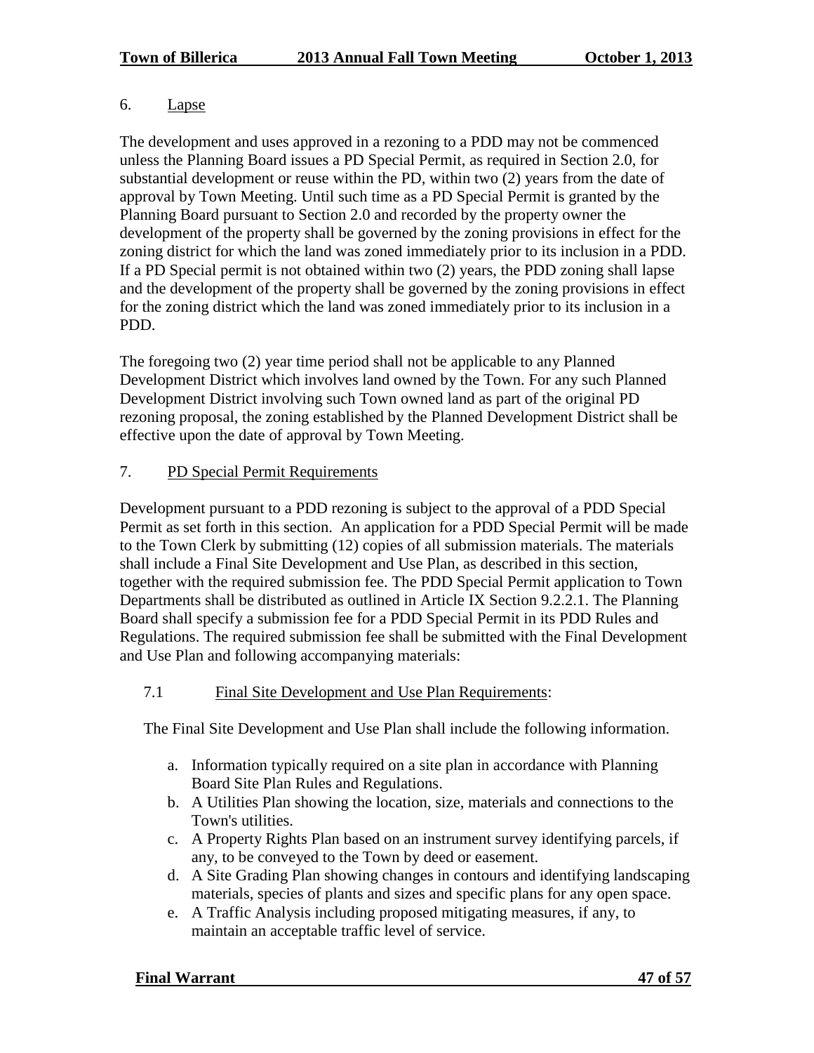6. Lapse

The development and uses approved in a rezoning to a PDD may not be commenced unless the Planning Board issues a PD Special Permit, as required in Section 2.0, for substantial development or reuse within the PD, within two (2) years from the date of approval by Town Meeting. Until such time as a PD Special Permit is granted by the Planning Board pursuant to Section 2.0 and recorded by the property owner the development of the property shall be governed by the zoning provisions in effect for the zoning district for which the land was zoned immediately prior to its inclusion in a PDD. If a PD Special permit is not obtained within two (2) years, the PDD zoning shall lapse and the development of the property shall be governed by the zoning provisions in effect for the zoning district which the land was zoned immediately prior to its inclusion in a PDD.

The foregoing two (2) year time period shall not be applicable to any Planned Development District which involves land owned by the Town. For any such Planned Development District involving such Town owned land as part of the original PD rezoning proposal, the zoning established by the Planned Development District shall be effective upon the date of approval by Town Meeting.

7. PD Special Permit Requirements

Development pursuant to a PDD rezoning is subject to the approval of a PDD Special Permit as set forth in this section. An application for a PDD Special Permit will be made to the Town Clerk by submitting (12) copies of all submission materials. The materials shall include a Final Site Development and Use Plan, as described in this section, together with the required submission fee. The PDD Special Permit application to Town Departments shall be distributed as outlined in Article IX Section 9.2.2.1. The Planning Board shall specify a submission fee for a PDD Special Permit in its PDD Rules and Regulations. The required submission fee shall be submitted with the Final Development and Use Plan and following accompanying materials:

7.1 Final Site Development and Use Plan Requirements:

The Final Site Development and Use Plan shall include the following information.

a. Information typically required on a site plan in accordance with Planning Board Site Plan Rules and Regulations.
b. A Utilities Plan showing the location, size, materials and connections to the Town's utilities.
c. A Property Rights Plan based on an instrument survey identifying parcels, if any, to be conveyed to the Town by deed or easement.
d. A Site Grading Plan showing changes in contours and identifying landscaping materials, species of plants and sizes and specific plans for any open space.
e. A Traffic Analysis including proposed mitigating measures, if any, to maintain an acceptable traffic level of service.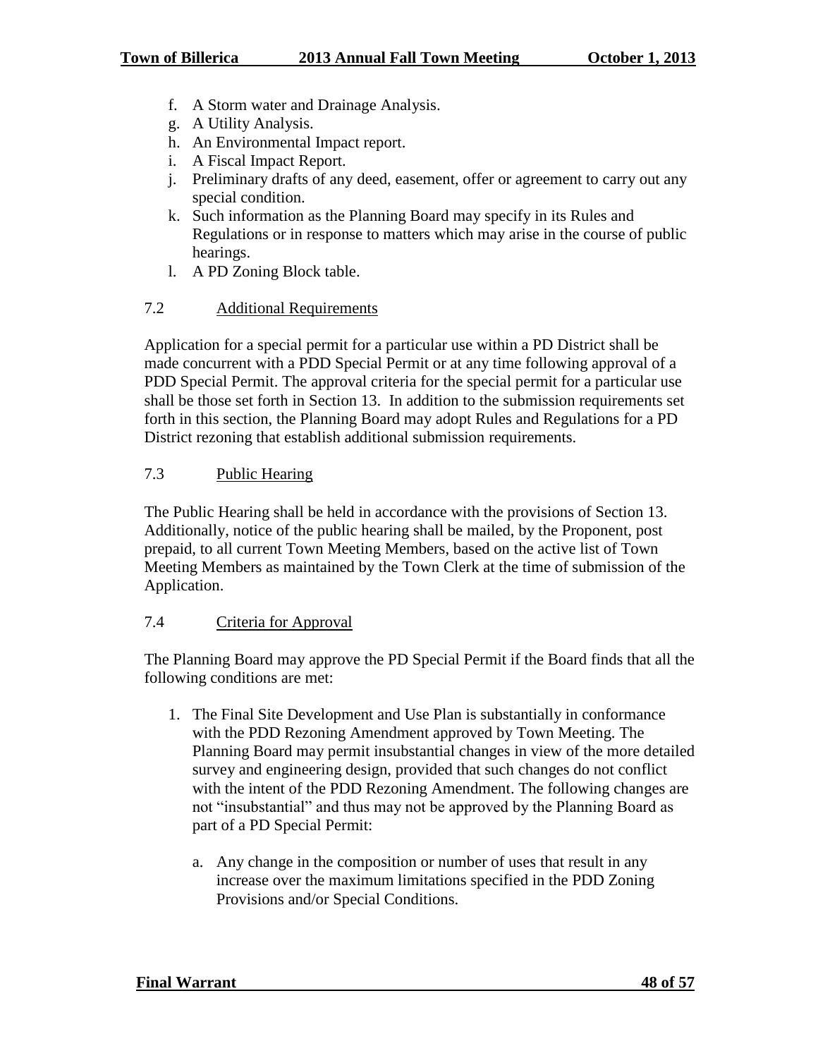f. A Storm water and Drainage Analysis.
g. A Utility Analysis.
h. An Environmental Impact report.
i. A Fiscal Impact Report.
j. Preliminary drafts of any deed, easement, offer or agreement to carry out any special condition.
k. Such information as the Planning Board may specify in its Rules and Regulations or in response to matters which may arise in the course of public hearings.
l. A PD Zoning Block table.

7.2 Additional Requirements

Application for a special permit for a particular use within a PD District shall be made concurrent with a PDD Special Permit or at any time following approval of a PDD Special Permit. The approval criteria for the special permit for a particular use shall be those set forth in Section 13. In addition to the submission requirements set forth in this section, the Planning Board may adopt Rules and Regulations for a PD District rezoning that establish additional submission requirements.

7.3 Public Hearing

The Public Hearing shall be held in accordance with the provisions of Section 13. Additionally, notice of the public hearing shall be mailed, by the Proponent, post prepaid, to all current Town Meeting Members, based on the active list of Town Meeting Members as maintained by the Town Clerk at the time of submission of the Application.

7.4 Criteria for Approval

The Planning Board may approve the PD Special Permit if the Board finds that all the following conditions are met:

1. The Final Site Development and Use Plan is substantially in conformance with the PDD Rezoning Amendment approved by Town Meeting. The Planning Board may permit insubstantial changes in view of the more detailed survey and engineering design, provided that such changes do not conflict with the intent of the PDD Rezoning Amendment. The following changes are not "insubstantial" and thus may not be approved by the Planning Board as part of a PD Special Permit:

   a. Any change in the composition or number of uses that result in any increase over the maximum limitations specified in the PDD Zoning Provisions and/or Special Conditions.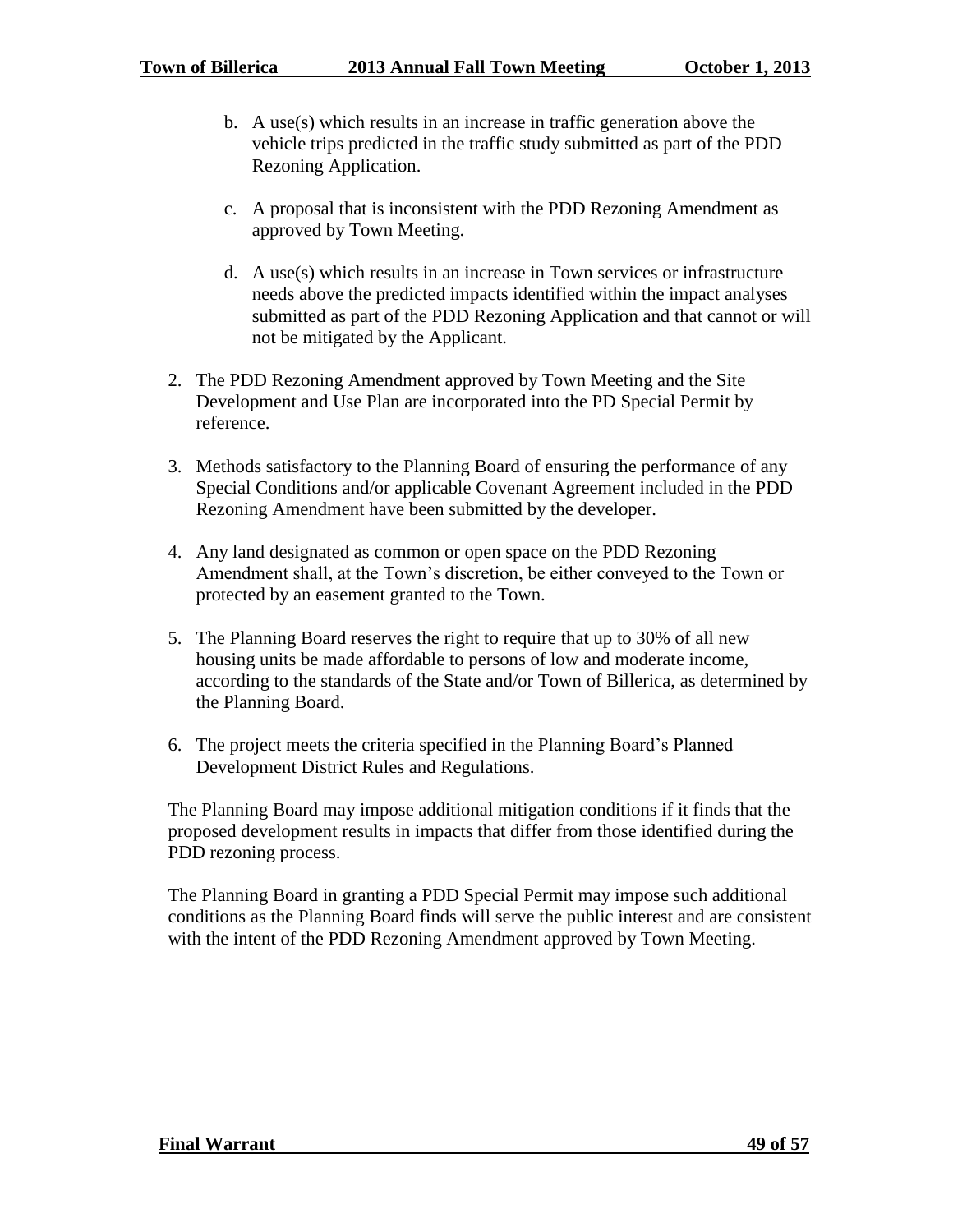b. A use(s) which results in an increase in traffic generation above the vehicle trips predicted in the traffic study submitted as part of the PDD Rezoning Application.

   c. A proposal that is inconsistent with the PDD Rezoning Amendment as approved by Town Meeting.

   d. A use(s) which results in an increase in Town services or infrastructure needs above the predicted impacts identified within the impact analyses submitted as part of the PDD Rezoning Application and that cannot or will not be mitigated by the Applicant.

2. The PDD Rezoning Amendment approved by Town Meeting and the Site Development and Use Plan are incorporated into the PD Special Permit by reference.

3. Methods satisfactory to the Planning Board of ensuring the performance of any Special Conditions and/or applicable Covenant Agreement included in the PDD Rezoning Amendment have been submitted by the developer.

4. Any land designated as common or open space on the PDD Rezoning Amendment shall, at the Town's discretion, be either conveyed to the Town or protected by an easement granted to the Town.

5. The Planning Board reserves the right to require that up to 30% of all new housing units be made affordable to persons of low and moderate income, according to the standards of the State and/or Town of Billerica, as determined by the Planning Board.

6. The project meets the criteria specified in the Planning Board's Planned Development District Rules and Regulations.

The Planning Board may impose additional mitigation conditions if it finds that the proposed development results in impacts that differ from those identified during the PDD rezoning process.

The Planning Board in granting a PDD Special Permit may impose such additional conditions as the Planning Board finds will serve the public interest and are consistent with the intent of the PDD Rezoning Amendment approved by Town Meeting.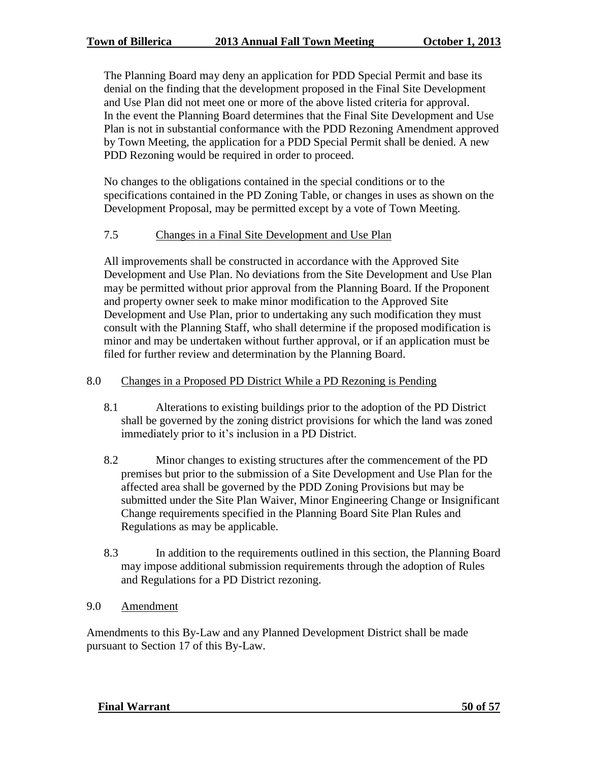The Planning Board may deny an application for PDD Special Permit and base its denial on the finding that the development proposed in the Final Site Development and Use Plan did not meet one or more of the above listed criteria for approval. In the event the Planning Board determines that the Final Site Development and Use Plan is not in substantial conformance with the PDD Rezoning Amendment approved by Town Meeting, the application for a PDD Special Permit shall be denied. A new PDD Rezoning would be required in order to proceed.

No changes to the obligations contained in the special conditions or to the specifications contained in the PD Zoning Table, or changes in uses as shown on the Development Proposal, may be permitted except by a vote of Town Meeting.

7.5 Changes in a Final Site Development and Use Plan

All improvements shall be constructed in accordance with the Approved Site Development and Use Plan. No deviations from the Site Development and Use Plan may be permitted without prior approval from the Planning Board. If the Proponent and property owner seek to make minor modification to the Approved Site Development and Use Plan, prior to undertaking any such modification they must consult with the Planning Staff, who shall determine if the proposed modification is minor and may be undertaken without further approval, or if an application must be filed for further review and determination by the Planning Board.

8.0 Changes in a Proposed PD District While a PD Rezoning is Pending

8.1 Alterations to existing buildings prior to the adoption of the PD District shall be governed by the zoning district provisions for which the land was zoned immediately prior to it's inclusion in a PD District.

8.2 Minor changes to existing structures after the commencement of the PD premises but prior to the submission of a Site Development and Use Plan for the affected area shall be governed by the PDD Zoning Provisions but may be submitted under the Site Plan Waiver, Minor Engineering Change or Insignificant Change requirements specified in the Planning Board Site Plan Rules and Regulations as may be applicable.

8.3 In addition to the requirements outlined in this section, the Planning Board may impose additional submission requirements through the adoption of Rules and Regulations for a PD District rezoning.

9.0 Amendment

Amendments to this By-Law and any Planned Development District shall be made pursuant to Section 17 of this By-Law.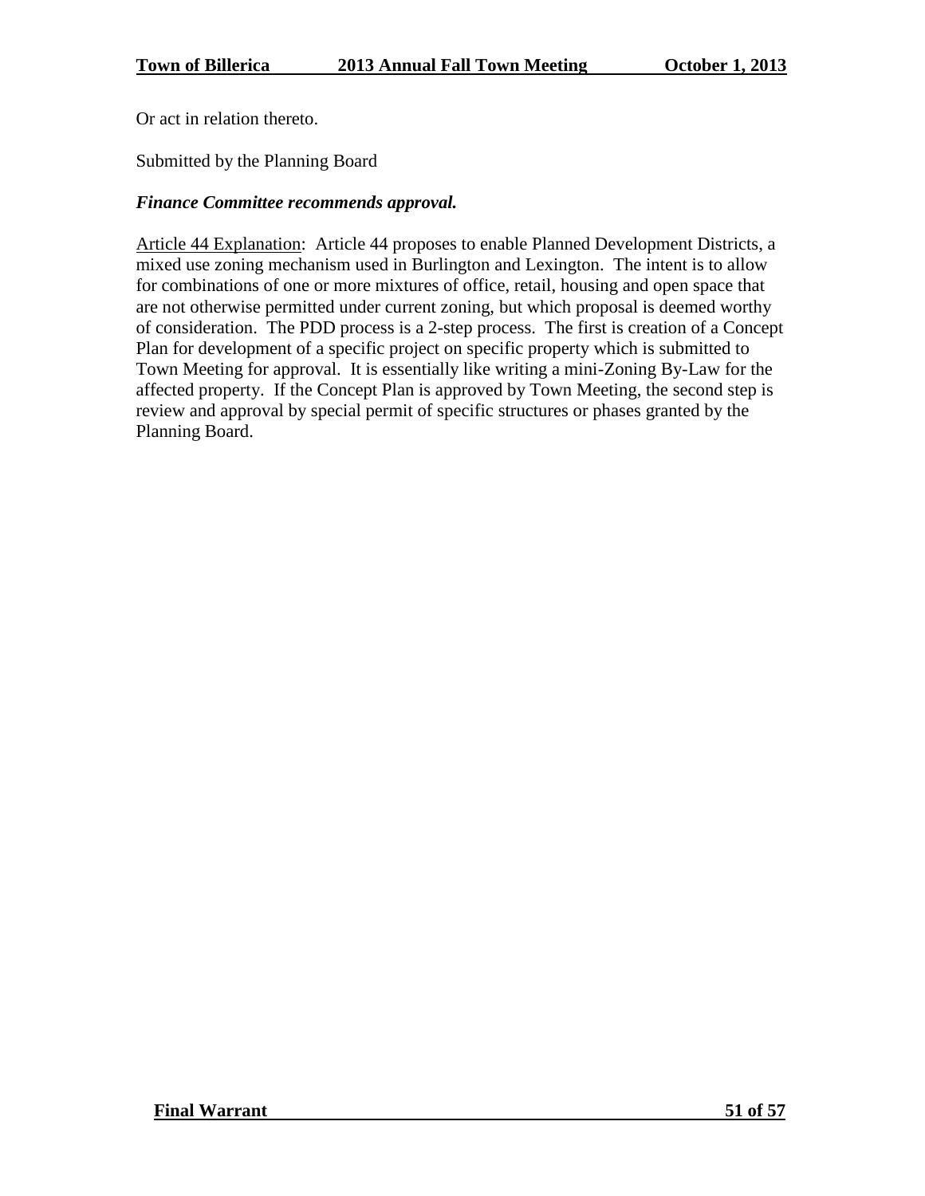Or act in relation thereto.

Submitted by the Planning Board

***Finance Committee recommends approval.***

<u>Article 44 Explanation</u>: Article 44 proposes to enable Planned Development Districts, a mixed use zoning mechanism used in Burlington and Lexington. The intent is to allow for combinations of one or more mixtures of office, retail, housing and open space that are not otherwise permitted under current zoning, but which proposal is deemed worthy of consideration. The PDD process is a 2-step process. The first is creation of a Concept Plan for development of a specific project on specific property which is submitted to Town Meeting for approval. It is essentially like writing a mini-Zoning By-Law for the affected property. If the Concept Plan is approved by Town Meeting, the second step is review and approval by special permit of specific structures or phases granted by the Planning Board.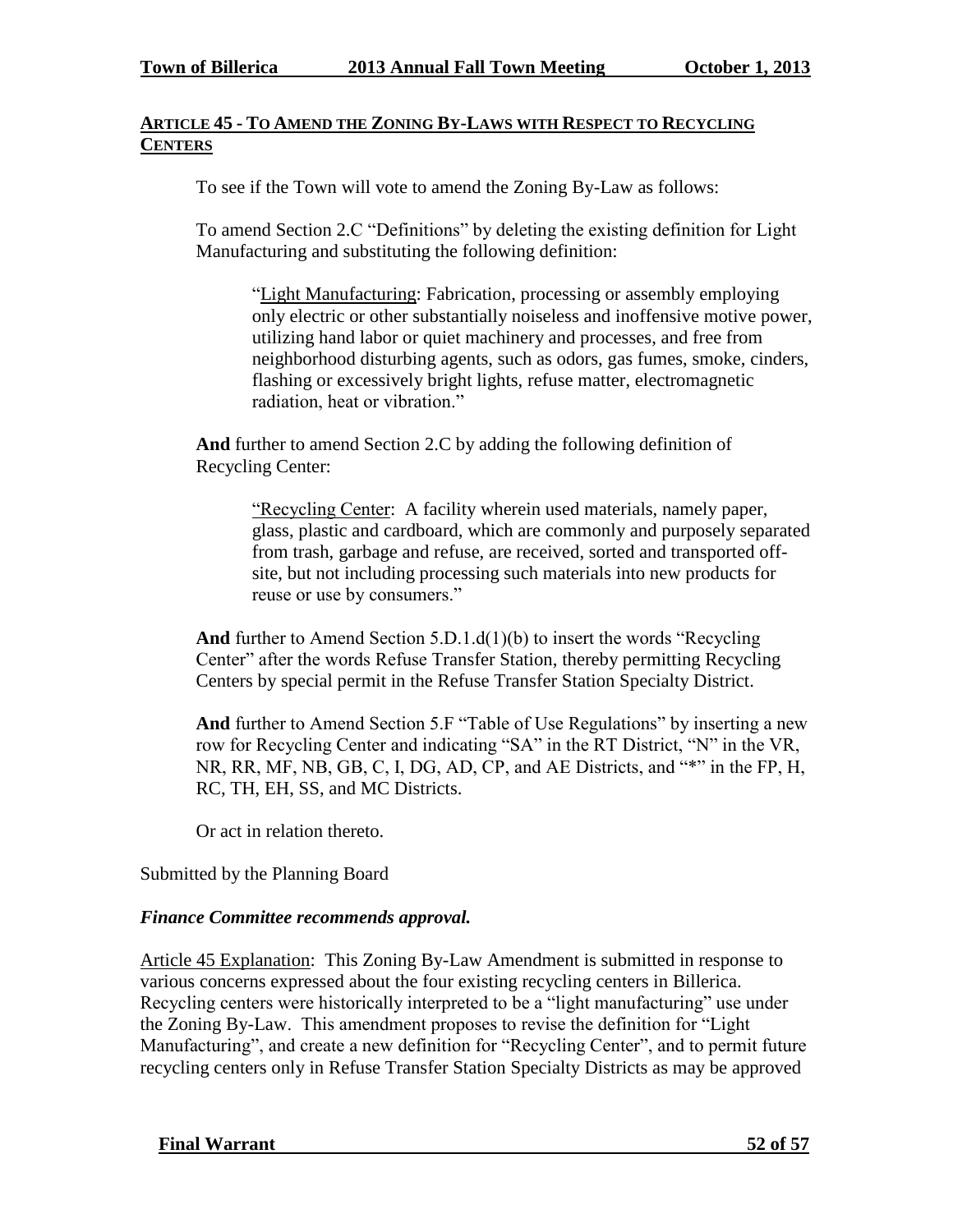## ARTICLE 45 - TO AMEND THE ZONING BY-LAWS WITH RESPECT TO RECYCLING CENTERS

To see if the Town will vote to amend the Zoning By-Law as follows:

To amend Section 2.C "Definitions" by deleting the existing definition for Light Manufacturing and substituting the following definition:

> "Light Manufacturing: Fabrication, processing or assembly employing only electric or other substantially noiseless and inoffensive motive power, utilizing hand labor or quiet machinery and processes, and free from neighborhood disturbing agents, such as odors, gas fumes, smoke, cinders, flashing or excessively bright lights, refuse matter, electromagnetic radiation, heat or vibration."

**And** further to amend Section 2.C by adding the following definition of Recycling Center:

> "Recycling Center: A facility wherein used materials, namely paper, glass, plastic and cardboard, which are commonly and purposely separated from trash, garbage and refuse, are received, sorted and transported off-site, but not including processing such materials into new products for reuse or use by consumers."

**And** further to Amend Section 5.D.1.d(1)(b) to insert the words "Recycling Center" after the words Refuse Transfer Station, thereby permitting Recycling Centers by special permit in the Refuse Transfer Station Specialty District.

**And** further to Amend Section 5.F "Table of Use Regulations" by inserting a new row for Recycling Center and indicating "SA" in the RT District, "N" in the VR, NR, RR, MF, NB, GB, C, I, DG, AD, CP, and AE Districts, and "*" in the FP, H, RC, TH, EH, SS, and MC Districts.

Or act in relation thereto.

Submitted by the Planning Board

***Finance Committee recommends approval.***

Article 45 Explanation: This Zoning By-Law Amendment is submitted in response to various concerns expressed about the four existing recycling centers in Billerica. Recycling centers were historically interpreted to be a "light manufacturing" use under the Zoning By-Law. This amendment proposes to revise the definition for "Light Manufacturing", and create a new definition for "Recycling Center", and to permit future recycling centers only in Refuse Transfer Station Specialty Districts as may be approved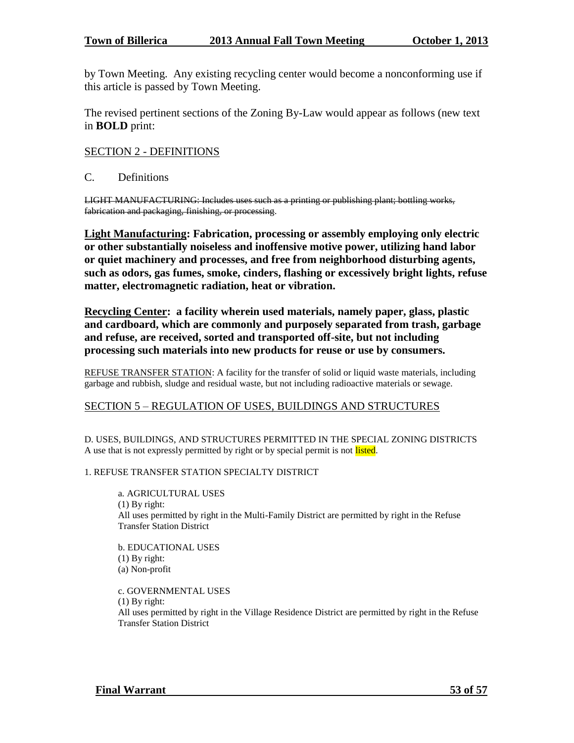by Town Meeting. Any existing recycling center would become a nonconforming use if this article is passed by Town Meeting.

The revised pertinent sections of the Zoning By-Law would appear as follows (new text in **BOLD** print:

SECTION 2 - DEFINITIONS

C. Definitions

~~LIGHT MANUFACTURING: Includes uses such as a printing or publishing plant; bottling works, fabrication and packaging, finishing, or processing~~.

**Light Manufacturing: Fabrication, processing or assembly employing only electric or other substantially noiseless and inoffensive motive power, utilizing hand labor or quiet machinery and processes, and free from neighborhood disturbing agents, such as odors, gas fumes, smoke, cinders, flashing or excessively bright lights, refuse matter, electromagnetic radiation, heat or vibration.**

**Recycling Center: a facility wherein used materials, namely paper, glass, plastic and cardboard, which are commonly and purposely separated from trash, garbage and refuse, are received, sorted and transported off-site, but not including processing such materials into new products for reuse or use by consumers.**

REFUSE TRANSFER STATION: A facility for the transfer of solid or liquid waste materials, including garbage and rubbish, sludge and residual waste, but not including radioactive materials or sewage.

SECTION 5 – REGULATION OF USES, BUILDINGS AND STRUCTURES

D. USES, BUILDINGS, AND STRUCTURES PERMITTED IN THE SPECIAL ZONING DISTRICTS
A use that is not expressly permitted by right or by special permit is not listed.

1. REFUSE TRANSFER STATION SPECIALTY DISTRICT

a. AGRICULTURAL USES
(1) By right:
All uses permitted by right in the Multi-Family District are permitted by right in the Refuse Transfer Station District

b. EDUCATIONAL USES
(1) By right:
(a) Non-profit

c. GOVERNMENTAL USES
(1) By right:
All uses permitted by right in the Village Residence District are permitted by right in the Refuse Transfer Station District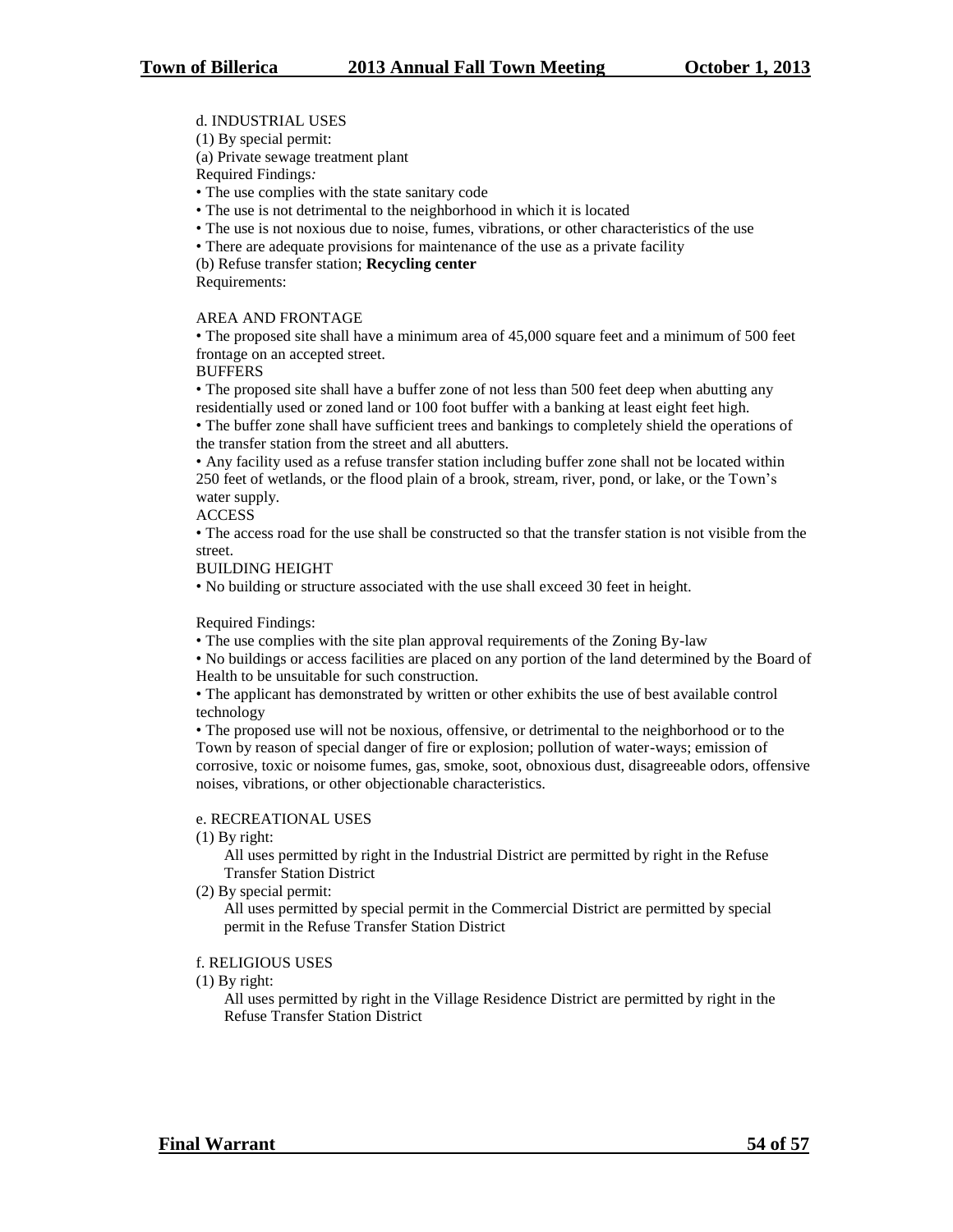d. INDUSTRIAL USES

(1) By special permit:

(a) Private sewage treatment plant

Required Findings*:*

- The use complies with the state sanitary code
- The use is not detrimental to the neighborhood in which it is located
- The use is not noxious due to noise, fumes, vibrations, or other characteristics of the use
- There are adequate provisions for maintenance of the use as a private facility

(b) Refuse transfer station; **Recycling center**

Requirements:

AREA AND FRONTAGE

- The proposed site shall have a minimum area of 45,000 square feet and a minimum of 500 feet frontage on an accepted street.

BUFFERS

- The proposed site shall have a buffer zone of not less than 500 feet deep when abutting any residentially used or zoned land or 100 foot buffer with a banking at least eight feet high.
- The buffer zone shall have sufficient trees and bankings to completely shield the operations of the transfer station from the street and all abutters.
- Any facility used as a refuse transfer station including buffer zone shall not be located within 250 feet of wetlands, or the flood plain of a brook, stream, river, pond, or lake, or the Town's water supply.

ACCESS

- The access road for the use shall be constructed so that the transfer station is not visible from the street.

BUILDING HEIGHT

- No building or structure associated with the use shall exceed 30 feet in height.

Required Findings:

- The use complies with the site plan approval requirements of the Zoning By-law
- No buildings or access facilities are placed on any portion of the land determined by the Board of Health to be unsuitable for such construction.
- The applicant has demonstrated by written or other exhibits the use of best available control technology
- The proposed use will not be noxious, offensive, or detrimental to the neighborhood or to the Town by reason of special danger of fire or explosion; pollution of water-ways; emission of corrosive, toxic or noisome fumes, gas, smoke, soot, obnoxious dust, disagreeable odors, offensive noises, vibrations, or other objectionable characteristics.

e. RECREATIONAL USES

(1) By right:

All uses permitted by right in the Industrial District are permitted by right in the Refuse Transfer Station District

(2) By special permit:

All uses permitted by special permit in the Commercial District are permitted by special permit in the Refuse Transfer Station District

f. RELIGIOUS USES

(1) By right:

All uses permitted by right in the Village Residence District are permitted by right in the Refuse Transfer Station District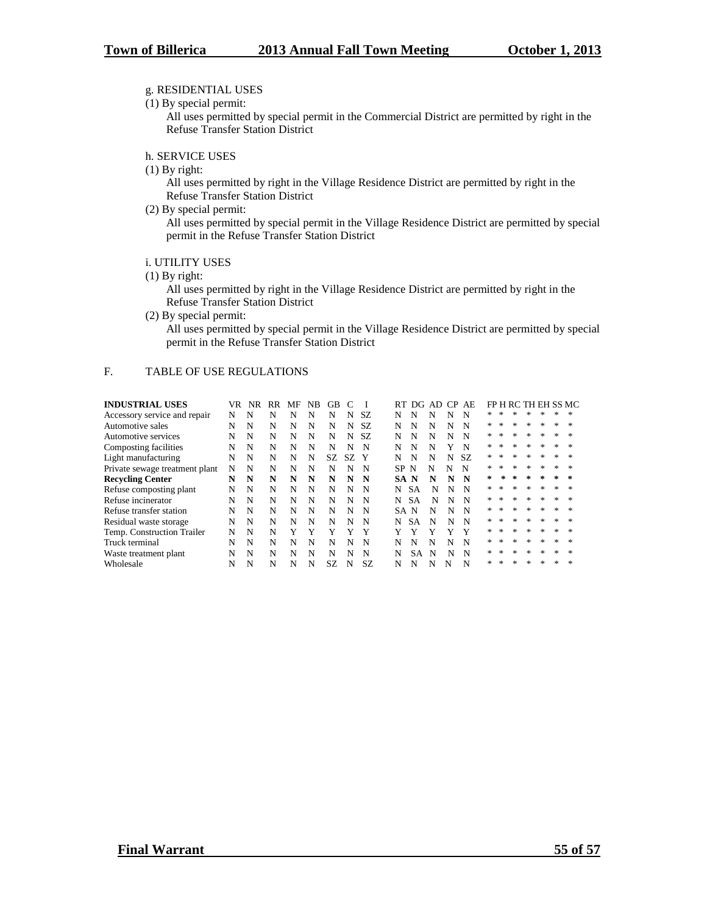g. RESIDENTIAL USES

(1) By special permit:

All uses permitted by special permit in the Commercial District are permitted by right in the Refuse Transfer Station District

h. SERVICE USES

(1) By right:

All uses permitted by right in the Village Residence District are permitted by right in the Refuse Transfer Station District

(2) By special permit:

All uses permitted by special permit in the Village Residence District are permitted by special permit in the Refuse Transfer Station District

i. UTILITY USES

(1) By right:

All uses permitted by right in the Village Residence District are permitted by right in the Refuse Transfer Station District

(2) By special permit:

All uses permitted by special permit in the Village Residence District are permitted by special permit in the Refuse Transfer Station District

F. TABLE OF USE REGULATIONS

| **INDUSTRIAL USES** | VR | NR | RR | MF | NB | GB | C | I | RT | DG | AD | CP | AE | FP | H | RC | TH | EH | SS | MC |
|---|---|---|---|---|---|---|---|---|---|---|---|---|---|---|---|---|---|---|---|---|
| Accessory service and repair | N | N | N | N | N | N | N | SZ | N | N | N | N | N | * | * | * | * | * | * | * |
| Automotive sales | N | N | N | N | N | N | N | SZ | N | N | N | N | N | * | * | * | * | * | * | * |
| Automotive services | N | N | N | N | N | N | N | SZ | N | N | N | N | N | * | * | * | * | * | * | * |
| Composting facilities | N | N | N | N | N | N | N | N | N | N | N | Y | N | * | * | * | * | * | * | * |
| Light manufacturing | N | N | N | N | N | SZ | SZ | Y | N | N | N | N | SZ | * | * | * | * | * | * | * |
| Private sewage treatment plant | N | N | N | N | N | N | N | N | SP | N | N | N | N | * | * | * | * | * | * | * |
| **Recycling Center** | **N** | **N** | **N** | **N** | **N** | **N** | **N** | **N** | **SA** | **N** | **N** | **N** | **N** | **\*** | **\*** | **\*** | **\*** | **\*** | **\*** | **\*** |
| Refuse composting plant | N | N | N | N | N | N | N | N | N | SA | N | N | N | * | * | * | * | * | * | * |
| Refuse incinerator | N | N | N | N | N | N | N | N | N | SA | N | N | N | * | * | * | * | * | * | * |
| Refuse transfer station | N | N | N | N | N | N | N | N | SA | N | N | N | N | * | * | * | * | * | * | * |
| Residual waste storage | N | N | N | N | N | N | N | N | N | SA | N | N | N | * | * | * | * | * | * | * |
| Temp. Construction Trailer | N | N | N | Y | Y | Y | Y | Y | Y | Y | Y | Y | Y | * | * | * | * | * | * | * |
| Truck terminal | N | N | N | N | N | N | N | N | N | N | N | N | N | * | * | * | * | * | * | * |
| Waste treatment plant | N | N | N | N | N | N | N | N | N | SA | N | N | N | * | * | * | * | * | * | * |
| Wholesale | N | N | N | N | N | SZ | N | SZ | N | N | N | N | N | * | * | * | * | * | * | * |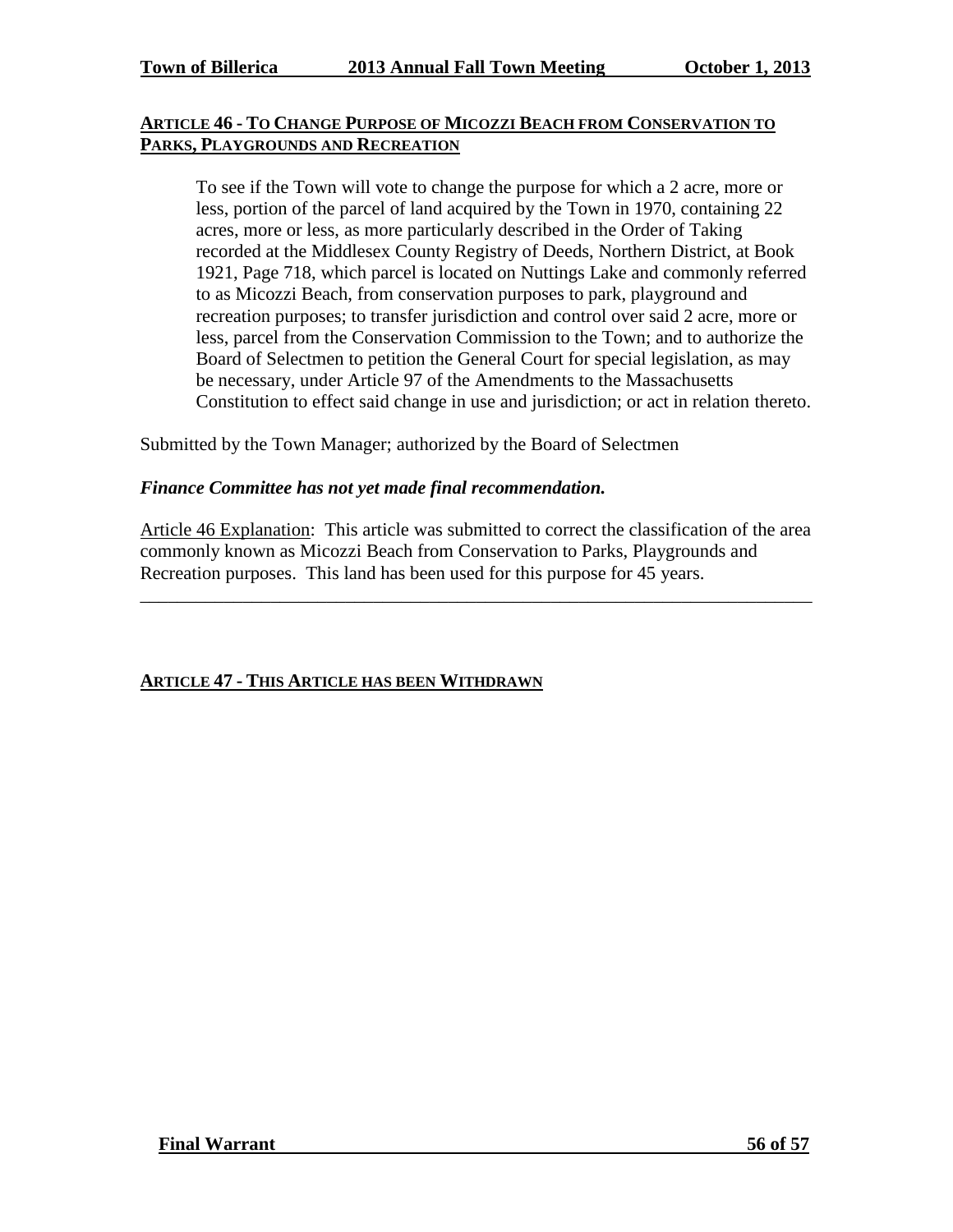## ARTICLE 46 - TO CHANGE PURPOSE OF MICOZZI BEACH FROM CONSERVATION TO PARKS, PLAYGROUNDS AND RECREATION

To see if the Town will vote to change the purpose for which a 2 acre, more or less, portion of the parcel of land acquired by the Town in 1970, containing 22 acres, more or less, as more particularly described in the Order of Taking recorded at the Middlesex County Registry of Deeds, Northern District, at Book 1921, Page 718, which parcel is located on Nuttings Lake and commonly referred to as Micozzi Beach, from conservation purposes to park, playground and recreation purposes; to transfer jurisdiction and control over said 2 acre, more or less, parcel from the Conservation Commission to the Town; and to authorize the Board of Selectmen to petition the General Court for special legislation, as may be necessary, under Article 97 of the Amendments to the Massachusetts Constitution to effect said change in use and jurisdiction; or act in relation thereto.

Submitted by the Town Manager; authorized by the Board of Selectmen

***Finance Committee has not yet made final recommendation.***

Article 46 Explanation: This article was submitted to correct the classification of the area commonly known as Micozzi Beach from Conservation to Parks, Playgrounds and Recreation purposes. This land has been used for this purpose for 45 years.

---

## ARTICLE 47 - THIS ARTICLE HAS BEEN WITHDRAWN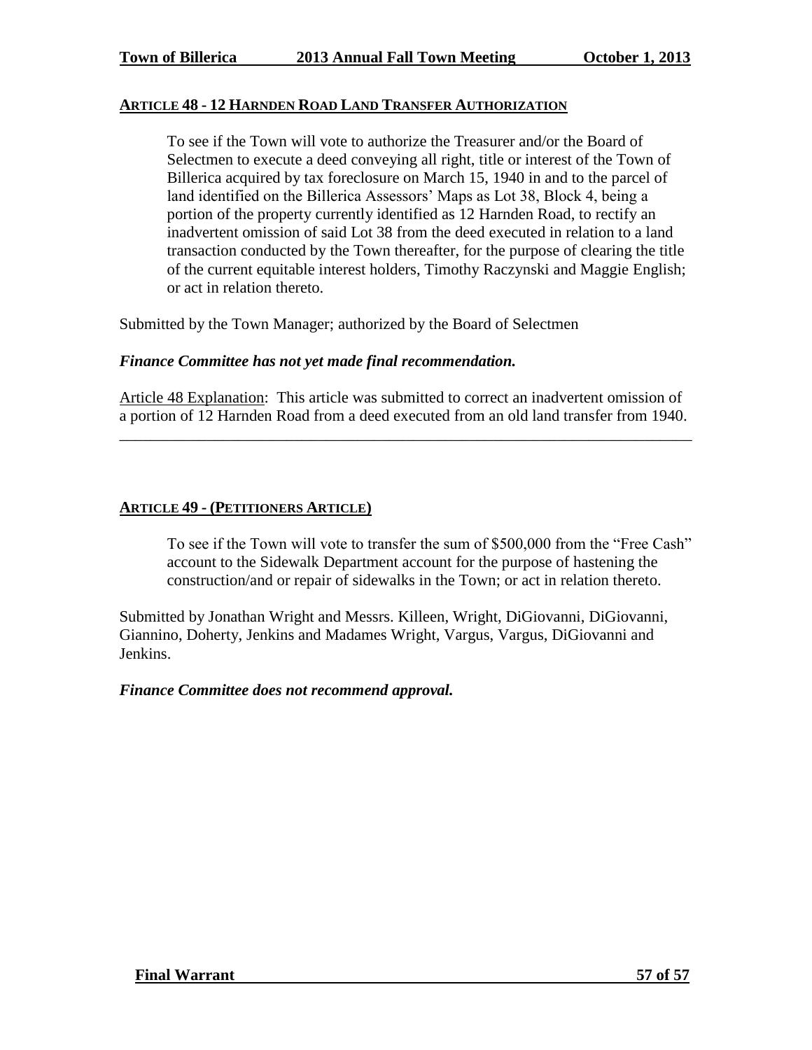## ARTICLE 48 - 12 HARNDEN ROAD LAND TRANSFER AUTHORIZATION

To see if the Town will vote to authorize the Treasurer and/or the Board of Selectmen to execute a deed conveying all right, title or interest of the Town of Billerica acquired by tax foreclosure on March 15, 1940 in and to the parcel of land identified on the Billerica Assessors' Maps as Lot 38, Block 4, being a portion of the property currently identified as 12 Harnden Road, to rectify an inadvertent omission of said Lot 38 from the deed executed in relation to a land transaction conducted by the Town thereafter, for the purpose of clearing the title of the current equitable interest holders, Timothy Raczynski and Maggie English; or act in relation thereto.

Submitted by the Town Manager; authorized by the Board of Selectmen

***Finance Committee has not yet made final recommendation.***

Article 48 Explanation: This article was submitted to correct an inadvertent omission of a portion of 12 Harnden Road from a deed executed from an old land transfer from 1940.

---

## ARTICLE 49 - (PETITIONERS ARTICLE)

To see if the Town will vote to transfer the sum of $500,000 from the "Free Cash" account to the Sidewalk Department account for the purpose of hastening the construction/and or repair of sidewalks in the Town; or act in relation thereto.

Submitted by Jonathan Wright and Messrs. Killeen, Wright, DiGiovanni, DiGiovanni, Giannino, Doherty, Jenkins and Madames Wright, Vargus, Vargus, DiGiovanni and Jenkins.

***Finance Committee does not recommend approval.***